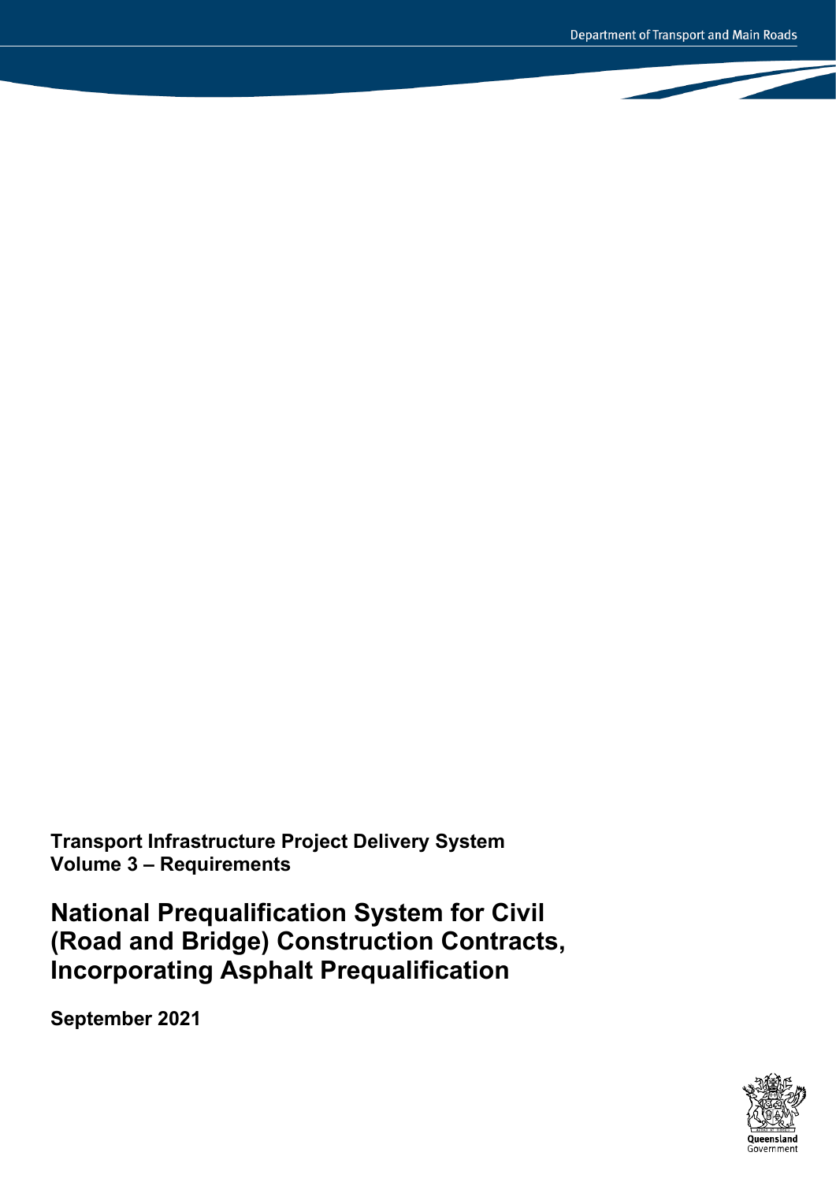**Transport Infrastructure Project Delivery System**
**Volume 3 – Requirements**

# National Prequalification System for Civil (Road and Bridge) Construction Contracts, Incorporating Asphalt Prequalification

**September 2021**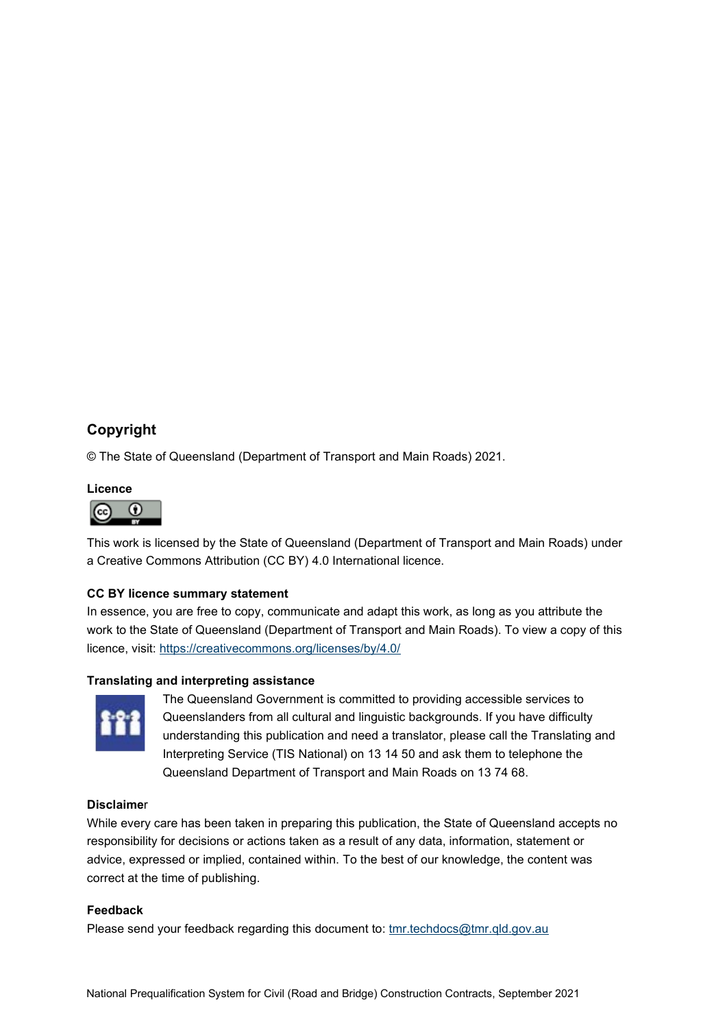## Copyright

© The State of Queensland (Department of Transport and Main Roads) 2021.

### Licence

This work is licensed by the State of Queensland (Department of Transport and Main Roads) under a Creative Commons Attribution (CC BY) 4.0 International licence.

### CC BY licence summary statement

In essence, you are free to copy, communicate and adapt this work, as long as you attribute the work to the State of Queensland (Department of Transport and Main Roads). To view a copy of this licence, visit: https://creativecommons.org/licenses/by/4.0/

### Translating and interpreting assistance

The Queensland Government is committed to providing accessible services to Queenslanders from all cultural and linguistic backgrounds. If you have difficulty understanding this publication and need a translator, please call the Translating and Interpreting Service (TIS National) on 13 14 50 and ask them to telephone the Queensland Department of Transport and Main Roads on 13 74 68.

### Disclaimer

While every care has been taken in preparing this publication, the State of Queensland accepts no responsibility for decisions or actions taken as a result of any data, information, statement or advice, expressed or implied, contained within. To the best of our knowledge, the content was correct at the time of publishing.

### Feedback

Please send your feedback regarding this document to: tmr.techdocs@tmr.qld.gov.au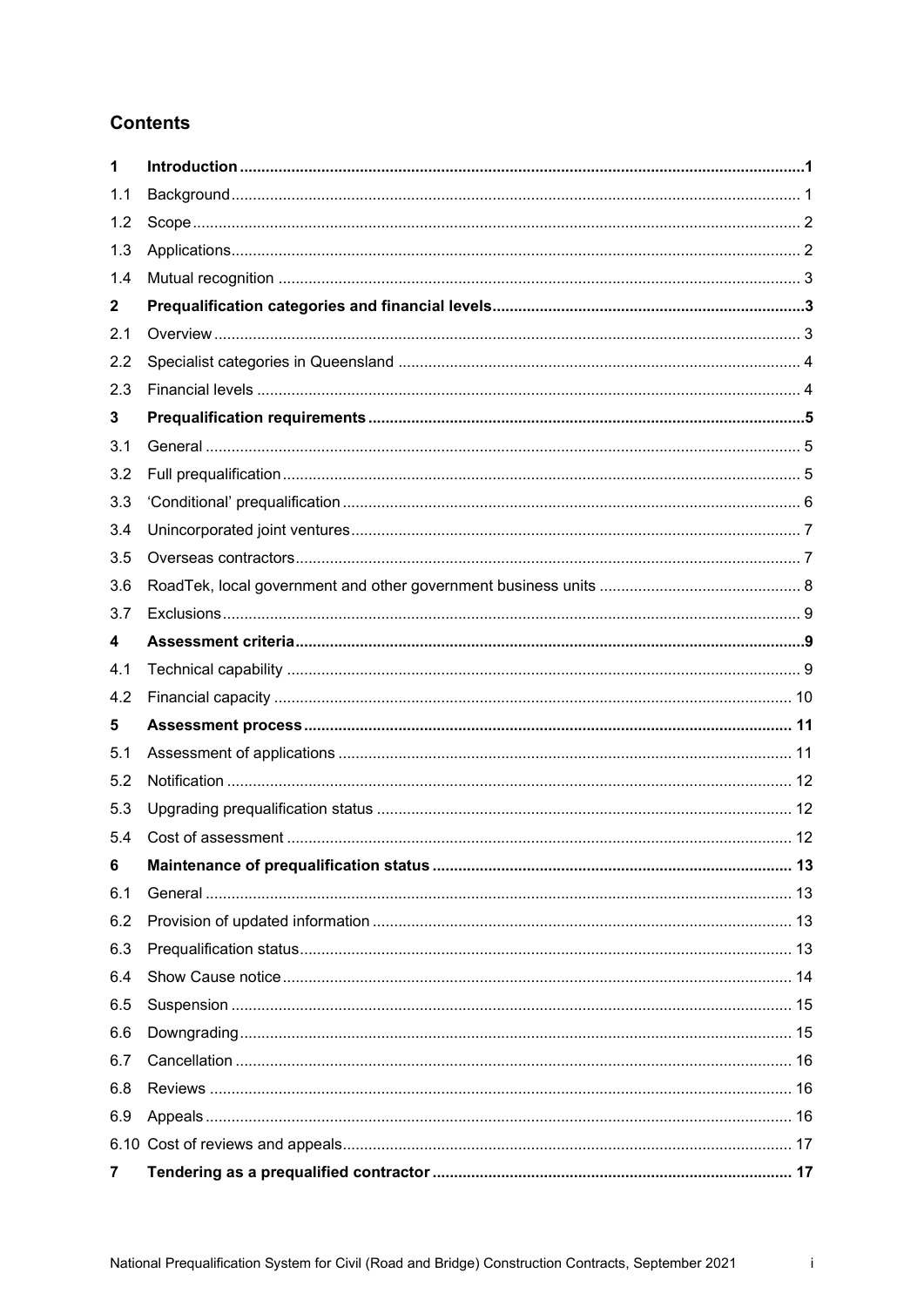## Contents

| | | |
|---|---|---|
| **1** | **Introduction** | **1** |
| 1.1 | Background | 1 |
| 1.2 | Scope | 2 |
| 1.3 | Applications | 2 |
| 1.4 | Mutual recognition | 3 |
| **2** | **Prequalification categories and financial levels** | **3** |
| 2.1 | Overview | 3 |
| 2.2 | Specialist categories in Queensland | 4 |
| 2.3 | Financial levels | 4 |
| **3** | **Prequalification requirements** | **5** |
| 3.1 | General | 5 |
| 3.2 | Full prequalification | 5 |
| 3.3 | 'Conditional' prequalification | 6 |
| 3.4 | Unincorporated joint ventures | 7 |
| 3.5 | Overseas contractors | 7 |
| 3.6 | RoadTek, local government and other government business units | 8 |
| 3.7 | Exclusions | 9 |
| **4** | **Assessment criteria** | **9** |
| 4.1 | Technical capability | 9 |
| 4.2 | Financial capacity | 10 |
| **5** | **Assessment process** | **11** |
| 5.1 | Assessment of applications | 11 |
| 5.2 | Notification | 12 |
| 5.3 | Upgrading prequalification status | 12 |
| 5.4 | Cost of assessment | 12 |
| **6** | **Maintenance of prequalification status** | **13** |
| 6.1 | General | 13 |
| 6.2 | Provision of updated information | 13 |
| 6.3 | Prequalification status | 13 |
| 6.4 | Show Cause notice | 14 |
| 6.5 | Suspension | 15 |
| 6.6 | Downgrading | 15 |
| 6.7 | Cancellation | 16 |
| 6.8 | Reviews | 16 |
| 6.9 | Appeals | 16 |
| 6.10 | Cost of reviews and appeals | 17 |
| **7** | **Tendering as a prequalified contractor** | **17** |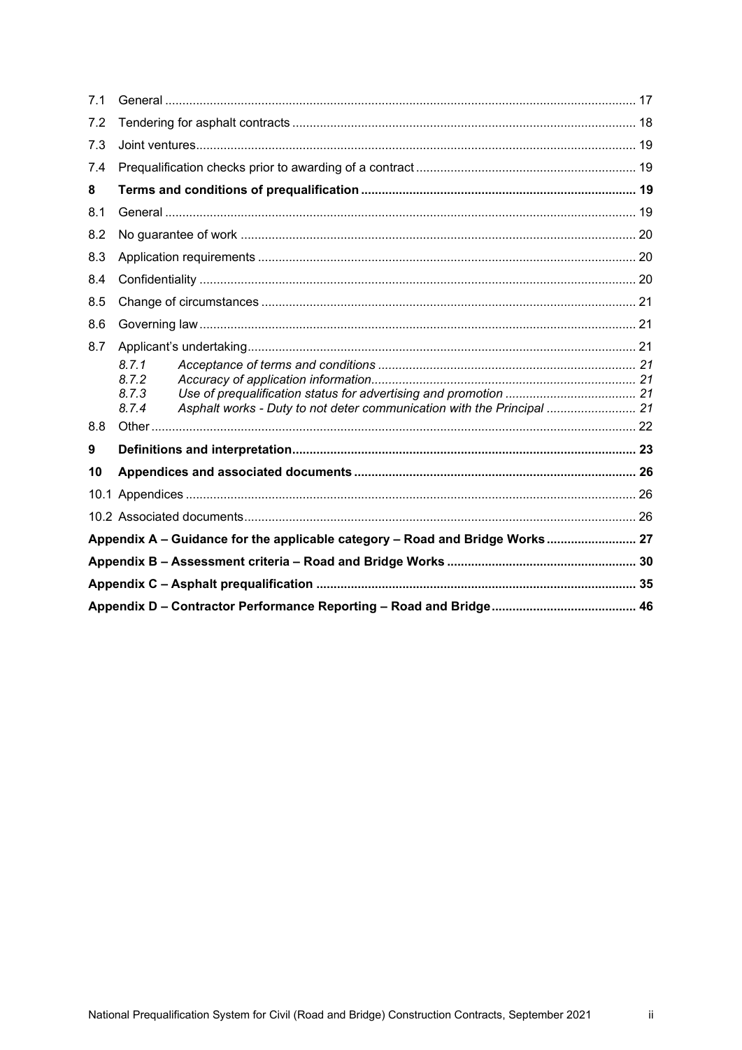| | | |
|---|---|---|
| 7.1 | General | 17 |
| 7.2 | Tendering for asphalt contracts | 18 |
| 7.3 | Joint ventures | 19 |
| 7.4 | Prequalification checks prior to awarding of a contract | 19 |
| **8** | **Terms and conditions of prequalification** | **19** |
| 8.1 | General | 19 |
| 8.2 | No guarantee of work | 20 |
| 8.3 | Application requirements | 20 |
| 8.4 | Confidentiality | 20 |
| 8.5 | Change of circumstances | 21 |
| 8.6 | Governing law | 21 |
| 8.7 | Applicant's undertaking | 21 |
| | *8.7.1 Acceptance of terms and conditions* | *21* |
| | *8.7.2 Accuracy of application information* | *21* |
| | *8.7.3 Use of prequalification status for advertising and promotion* | *21* |
| | *8.7.4 Asphalt works - Duty to not deter communication with the Principal* | *21* |
| 8.8 | Other | 22 |
| **9** | **Definitions and interpretation** | **23** |
| **10** | **Appendices and associated documents** | **26** |
| 10.1 | Appendices | 26 |
| 10.2 | Associated documents | 26 |
| | **Appendix A – Guidance for the applicable category – Road and Bridge Works** | **27** |
| | **Appendix B – Assessment criteria – Road and Bridge Works** | **30** |
| | **Appendix C – Asphalt prequalification** | **35** |
| | **Appendix D – Contractor Performance Reporting – Road and Bridge** | **46** |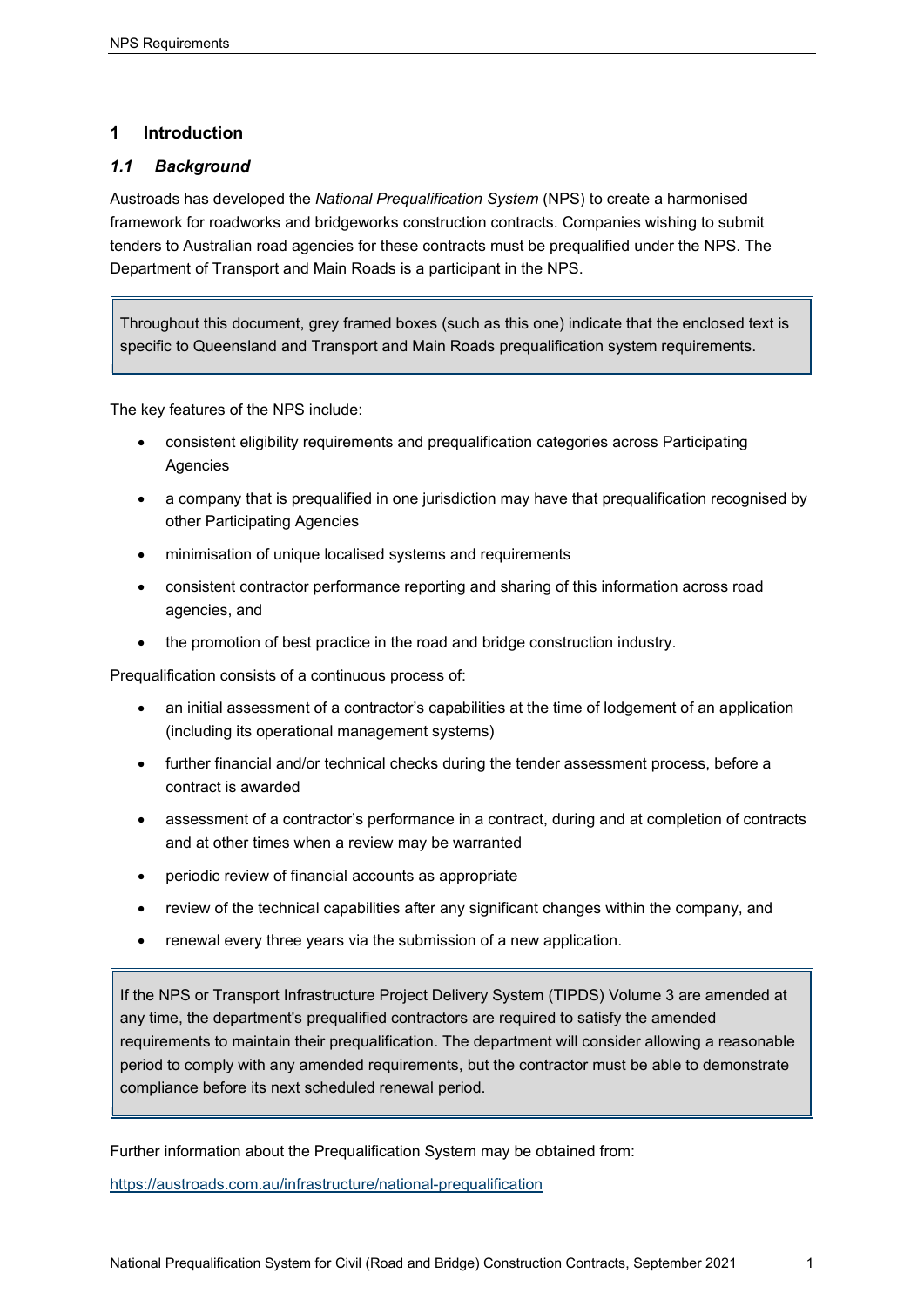# 1 Introduction

## *1.1 Background*

Austroads has developed the *National Prequalification System* (NPS) to create a harmonised framework for roadworks and bridgeworks construction contracts. Companies wishing to submit tenders to Australian road agencies for these contracts must be prequalified under the NPS. The Department of Transport and Main Roads is a participant in the NPS.

> Throughout this document, grey framed boxes (such as this one) indicate that the enclosed text is specific to Queensland and Transport and Main Roads prequalification system requirements.

The key features of the NPS include:

- consistent eligibility requirements and prequalification categories across Participating Agencies
- a company that is prequalified in one jurisdiction may have that prequalification recognised by other Participating Agencies
- minimisation of unique localised systems and requirements
- consistent contractor performance reporting and sharing of this information across road agencies, and
- the promotion of best practice in the road and bridge construction industry.

Prequalification consists of a continuous process of:

- an initial assessment of a contractor's capabilities at the time of lodgement of an application (including its operational management systems)
- further financial and/or technical checks during the tender assessment process, before a contract is awarded
- assessment of a contractor's performance in a contract, during and at completion of contracts and at other times when a review may be warranted
- periodic review of financial accounts as appropriate
- review of the technical capabilities after any significant changes within the company, and
- renewal every three years via the submission of a new application.

> If the NPS or Transport Infrastructure Project Delivery System (TIPDS) Volume 3 are amended at any time, the department's prequalified contractors are required to satisfy the amended requirements to maintain their prequalification. The department will consider allowing a reasonable period to comply with any amended requirements, but the contractor must be able to demonstrate compliance before its next scheduled renewal period.

Further information about the Prequalification System may be obtained from:

https://austroads.com.au/infrastructure/national-prequalification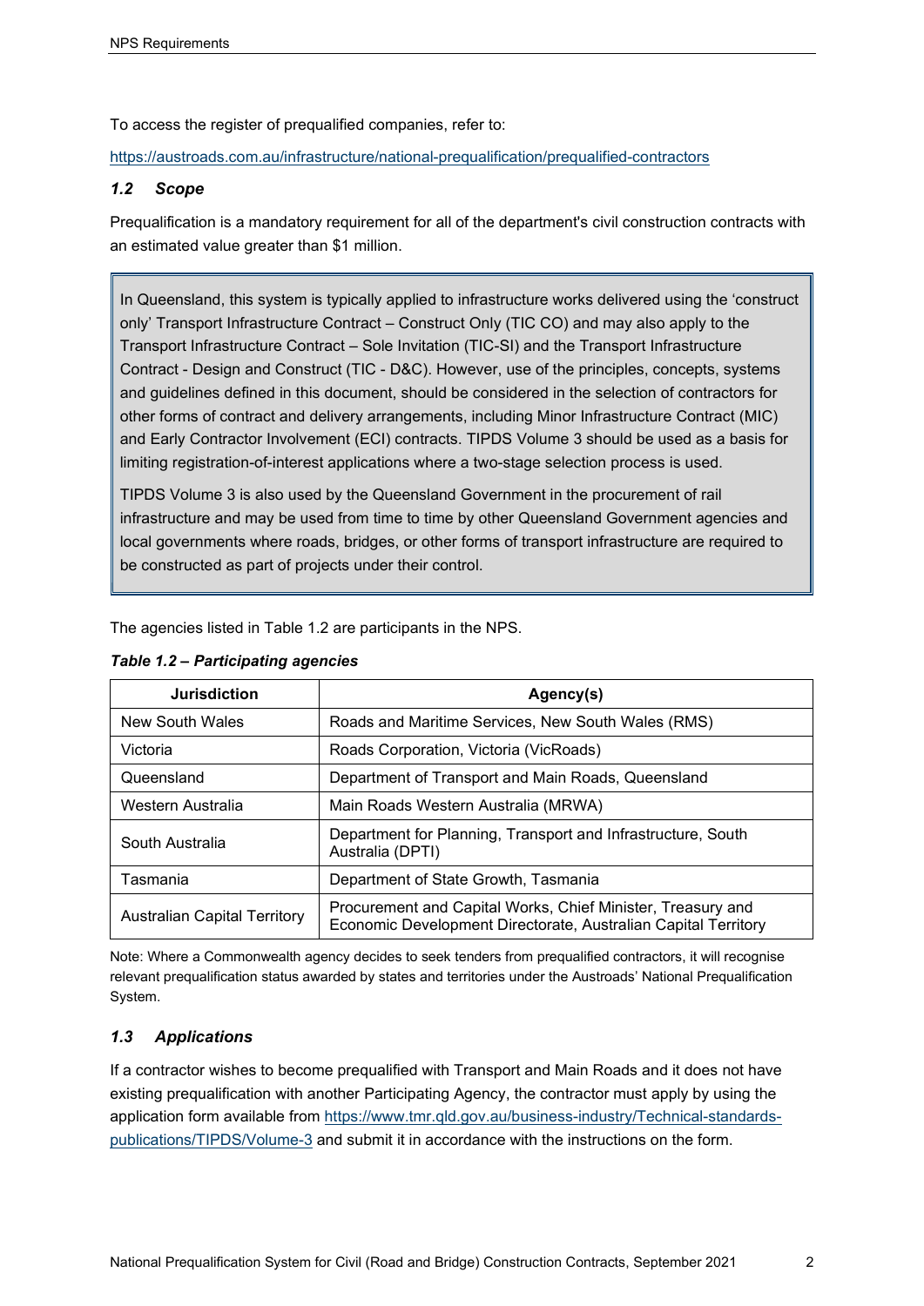To access the register of prequalified companies, refer to:

https://austroads.com.au/infrastructure/national-prequalification/prequalified-contractors

### *1.2 Scope*

Prequalification is a mandatory requirement for all of the department's civil construction contracts with an estimated value greater than $1 million.

> In Queensland, this system is typically applied to infrastructure works delivered using the 'construct only' Transport Infrastructure Contract – Construct Only (TIC CO) and may also apply to the Transport Infrastructure Contract – Sole Invitation (TIC-SI) and the Transport Infrastructure Contract - Design and Construct (TIC - D&C). However, use of the principles, concepts, systems and guidelines defined in this document, should be considered in the selection of contractors for other forms of contract and delivery arrangements, including Minor Infrastructure Contract (MIC) and Early Contractor Involvement (ECI) contracts. TIPDS Volume 3 should be used as a basis for limiting registration-of-interest applications where a two-stage selection process is used.
>
> TIPDS Volume 3 is also used by the Queensland Government in the procurement of rail infrastructure and may be used from time to time by other Queensland Government agencies and local governments where roads, bridges, or other forms of transport infrastructure are required to be constructed as part of projects under their control.

The agencies listed in Table 1.2 are participants in the NPS.

***Table 1.2 – Participating agencies***

| Jurisdiction | Agency(s) |
|---|---|
| New South Wales | Roads and Maritime Services, New South Wales (RMS) |
| Victoria | Roads Corporation, Victoria (VicRoads) |
| Queensland | Department of Transport and Main Roads, Queensland |
| Western Australia | Main Roads Western Australia (MRWA) |
| South Australia | Department for Planning, Transport and Infrastructure, South Australia (DPTI) |
| Tasmania | Department of State Growth, Tasmania |
| Australian Capital Territory | Procurement and Capital Works, Chief Minister, Treasury and Economic Development Directorate, Australian Capital Territory |

Note: Where a Commonwealth agency decides to seek tenders from prequalified contractors, it will recognise relevant prequalification status awarded by states and territories under the Austroads' National Prequalification System.

### *1.3 Applications*

If a contractor wishes to become prequalified with Transport and Main Roads and it does not have existing prequalification with another Participating Agency, the contractor must apply by using the application form available from https://www.tmr.qld.gov.au/business-industry/Technical-standards-publications/TIPDS/Volume-3 and submit it in accordance with the instructions on the form.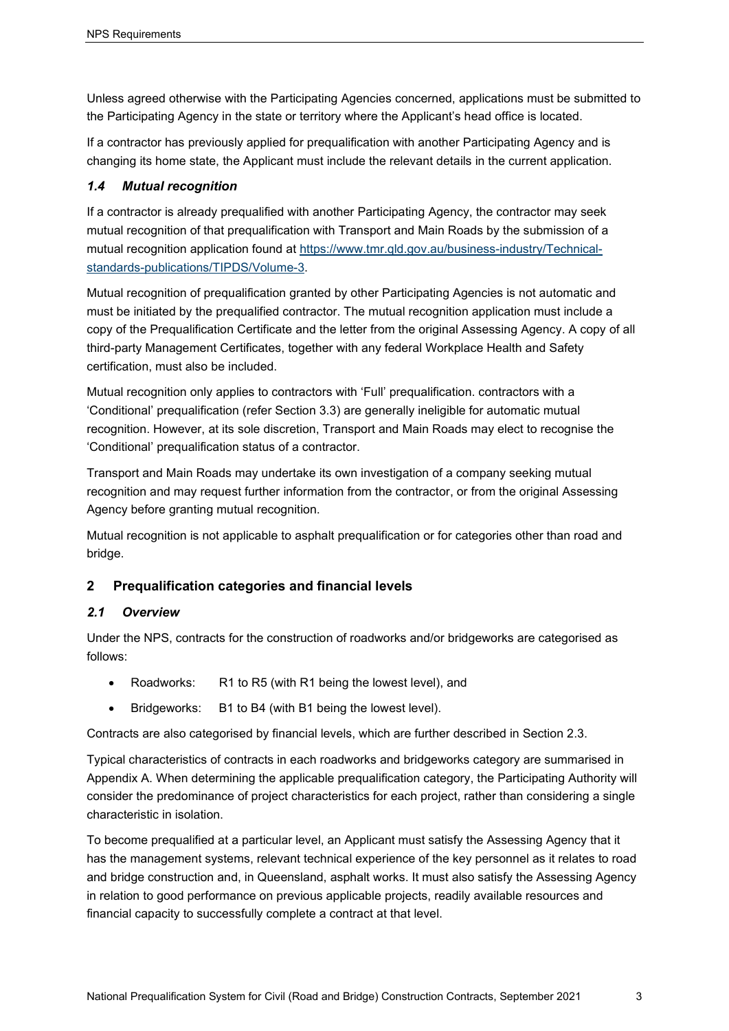Unless agreed otherwise with the Participating Agencies concerned, applications must be submitted to the Participating Agency in the state or territory where the Applicant's head office is located.

If a contractor has previously applied for prequalification with another Participating Agency and is changing its home state, the Applicant must include the relevant details in the current application.

### *1.4 Mutual recognition*

If a contractor is already prequalified with another Participating Agency, the contractor may seek mutual recognition of that prequalification with Transport and Main Roads by the submission of a mutual recognition application found at [https://www.tmr.qld.gov.au/business-industry/Technical-standards-publications/TIPDS/Volume-3](https://www.tmr.qld.gov.au/business-industry/Technical-standards-publications/TIPDS/Volume-3).

Mutual recognition of prequalification granted by other Participating Agencies is not automatic and must be initiated by the prequalified contractor. The mutual recognition application must include a copy of the Prequalification Certificate and the letter from the original Assessing Agency. A copy of all third-party Management Certificates, together with any federal Workplace Health and Safety certification, must also be included.

Mutual recognition only applies to contractors with 'Full' prequalification. contractors with a 'Conditional' prequalification (refer Section 3.3) are generally ineligible for automatic mutual recognition. However, at its sole discretion, Transport and Main Roads may elect to recognise the 'Conditional' prequalification status of a contractor.

Transport and Main Roads may undertake its own investigation of a company seeking mutual recognition and may request further information from the contractor, or from the original Assessing Agency before granting mutual recognition.

Mutual recognition is not applicable to asphalt prequalification or for categories other than road and bridge.

## 2 Prequalification categories and financial levels

### *2.1 Overview*

Under the NPS, contracts for the construction of roadworks and/or bridgeworks are categorised as follows:

- Roadworks: R1 to R5 (with R1 being the lowest level), and
- Bridgeworks: B1 to B4 (with B1 being the lowest level).

Contracts are also categorised by financial levels, which are further described in Section 2.3.

Typical characteristics of contracts in each roadworks and bridgeworks category are summarised in Appendix A. When determining the applicable prequalification category, the Participating Authority will consider the predominance of project characteristics for each project, rather than considering a single characteristic in isolation.

To become prequalified at a particular level, an Applicant must satisfy the Assessing Agency that it has the management systems, relevant technical experience of the key personnel as it relates to road and bridge construction and, in Queensland, asphalt works. It must also satisfy the Assessing Agency in relation to good performance on previous applicable projects, readily available resources and financial capacity to successfully complete a contract at that level.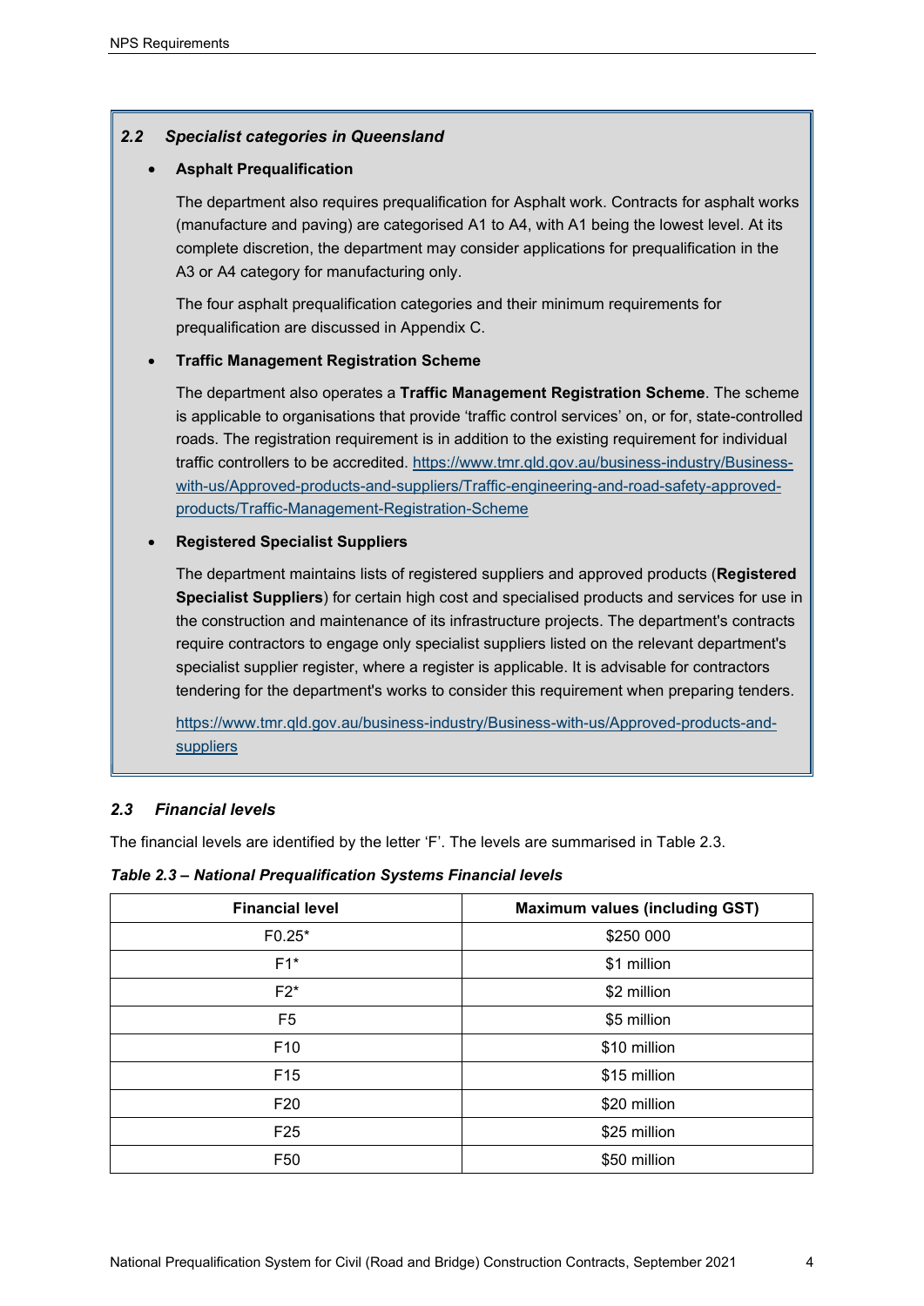### *2.2 Specialist categories in Queensland*

- **Asphalt Prequalification**

  The department also requires prequalification for Asphalt work. Contracts for asphalt works (manufacture and paving) are categorised A1 to A4, with A1 being the lowest level. At its complete discretion, the department may consider applications for prequalification in the A3 or A4 category for manufacturing only.

  The four asphalt prequalification categories and their minimum requirements for prequalification are discussed in Appendix C.

- **Traffic Management Registration Scheme**

  The department also operates a **Traffic Management Registration Scheme**. The scheme is applicable to organisations that provide 'traffic control services' on, or for, state-controlled roads. The registration requirement is in addition to the existing requirement for individual traffic controllers to be accredited. https://www.tmr.qld.gov.au/business-industry/Business-with-us/Approved-products-and-suppliers/Traffic-engineering-and-road-safety-approved-products/Traffic-Management-Registration-Scheme

- **Registered Specialist Suppliers**

  The department maintains lists of registered suppliers and approved products (**Registered Specialist Suppliers**) for certain high cost and specialised products and services for use in the construction and maintenance of its infrastructure projects. The department's contracts require contractors to engage only specialist suppliers listed on the relevant department's specialist supplier register, where a register is applicable. It is advisable for contractors tendering for the department's works to consider this requirement when preparing tenders.

  https://www.tmr.qld.gov.au/business-industry/Business-with-us/Approved-products-and-suppliers

### *2.3 Financial levels*

The financial levels are identified by the letter 'F'. The levels are summarised in Table 2.3.

***Table 2.3 – National Prequalification Systems Financial levels***

| Financial level | Maximum values (including GST) |
|---|---|
| F0.25* | $250 000 |
| F1* | $1 million |
| F2* | $2 million |
| F5 | $5 million |
| F10 | $10 million |
| F15 | $15 million |
| F20 | $20 million |
| F25 | $25 million |
| F50 | $50 million |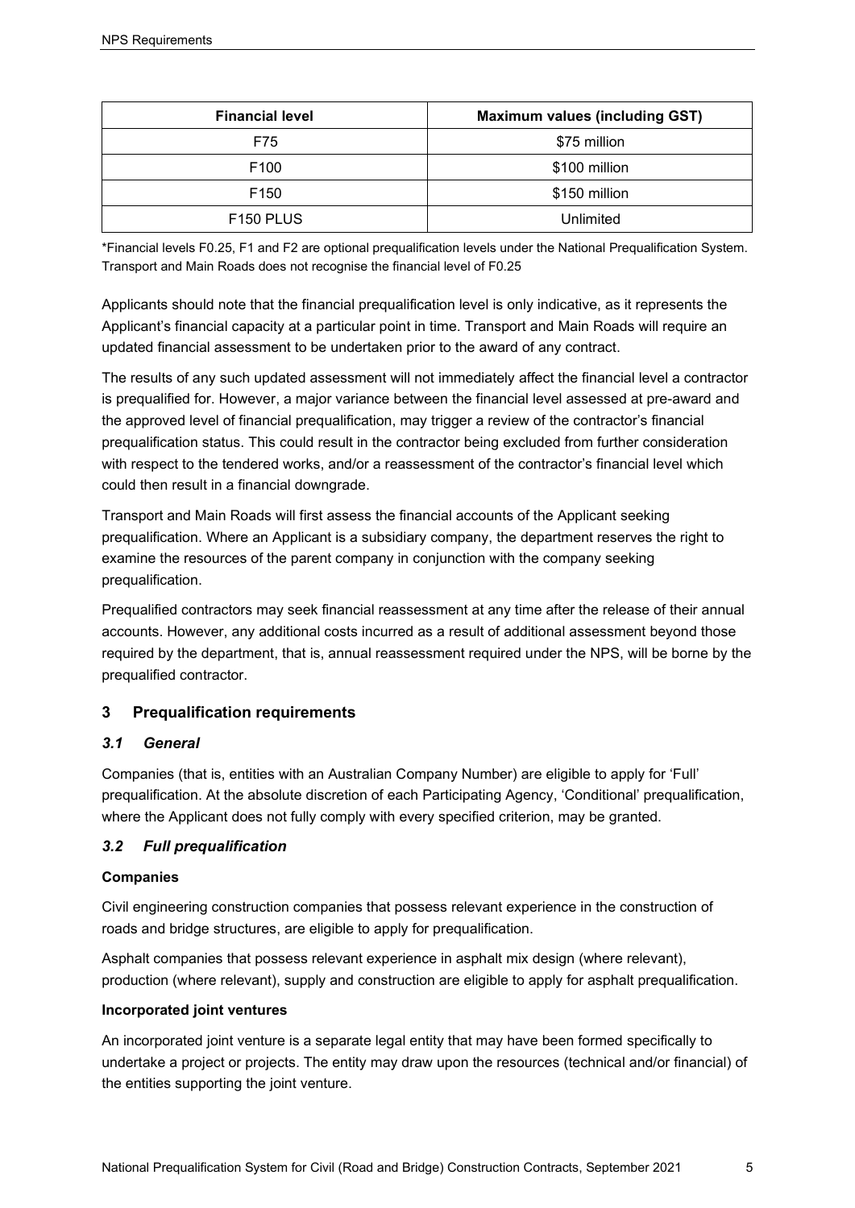| Financial level | Maximum values (including GST) |
| --- | --- |
| F75 | $75 million |
| F100 | $100 million |
| F150 | $150 million |
| F150 PLUS | Unlimited |

*Financial levels F0.25, F1 and F2 are optional prequalification levels under the National Prequalification System. Transport and Main Roads does not recognise the financial level of F0.25

Applicants should note that the financial prequalification level is only indicative, as it represents the Applicant's financial capacity at a particular point in time. Transport and Main Roads will require an updated financial assessment to be undertaken prior to the award of any contract.

The results of any such updated assessment will not immediately affect the financial level a contractor is prequalified for. However, a major variance between the financial level assessed at pre-award and the approved level of financial prequalification, may trigger a review of the contractor's financial prequalification status. This could result in the contractor being excluded from further consideration with respect to the tendered works, and/or a reassessment of the contractor's financial level which could then result in a financial downgrade.

Transport and Main Roads will first assess the financial accounts of the Applicant seeking prequalification. Where an Applicant is a subsidiary company, the department reserves the right to examine the resources of the parent company in conjunction with the company seeking prequalification.

Prequalified contractors may seek financial reassessment at any time after the release of their annual accounts. However, any additional costs incurred as a result of additional assessment beyond those required by the department, that is, annual reassessment required under the NPS, will be borne by the prequalified contractor.

## 3 Prequalification requirements

### *3.1 General*

Companies (that is, entities with an Australian Company Number) are eligible to apply for 'Full' prequalification. At the absolute discretion of each Participating Agency, 'Conditional' prequalification, where the Applicant does not fully comply with every specified criterion, may be granted.

### *3.2 Full prequalification*

**Companies**

Civil engineering construction companies that possess relevant experience in the construction of roads and bridge structures, are eligible to apply for prequalification.

Asphalt companies that possess relevant experience in asphalt mix design (where relevant), production (where relevant), supply and construction are eligible to apply for asphalt prequalification.

**Incorporated joint ventures**

An incorporated joint venture is a separate legal entity that may have been formed specifically to undertake a project or projects. The entity may draw upon the resources (technical and/or financial) of the entities supporting the joint venture.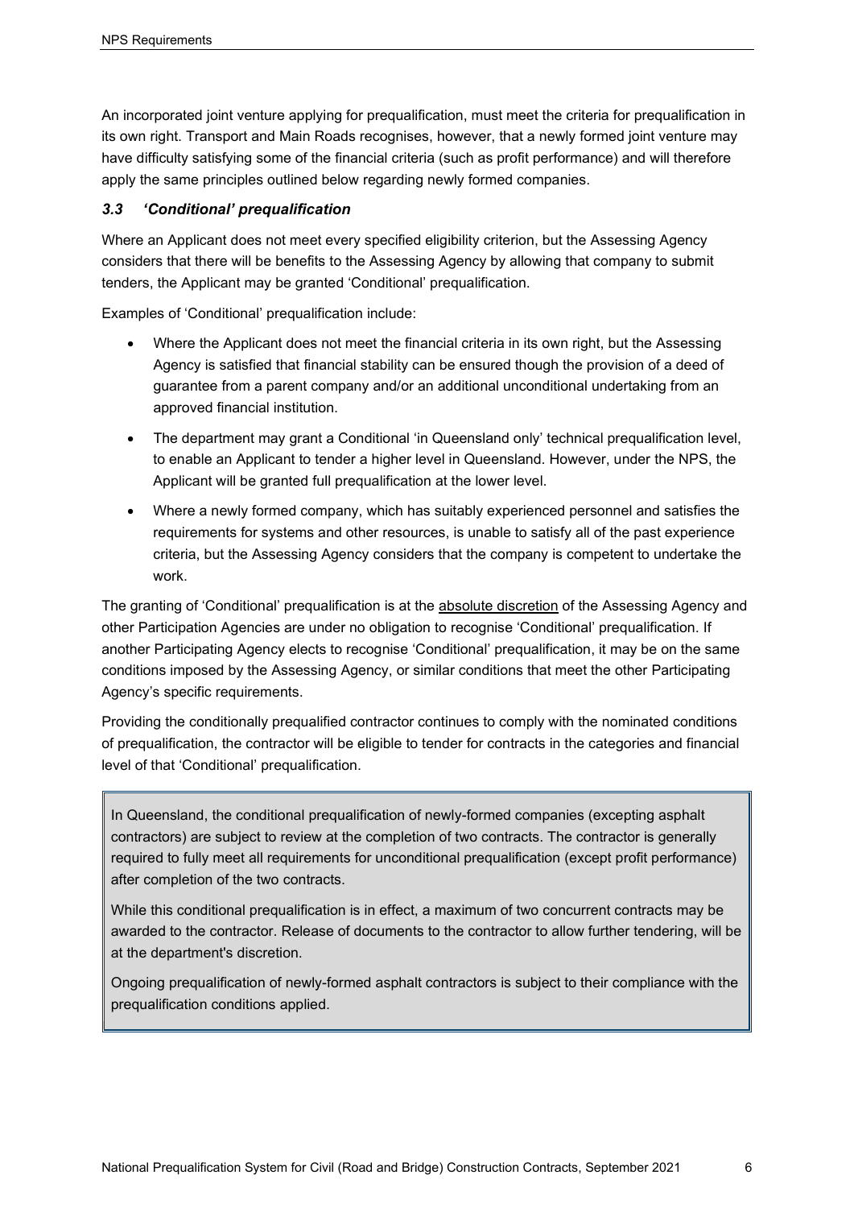An incorporated joint venture applying for prequalification, must meet the criteria for prequalification in its own right. Transport and Main Roads recognises, however, that a newly formed joint venture may have difficulty satisfying some of the financial criteria (such as profit performance) and will therefore apply the same principles outlined below regarding newly formed companies.

### *3.3 'Conditional' prequalification*

Where an Applicant does not meet every specified eligibility criterion, but the Assessing Agency considers that there will be benefits to the Assessing Agency by allowing that company to submit tenders, the Applicant may be granted 'Conditional' prequalification.

Examples of 'Conditional' prequalification include:

- Where the Applicant does not meet the financial criteria in its own right, but the Assessing Agency is satisfied that financial stability can be ensured though the provision of a deed of guarantee from a parent company and/or an additional unconditional undertaking from an approved financial institution.
- The department may grant a Conditional 'in Queensland only' technical prequalification level, to enable an Applicant to tender a higher level in Queensland. However, under the NPS, the Applicant will be granted full prequalification at the lower level.
- Where a newly formed company, which has suitably experienced personnel and satisfies the requirements for systems and other resources, is unable to satisfy all of the past experience criteria, but the Assessing Agency considers that the company is competent to undertake the work.

The granting of 'Conditional' prequalification is at the absolute discretion of the Assessing Agency and other Participation Agencies are under no obligation to recognise 'Conditional' prequalification. If another Participating Agency elects to recognise 'Conditional' prequalification, it may be on the same conditions imposed by the Assessing Agency, or similar conditions that meet the other Participating Agency's specific requirements.

Providing the conditionally prequalified contractor continues to comply with the nominated conditions of prequalification, the contractor will be eligible to tender for contracts in the categories and financial level of that 'Conditional' prequalification.

> In Queensland, the conditional prequalification of newly-formed companies (excepting asphalt contractors) are subject to review at the completion of two contracts. The contractor is generally required to fully meet all requirements for unconditional prequalification (except profit performance) after completion of the two contracts.
>
> While this conditional prequalification is in effect, a maximum of two concurrent contracts may be awarded to the contractor. Release of documents to the contractor to allow further tendering, will be at the department's discretion.
>
> Ongoing prequalification of newly-formed asphalt contractors is subject to their compliance with the prequalification conditions applied.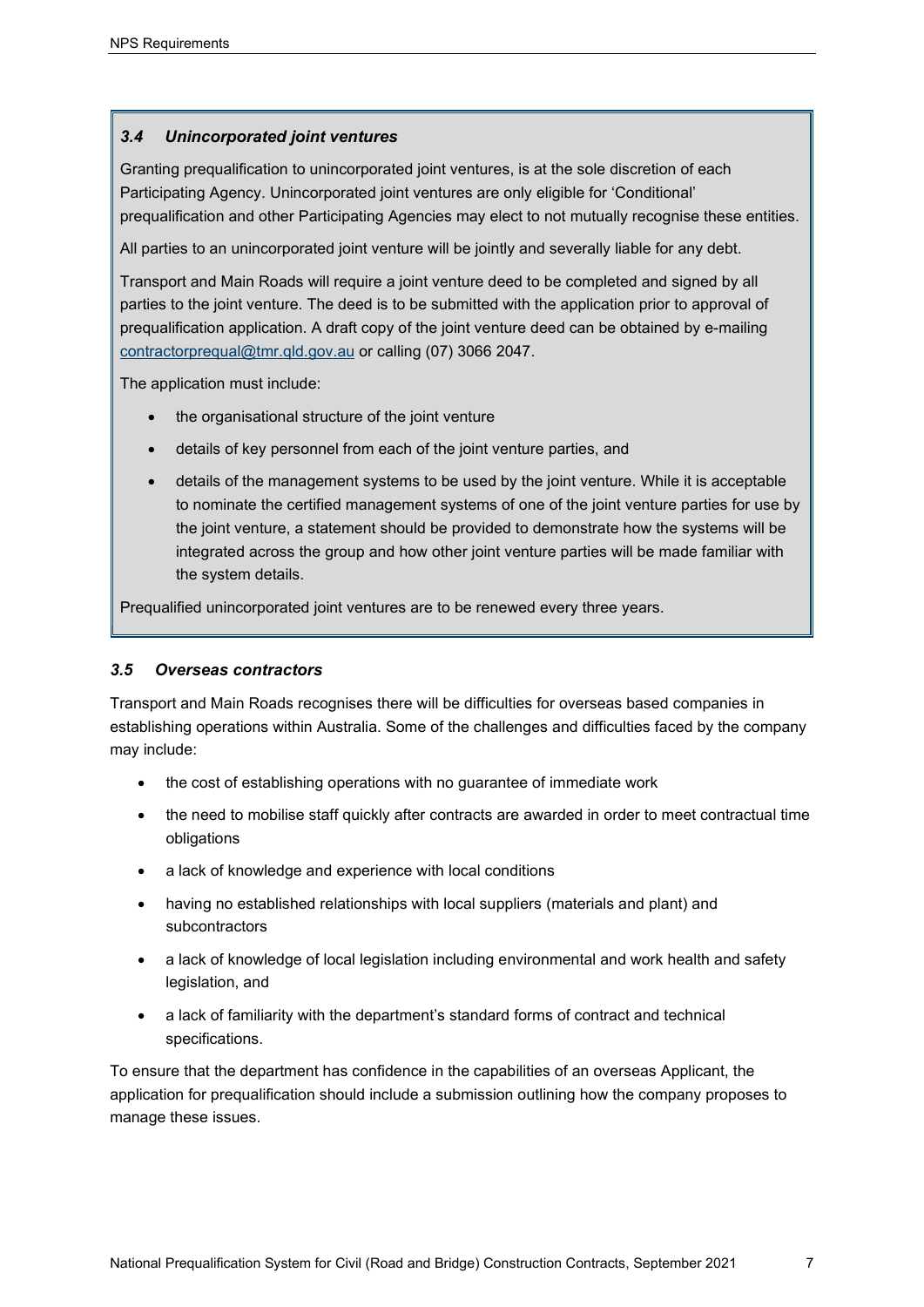### *3.4 Unincorporated joint ventures*

Granting prequalification to unincorporated joint ventures, is at the sole discretion of each Participating Agency. Unincorporated joint ventures are only eligible for 'Conditional' prequalification and other Participating Agencies may elect to not mutually recognise these entities.

All parties to an unincorporated joint venture will be jointly and severally liable for any debt.

Transport and Main Roads will require a joint venture deed to be completed and signed by all parties to the joint venture. The deed is to be submitted with the application prior to approval of prequalification application. A draft copy of the joint venture deed can be obtained by e-mailing contractorprequal@tmr.qld.gov.au or calling (07) 3066 2047.

The application must include:

- the organisational structure of the joint venture
- details of key personnel from each of the joint venture parties, and
- details of the management systems to be used by the joint venture. While it is acceptable to nominate the certified management systems of one of the joint venture parties for use by the joint venture, a statement should be provided to demonstrate how the systems will be integrated across the group and how other joint venture parties will be made familiar with the system details.

Prequalified unincorporated joint ventures are to be renewed every three years.

### *3.5 Overseas contractors*

Transport and Main Roads recognises there will be difficulties for overseas based companies in establishing operations within Australia. Some of the challenges and difficulties faced by the company may include:

- the cost of establishing operations with no guarantee of immediate work
- the need to mobilise staff quickly after contracts are awarded in order to meet contractual time obligations
- a lack of knowledge and experience with local conditions
- having no established relationships with local suppliers (materials and plant) and subcontractors
- a lack of knowledge of local legislation including environmental and work health and safety legislation, and
- a lack of familiarity with the department's standard forms of contract and technical specifications.

To ensure that the department has confidence in the capabilities of an overseas Applicant, the application for prequalification should include a submission outlining how the company proposes to manage these issues.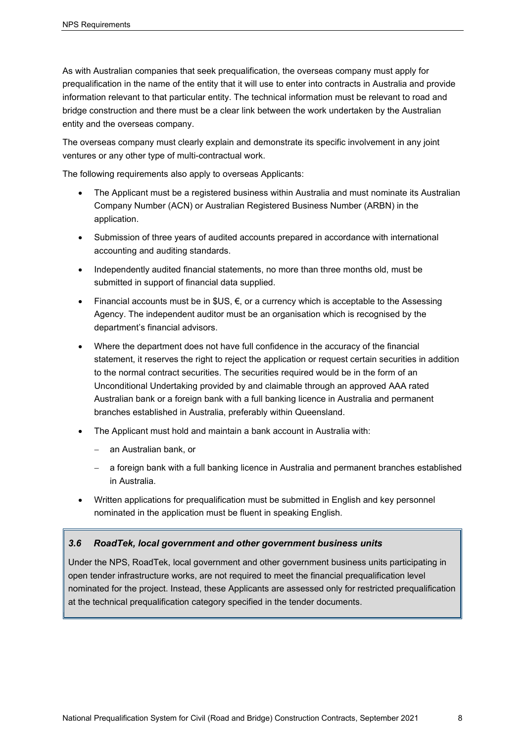As with Australian companies that seek prequalification, the overseas company must apply for prequalification in the name of the entity that it will use to enter into contracts in Australia and provide information relevant to that particular entity. The technical information must be relevant to road and bridge construction and there must be a clear link between the work undertaken by the Australian entity and the overseas company.

The overseas company must clearly explain and demonstrate its specific involvement in any joint ventures or any other type of multi-contractual work.

The following requirements also apply to overseas Applicants:

- The Applicant must be a registered business within Australia and must nominate its Australian Company Number (ACN) or Australian Registered Business Number (ARBN) in the application.
- Submission of three years of audited accounts prepared in accordance with international accounting and auditing standards.
- Independently audited financial statements, no more than three months old, must be submitted in support of financial data supplied.
- Financial accounts must be in $US, €, or a currency which is acceptable to the Assessing Agency. The independent auditor must be an organisation which is recognised by the department's financial advisors.
- Where the department does not have full confidence in the accuracy of the financial statement, it reserves the right to reject the application or request certain securities in addition to the normal contract securities. The securities required would be in the form of an Unconditional Undertaking provided by and claimable through an approved AAA rated Australian bank or a foreign bank with a full banking licence in Australia and permanent branches established in Australia, preferably within Queensland.
- The Applicant must hold and maintain a bank account in Australia with:
  - an Australian bank, or
  - a foreign bank with a full banking licence in Australia and permanent branches established in Australia.
- Written applications for prequalification must be submitted in English and key personnel nominated in the application must be fluent in speaking English.

### *3.6 RoadTek, local government and other government business units*

Under the NPS, RoadTek, local government and other government business units participating in open tender infrastructure works, are not required to meet the financial prequalification level nominated for the project. Instead, these Applicants are assessed only for restricted prequalification at the technical prequalification category specified in the tender documents.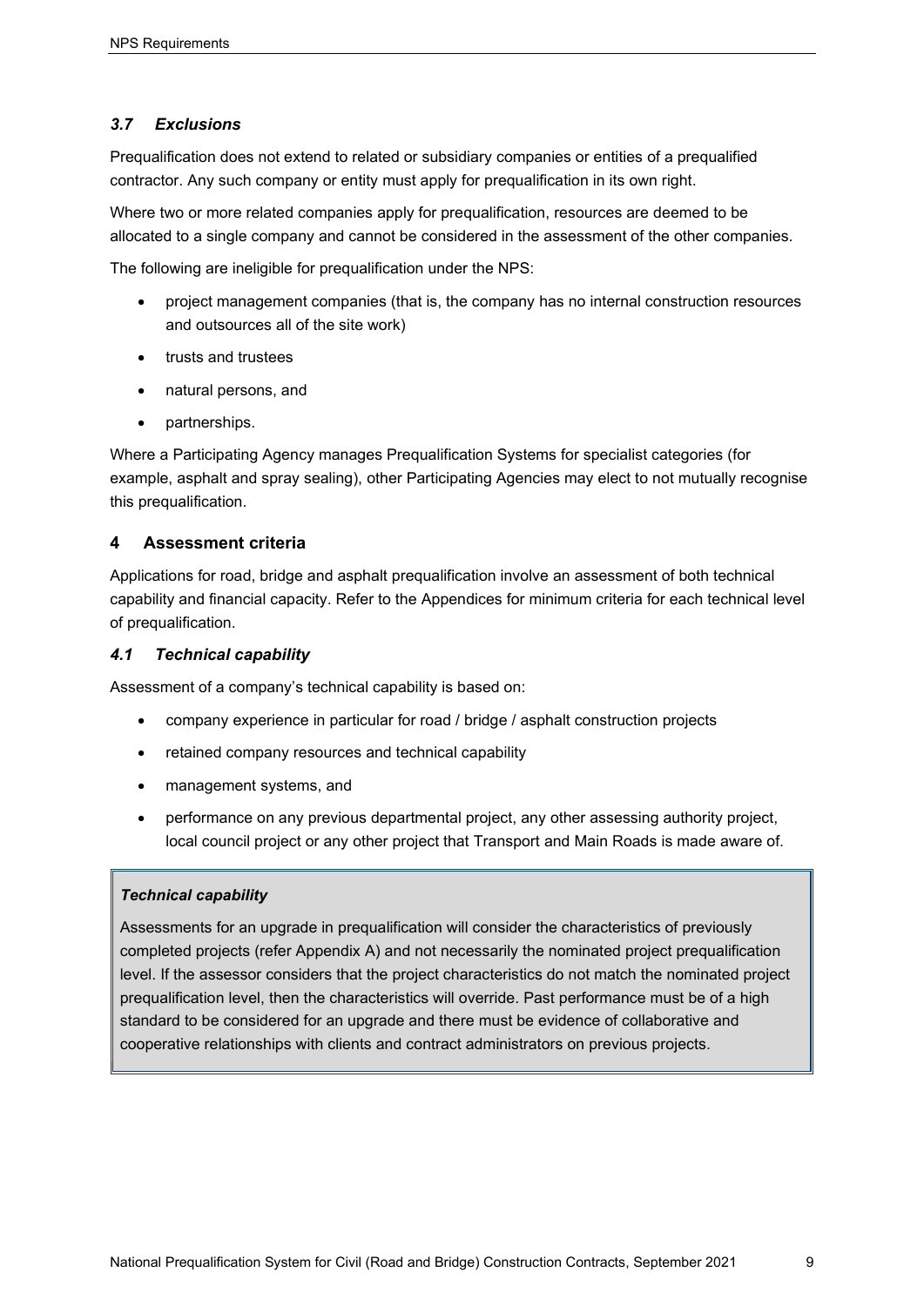### *3.7 Exclusions*

Prequalification does not extend to related or subsidiary companies or entities of a prequalified contractor. Any such company or entity must apply for prequalification in its own right.

Where two or more related companies apply for prequalification, resources are deemed to be allocated to a single company and cannot be considered in the assessment of the other companies.

The following are ineligible for prequalification under the NPS:

- project management companies (that is, the company has no internal construction resources and outsources all of the site work)
- trusts and trustees
- natural persons, and
- partnerships.

Where a Participating Agency manages Prequalification Systems for specialist categories (for example, asphalt and spray sealing), other Participating Agencies may elect to not mutually recognise this prequalification.

## 4 Assessment criteria

Applications for road, bridge and asphalt prequalification involve an assessment of both technical capability and financial capacity. Refer to the Appendices for minimum criteria for each technical level of prequalification.

### *4.1 Technical capability*

Assessment of a company's technical capability is based on:

- company experience in particular for road / bridge / asphalt construction projects
- retained company resources and technical capability
- management systems, and
- performance on any previous departmental project, any other assessing authority project, local council project or any other project that Transport and Main Roads is made aware of.

> ***Technical capability***
>
> Assessments for an upgrade in prequalification will consider the characteristics of previously completed projects (refer Appendix A) and not necessarily the nominated project prequalification level. If the assessor considers that the project characteristics do not match the nominated project prequalification level, then the characteristics will override. Past performance must be of a high standard to be considered for an upgrade and there must be evidence of collaborative and cooperative relationships with clients and contract administrators on previous projects.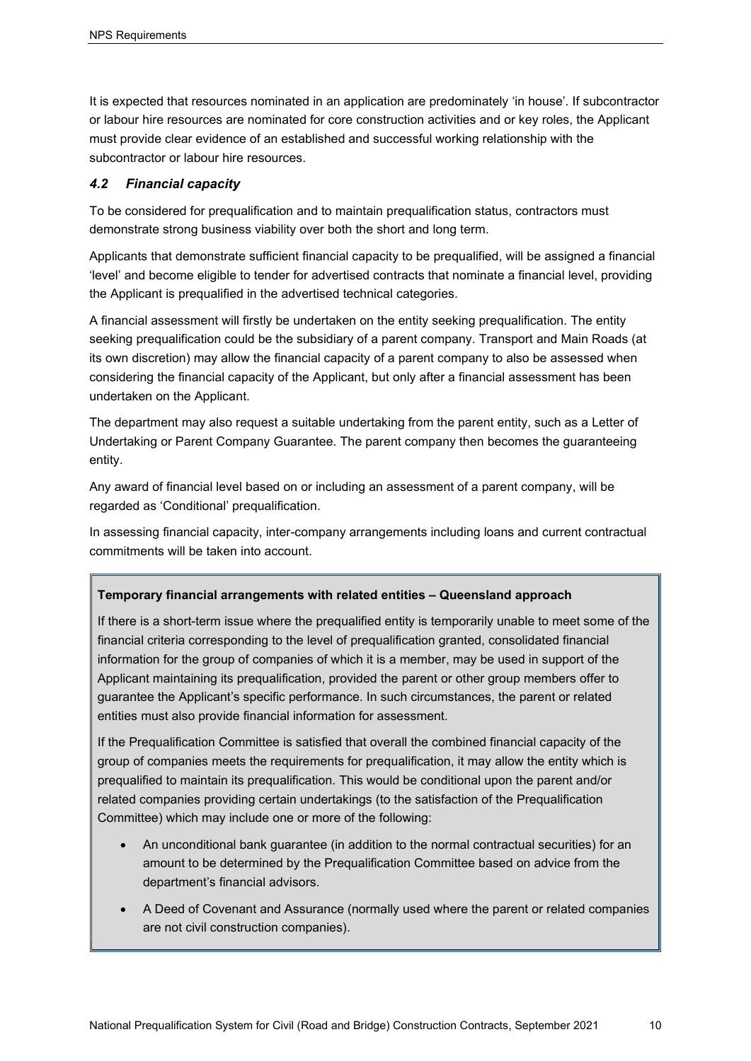It is expected that resources nominated in an application are predominately 'in house'. If subcontractor or labour hire resources are nominated for core construction activities and or key roles, the Applicant must provide clear evidence of an established and successful working relationship with the subcontractor or labour hire resources.

### *4.2 Financial capacity*

To be considered for prequalification and to maintain prequalification status, contractors must demonstrate strong business viability over both the short and long term.

Applicants that demonstrate sufficient financial capacity to be prequalified, will be assigned a financial 'level' and become eligible to tender for advertised contracts that nominate a financial level, providing the Applicant is prequalified in the advertised technical categories.

A financial assessment will firstly be undertaken on the entity seeking prequalification. The entity seeking prequalification could be the subsidiary of a parent company. Transport and Main Roads (at its own discretion) may allow the financial capacity of a parent company to also be assessed when considering the financial capacity of the Applicant, but only after a financial assessment has been undertaken on the Applicant.

The department may also request a suitable undertaking from the parent entity, such as a Letter of Undertaking or Parent Company Guarantee. The parent company then becomes the guaranteeing entity.

Any award of financial level based on or including an assessment of a parent company, will be regarded as 'Conditional' prequalification.

In assessing financial capacity, inter-company arrangements including loans and current contractual commitments will be taken into account.

**Temporary financial arrangements with related entities – Queensland approach**

If there is a short-term issue where the prequalified entity is temporarily unable to meet some of the financial criteria corresponding to the level of prequalification granted, consolidated financial information for the group of companies of which it is a member, may be used in support of the Applicant maintaining its prequalification, provided the parent or other group members offer to guarantee the Applicant's specific performance. In such circumstances, the parent or related entities must also provide financial information for assessment.

If the Prequalification Committee is satisfied that overall the combined financial capacity of the group of companies meets the requirements for prequalification, it may allow the entity which is prequalified to maintain its prequalification. This would be conditional upon the parent and/or related companies providing certain undertakings (to the satisfaction of the Prequalification Committee) which may include one or more of the following:

- An unconditional bank guarantee (in addition to the normal contractual securities) for an amount to be determined by the Prequalification Committee based on advice from the department's financial advisors.
- A Deed of Covenant and Assurance (normally used where the parent or related companies are not civil construction companies).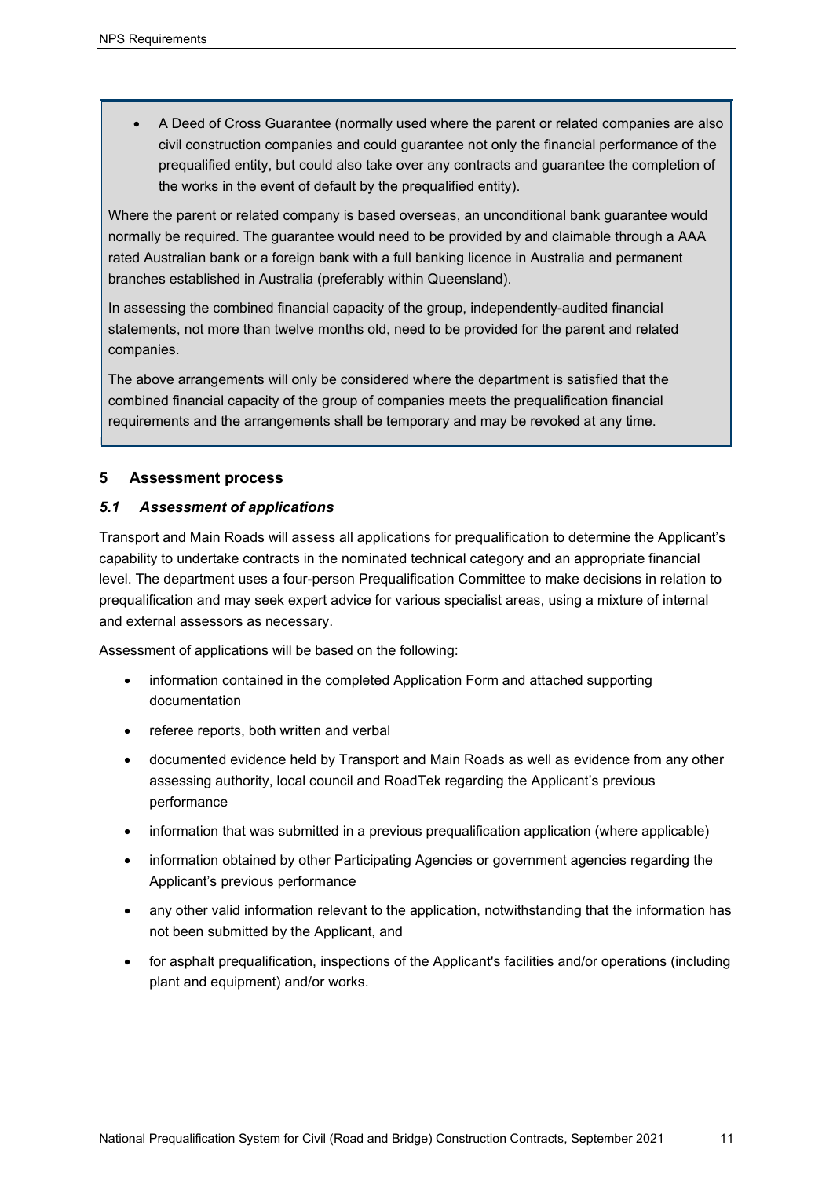- A Deed of Cross Guarantee (normally used where the parent or related companies are also civil construction companies and could guarantee not only the financial performance of the prequalified entity, but could also take over any contracts and guarantee the completion of the works in the event of default by the prequalified entity).

Where the parent or related company is based overseas, an unconditional bank guarantee would normally be required. The guarantee would need to be provided by and claimable through a AAA rated Australian bank or a foreign bank with a full banking licence in Australia and permanent branches established in Australia (preferably within Queensland).

In assessing the combined financial capacity of the group, independently-audited financial statements, not more than twelve months old, need to be provided for the parent and related companies.

The above arrangements will only be considered where the department is satisfied that the combined financial capacity of the group of companies meets the prequalification financial requirements and the arrangements shall be temporary and may be revoked at any time.

## 5 Assessment process

### *5.1 Assessment of applications*

Transport and Main Roads will assess all applications for prequalification to determine the Applicant's capability to undertake contracts in the nominated technical category and an appropriate financial level. The department uses a four-person Prequalification Committee to make decisions in relation to prequalification and may seek expert advice for various specialist areas, using a mixture of internal and external assessors as necessary.

Assessment of applications will be based on the following:

- information contained in the completed Application Form and attached supporting documentation
- referee reports, both written and verbal
- documented evidence held by Transport and Main Roads as well as evidence from any other assessing authority, local council and RoadTek regarding the Applicant's previous performance
- information that was submitted in a previous prequalification application (where applicable)
- information obtained by other Participating Agencies or government agencies regarding the Applicant's previous performance
- any other valid information relevant to the application, notwithstanding that the information has not been submitted by the Applicant, and
- for asphalt prequalification, inspections of the Applicant's facilities and/or operations (including plant and equipment) and/or works.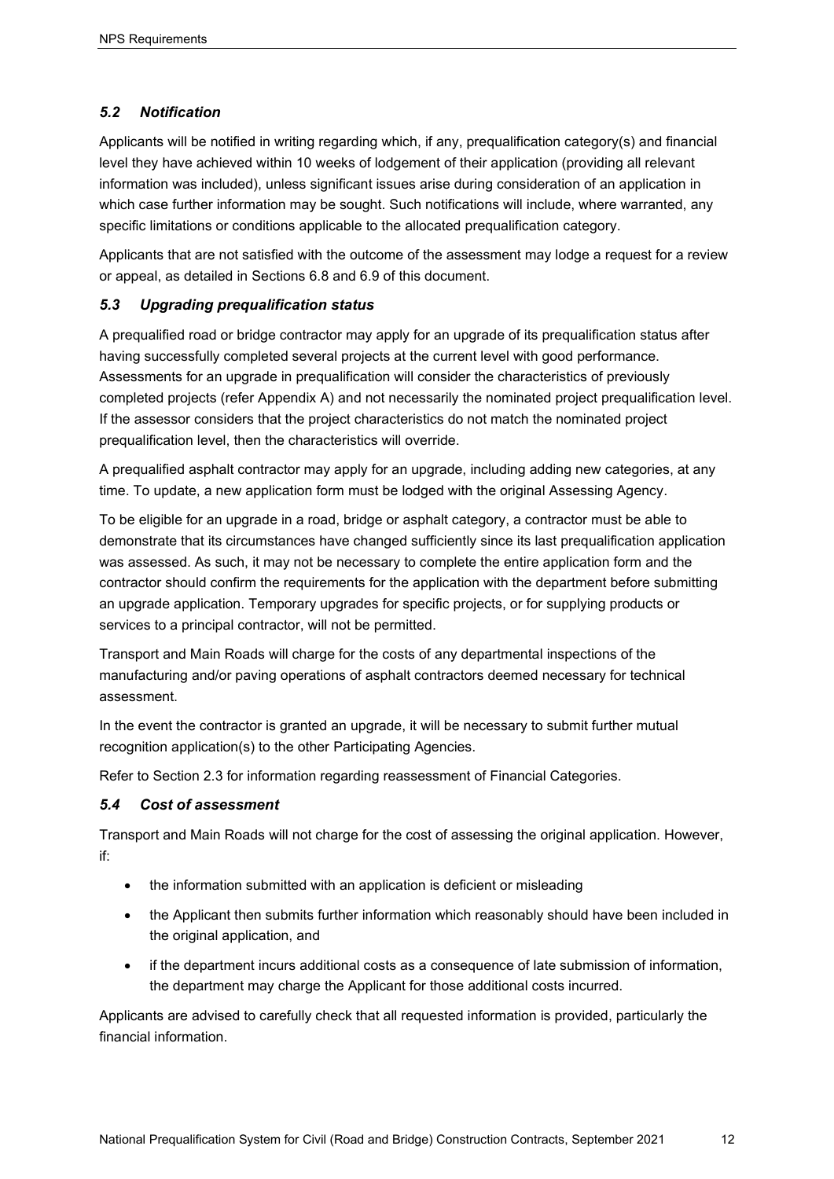### *5.2 Notification*

Applicants will be notified in writing regarding which, if any, prequalification category(s) and financial level they have achieved within 10 weeks of lodgement of their application (providing all relevant information was included), unless significant issues arise during consideration of an application in which case further information may be sought. Such notifications will include, where warranted, any specific limitations or conditions applicable to the allocated prequalification category.

Applicants that are not satisfied with the outcome of the assessment may lodge a request for a review or appeal, as detailed in Sections 6.8 and 6.9 of this document.

### *5.3 Upgrading prequalification status*

A prequalified road or bridge contractor may apply for an upgrade of its prequalification status after having successfully completed several projects at the current level with good performance. Assessments for an upgrade in prequalification will consider the characteristics of previously completed projects (refer Appendix A) and not necessarily the nominated project prequalification level. If the assessor considers that the project characteristics do not match the nominated project prequalification level, then the characteristics will override.

A prequalified asphalt contractor may apply for an upgrade, including adding new categories, at any time. To update, a new application form must be lodged with the original Assessing Agency.

To be eligible for an upgrade in a road, bridge or asphalt category, a contractor must be able to demonstrate that its circumstances have changed sufficiently since its last prequalification application was assessed. As such, it may not be necessary to complete the entire application form and the contractor should confirm the requirements for the application with the department before submitting an upgrade application. Temporary upgrades for specific projects, or for supplying products or services to a principal contractor, will not be permitted.

Transport and Main Roads will charge for the costs of any departmental inspections of the manufacturing and/or paving operations of asphalt contractors deemed necessary for technical assessment.

In the event the contractor is granted an upgrade, it will be necessary to submit further mutual recognition application(s) to the other Participating Agencies.

Refer to Section 2.3 for information regarding reassessment of Financial Categories.

### *5.4 Cost of assessment*

Transport and Main Roads will not charge for the cost of assessing the original application. However, if:

- the information submitted with an application is deficient or misleading
- the Applicant then submits further information which reasonably should have been included in the original application, and
- if the department incurs additional costs as a consequence of late submission of information, the department may charge the Applicant for those additional costs incurred.

Applicants are advised to carefully check that all requested information is provided, particularly the financial information.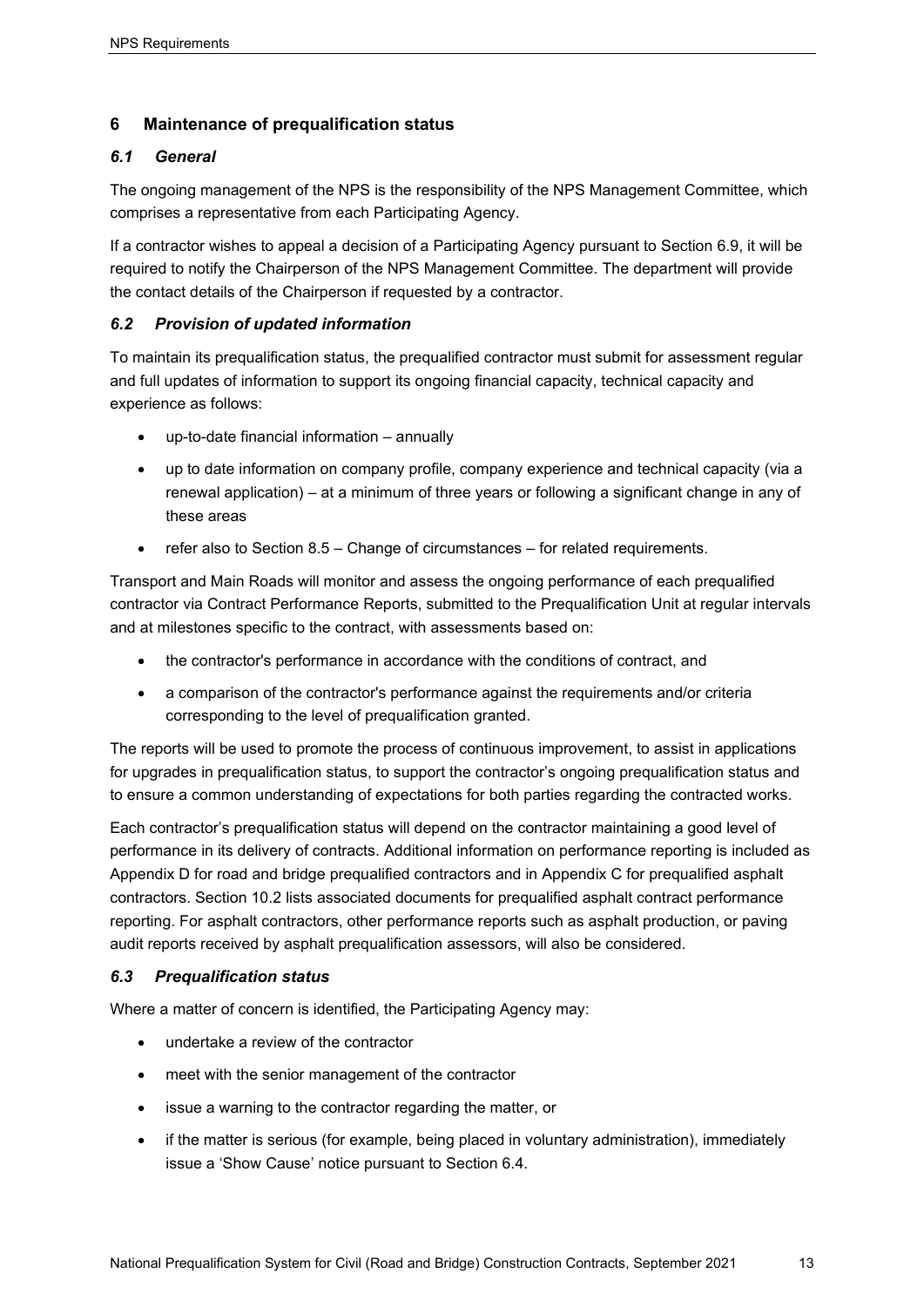## 6 Maintenance of prequalification status

### *6.1 General*

The ongoing management of the NPS is the responsibility of the NPS Management Committee, which comprises a representative from each Participating Agency.

If a contractor wishes to appeal a decision of a Participating Agency pursuant to Section 6.9, it will be required to notify the Chairperson of the NPS Management Committee. The department will provide the contact details of the Chairperson if requested by a contractor.

### *6.2 Provision of updated information*

To maintain its prequalification status, the prequalified contractor must submit for assessment regular and full updates of information to support its ongoing financial capacity, technical capacity and experience as follows:

- up-to-date financial information – annually
- up to date information on company profile, company experience and technical capacity (via a renewal application) – at a minimum of three years or following a significant change in any of these areas
- refer also to Section 8.5 – Change of circumstances – for related requirements.

Transport and Main Roads will monitor and assess the ongoing performance of each prequalified contractor via Contract Performance Reports, submitted to the Prequalification Unit at regular intervals and at milestones specific to the contract, with assessments based on:

- the contractor's performance in accordance with the conditions of contract, and
- a comparison of the contractor's performance against the requirements and/or criteria corresponding to the level of prequalification granted.

The reports will be used to promote the process of continuous improvement, to assist in applications for upgrades in prequalification status, to support the contractor's ongoing prequalification status and to ensure a common understanding of expectations for both parties regarding the contracted works.

Each contractor's prequalification status will depend on the contractor maintaining a good level of performance in its delivery of contracts. Additional information on performance reporting is included as Appendix D for road and bridge prequalified contractors and in Appendix C for prequalified asphalt contractors. Section 10.2 lists associated documents for prequalified asphalt contract performance reporting. For asphalt contractors, other performance reports such as asphalt production, or paving audit reports received by asphalt prequalification assessors, will also be considered.

### *6.3 Prequalification status*

Where a matter of concern is identified, the Participating Agency may:

- undertake a review of the contractor
- meet with the senior management of the contractor
- issue a warning to the contractor regarding the matter, or
- if the matter is serious (for example, being placed in voluntary administration), immediately issue a 'Show Cause' notice pursuant to Section 6.4.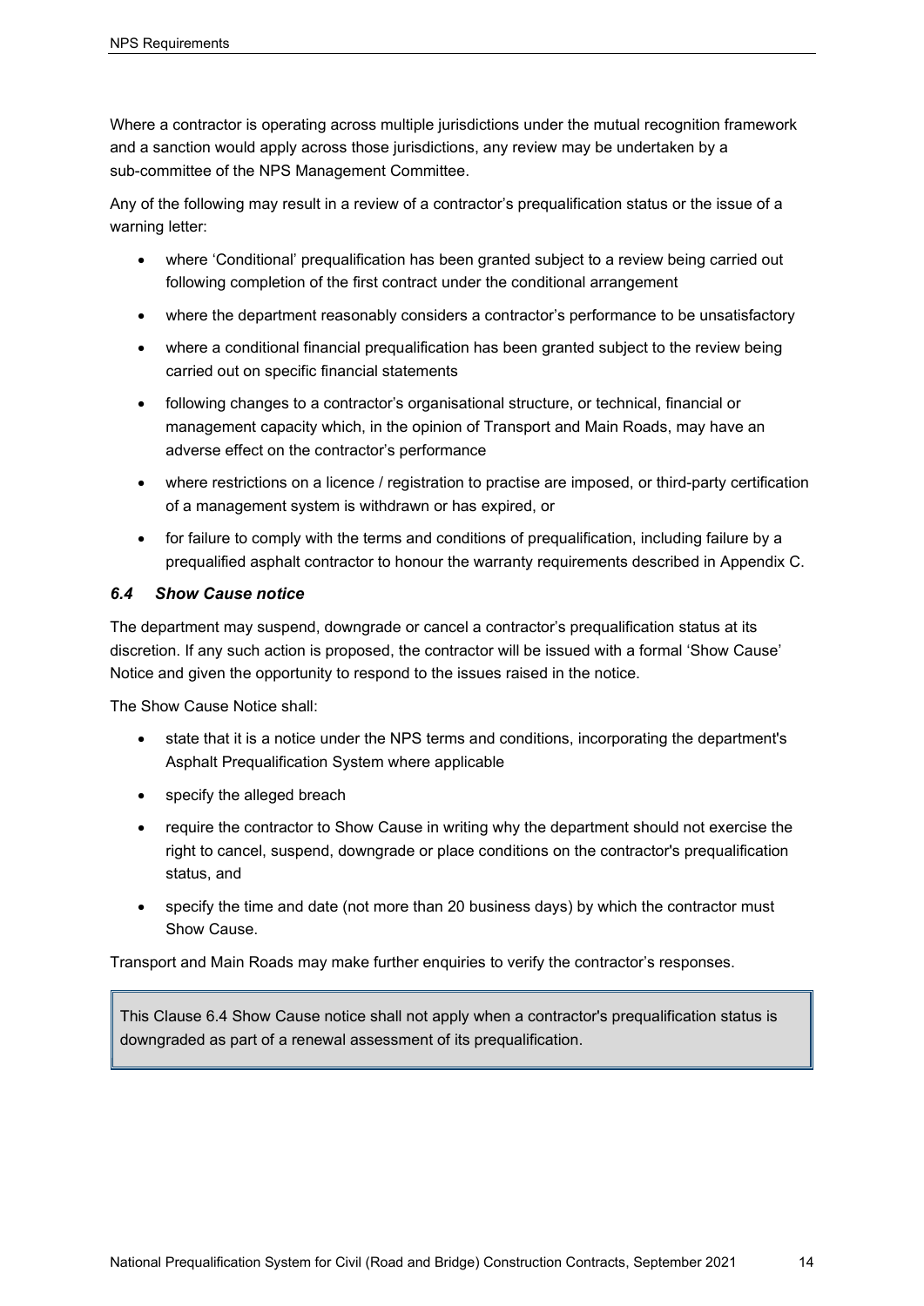Where a contractor is operating across multiple jurisdictions under the mutual recognition framework and a sanction would apply across those jurisdictions, any review may be undertaken by a sub-committee of the NPS Management Committee.

Any of the following may result in a review of a contractor's prequalification status or the issue of a warning letter:

- where 'Conditional' prequalification has been granted subject to a review being carried out following completion of the first contract under the conditional arrangement
- where the department reasonably considers a contractor's performance to be unsatisfactory
- where a conditional financial prequalification has been granted subject to the review being carried out on specific financial statements
- following changes to a contractor's organisational structure, or technical, financial or management capacity which, in the opinion of Transport and Main Roads, may have an adverse effect on the contractor's performance
- where restrictions on a licence / registration to practise are imposed, or third-party certification of a management system is withdrawn or has expired, or
- for failure to comply with the terms and conditions of prequalification, including failure by a prequalified asphalt contractor to honour the warranty requirements described in Appendix C.

### *6.4 Show Cause notice*

The department may suspend, downgrade or cancel a contractor's prequalification status at its discretion. If any such action is proposed, the contractor will be issued with a formal 'Show Cause' Notice and given the opportunity to respond to the issues raised in the notice.

The Show Cause Notice shall:

- state that it is a notice under the NPS terms and conditions, incorporating the department's Asphalt Prequalification System where applicable
- specify the alleged breach
- require the contractor to Show Cause in writing why the department should not exercise the right to cancel, suspend, downgrade or place conditions on the contractor's prequalification status, and
- specify the time and date (not more than 20 business days) by which the contractor must Show Cause.

Transport and Main Roads may make further enquiries to verify the contractor's responses.

> This Clause 6.4 Show Cause notice shall not apply when a contractor's prequalification status is downgraded as part of a renewal assessment of its prequalification.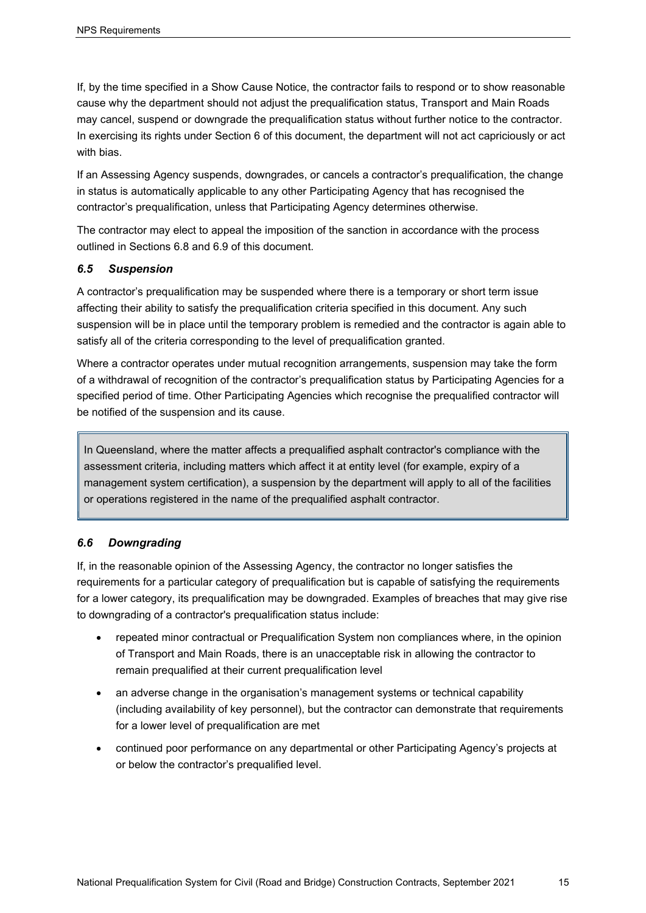If, by the time specified in a Show Cause Notice, the contractor fails to respond or to show reasonable cause why the department should not adjust the prequalification status, Transport and Main Roads may cancel, suspend or downgrade the prequalification status without further notice to the contractor. In exercising its rights under Section 6 of this document, the department will not act capriciously or act with bias.

If an Assessing Agency suspends, downgrades, or cancels a contractor's prequalification, the change in status is automatically applicable to any other Participating Agency that has recognised the contractor's prequalification, unless that Participating Agency determines otherwise.

The contractor may elect to appeal the imposition of the sanction in accordance with the process outlined in Sections 6.8 and 6.9 of this document.

### *6.5 Suspension*

A contractor's prequalification may be suspended where there is a temporary or short term issue affecting their ability to satisfy the prequalification criteria specified in this document. Any such suspension will be in place until the temporary problem is remedied and the contractor is again able to satisfy all of the criteria corresponding to the level of prequalification granted.

Where a contractor operates under mutual recognition arrangements, suspension may take the form of a withdrawal of recognition of the contractor's prequalification status by Participating Agencies for a specified period of time. Other Participating Agencies which recognise the prequalified contractor will be notified of the suspension and its cause.

> In Queensland, where the matter affects a prequalified asphalt contractor's compliance with the assessment criteria, including matters which affect it at entity level (for example, expiry of a management system certification), a suspension by the department will apply to all of the facilities or operations registered in the name of the prequalified asphalt contractor.

### *6.6 Downgrading*

If, in the reasonable opinion of the Assessing Agency, the contractor no longer satisfies the requirements for a particular category of prequalification but is capable of satisfying the requirements for a lower category, its prequalification may be downgraded. Examples of breaches that may give rise to downgrading of a contractor's prequalification status include:

- repeated minor contractual or Prequalification System non compliances where, in the opinion of Transport and Main Roads, there is an unacceptable risk in allowing the contractor to remain prequalified at their current prequalification level
- an adverse change in the organisation's management systems or technical capability (including availability of key personnel), but the contractor can demonstrate that requirements for a lower level of prequalification are met
- continued poor performance on any departmental or other Participating Agency's projects at or below the contractor's prequalified level.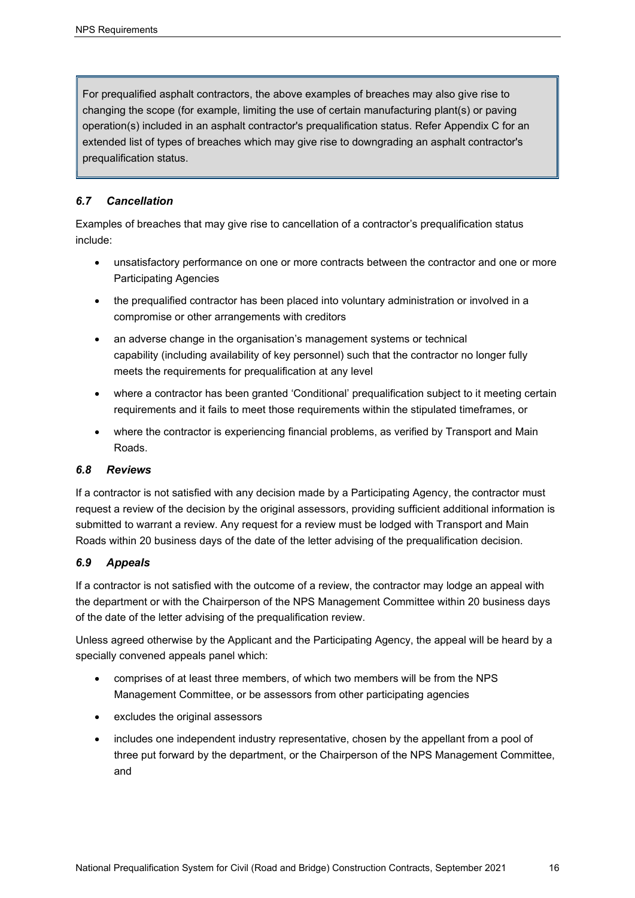For prequalified asphalt contractors, the above examples of breaches may also give rise to changing the scope (for example, limiting the use of certain manufacturing plant(s) or paving operation(s) included in an asphalt contractor's prequalification status. Refer Appendix C for an extended list of types of breaches which may give rise to downgrading an asphalt contractor's prequalification status.

### *6.7 Cancellation*

Examples of breaches that may give rise to cancellation of a contractor's prequalification status include:

- unsatisfactory performance on one or more contracts between the contractor and one or more Participating Agencies
- the prequalified contractor has been placed into voluntary administration or involved in a compromise or other arrangements with creditors
- an adverse change in the organisation's management systems or technical capability (including availability of key personnel) such that the contractor no longer fully meets the requirements for prequalification at any level
- where a contractor has been granted 'Conditional' prequalification subject to it meeting certain requirements and it fails to meet those requirements within the stipulated timeframes, or
- where the contractor is experiencing financial problems, as verified by Transport and Main Roads.

### *6.8 Reviews*

If a contractor is not satisfied with any decision made by a Participating Agency, the contractor must request a review of the decision by the original assessors, providing sufficient additional information is submitted to warrant a review. Any request for a review must be lodged with Transport and Main Roads within 20 business days of the date of the letter advising of the prequalification decision.

### *6.9 Appeals*

If a contractor is not satisfied with the outcome of a review, the contractor may lodge an appeal with the department or with the Chairperson of the NPS Management Committee within 20 business days of the date of the letter advising of the prequalification review.

Unless agreed otherwise by the Applicant and the Participating Agency, the appeal will be heard by a specially convened appeals panel which:

- comprises of at least three members, of which two members will be from the NPS Management Committee, or be assessors from other participating agencies
- excludes the original assessors
- includes one independent industry representative, chosen by the appellant from a pool of three put forward by the department, or the Chairperson of the NPS Management Committee, and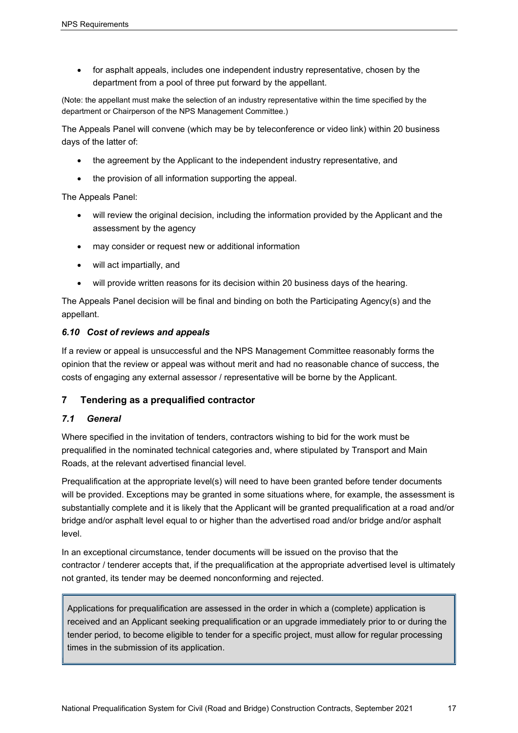- for asphalt appeals, includes one independent industry representative, chosen by the department from a pool of three put forward by the appellant.

(Note: the appellant must make the selection of an industry representative within the time specified by the department or Chairperson of the NPS Management Committee.)

The Appeals Panel will convene (which may be by teleconference or video link) within 20 business days of the latter of:

- the agreement by the Applicant to the independent industry representative, and
- the provision of all information supporting the appeal.

The Appeals Panel:

- will review the original decision, including the information provided by the Applicant and the assessment by the agency
- may consider or request new or additional information
- will act impartially, and
- will provide written reasons for its decision within 20 business days of the hearing.

The Appeals Panel decision will be final and binding on both the Participating Agency(s) and the appellant.

### *6.10 Cost of reviews and appeals*

If a review or appeal is unsuccessful and the NPS Management Committee reasonably forms the opinion that the review or appeal was without merit and had no reasonable chance of success, the costs of engaging any external assessor / representative will be borne by the Applicant.

## 7 Tendering as a prequalified contractor

### *7.1 General*

Where specified in the invitation of tenders, contractors wishing to bid for the work must be prequalified in the nominated technical categories and, where stipulated by Transport and Main Roads, at the relevant advertised financial level.

Prequalification at the appropriate level(s) will need to have been granted before tender documents will be provided. Exceptions may be granted in some situations where, for example, the assessment is substantially complete and it is likely that the Applicant will be granted prequalification at a road and/or bridge and/or asphalt level equal to or higher than the advertised road and/or bridge and/or asphalt level.

In an exceptional circumstance, tender documents will be issued on the proviso that the contractor / tenderer accepts that, if the prequalification at the appropriate advertised level is ultimately not granted, its tender may be deemed nonconforming and rejected.

> Applications for prequalification are assessed in the order in which a (complete) application is received and an Applicant seeking prequalification or an upgrade immediately prior to or during the tender period, to become eligible to tender for a specific project, must allow for regular processing times in the submission of its application.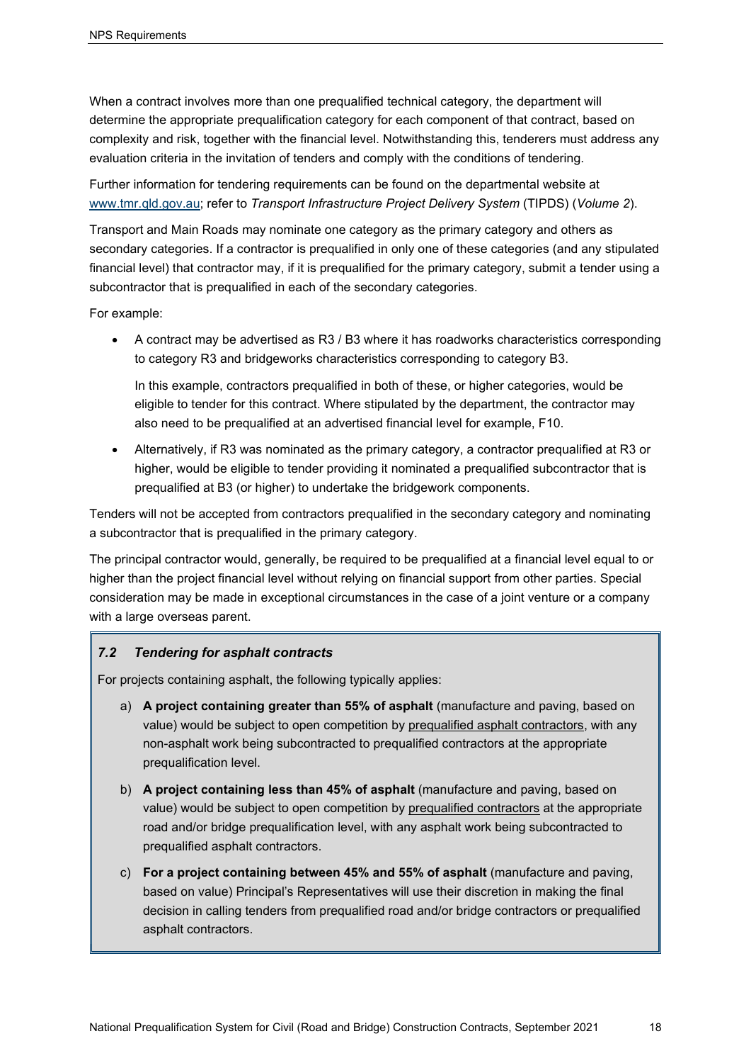When a contract involves more than one prequalified technical category, the department will determine the appropriate prequalification category for each component of that contract, based on complexity and risk, together with the financial level. Notwithstanding this, tenderers must address any evaluation criteria in the invitation of tenders and comply with the conditions of tendering.

Further information for tendering requirements can be found on the departmental website at [www.tmr.qld.gov.au](http://www.tmr.qld.gov.au); refer to *Transport Infrastructure Project Delivery System* (TIPDS) (*Volume 2*).

Transport and Main Roads may nominate one category as the primary category and others as secondary categories. If a contractor is prequalified in only one of these categories (and any stipulated financial level) that contractor may, if it is prequalified for the primary category, submit a tender using a subcontractor that is prequalified in each of the secondary categories.

For example:

- A contract may be advertised as R3 / B3 where it has roadworks characteristics corresponding to category R3 and bridgeworks characteristics corresponding to category B3.

  In this example, contractors prequalified in both of these, or higher categories, would be eligible to tender for this contract. Where stipulated by the department, the contractor may also need to be prequalified at an advertised financial level for example, F10.

- Alternatively, if R3 was nominated as the primary category, a contractor prequalified at R3 or higher, would be eligible to tender providing it nominated a prequalified subcontractor that is prequalified at B3 (or higher) to undertake the bridgework components.

Tenders will not be accepted from contractors prequalified in the secondary category and nominating a subcontractor that is prequalified in the primary category.

The principal contractor would, generally, be required to be prequalified at a financial level equal to or higher than the project financial level without relying on financial support from other parties. Special consideration may be made in exceptional circumstances in the case of a joint venture or a company with a large overseas parent.

### *7.2 Tendering for asphalt contracts*

For projects containing asphalt, the following typically applies:

a) **A project containing greater than 55% of asphalt** (manufacture and paving, based on value) would be subject to open competition by prequalified asphalt contractors, with any non-asphalt work being subcontracted to prequalified contractors at the appropriate prequalification level.

b) **A project containing less than 45% of asphalt** (manufacture and paving, based on value) would be subject to open competition by prequalified contractors at the appropriate road and/or bridge prequalification level, with any asphalt work being subcontracted to prequalified asphalt contractors.

c) **For a project containing between 45% and 55% of asphalt** (manufacture and paving, based on value) Principal's Representatives will use their discretion in making the final decision in calling tenders from prequalified road and/or bridge contractors or prequalified asphalt contractors.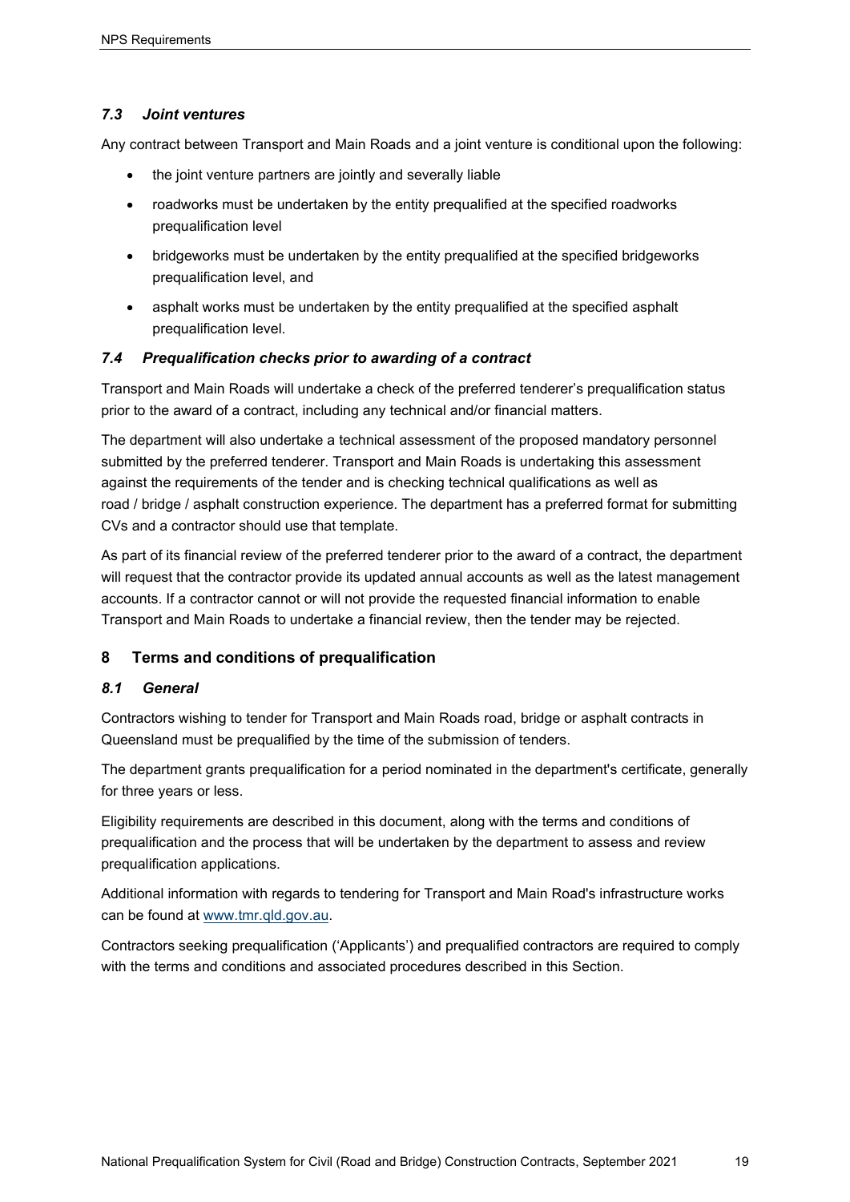### *7.3 Joint ventures*

Any contract between Transport and Main Roads and a joint venture is conditional upon the following:

- the joint venture partners are jointly and severally liable
- roadworks must be undertaken by the entity prequalified at the specified roadworks prequalification level
- bridgeworks must be undertaken by the entity prequalified at the specified bridgeworks prequalification level, and
- asphalt works must be undertaken by the entity prequalified at the specified asphalt prequalification level.

### *7.4 Prequalification checks prior to awarding of a contract*

Transport and Main Roads will undertake a check of the preferred tenderer's prequalification status prior to the award of a contract, including any technical and/or financial matters.

The department will also undertake a technical assessment of the proposed mandatory personnel submitted by the preferred tenderer. Transport and Main Roads is undertaking this assessment against the requirements of the tender and is checking technical qualifications as well as road / bridge / asphalt construction experience. The department has a preferred format for submitting CVs and a contractor should use that template.

As part of its financial review of the preferred tenderer prior to the award of a contract, the department will request that the contractor provide its updated annual accounts as well as the latest management accounts. If a contractor cannot or will not provide the requested financial information to enable Transport and Main Roads to undertake a financial review, then the tender may be rejected.

## 8 Terms and conditions of prequalification

### *8.1 General*

Contractors wishing to tender for Transport and Main Roads road, bridge or asphalt contracts in Queensland must be prequalified by the time of the submission of tenders.

The department grants prequalification for a period nominated in the department's certificate, generally for three years or less.

Eligibility requirements are described in this document, along with the terms and conditions of prequalification and the process that will be undertaken by the department to assess and review prequalification applications.

Additional information with regards to tendering for Transport and Main Road's infrastructure works can be found at [www.tmr.qld.gov.au](www.tmr.qld.gov.au).

Contractors seeking prequalification ('Applicants') and prequalified contractors are required to comply with the terms and conditions and associated procedures described in this Section.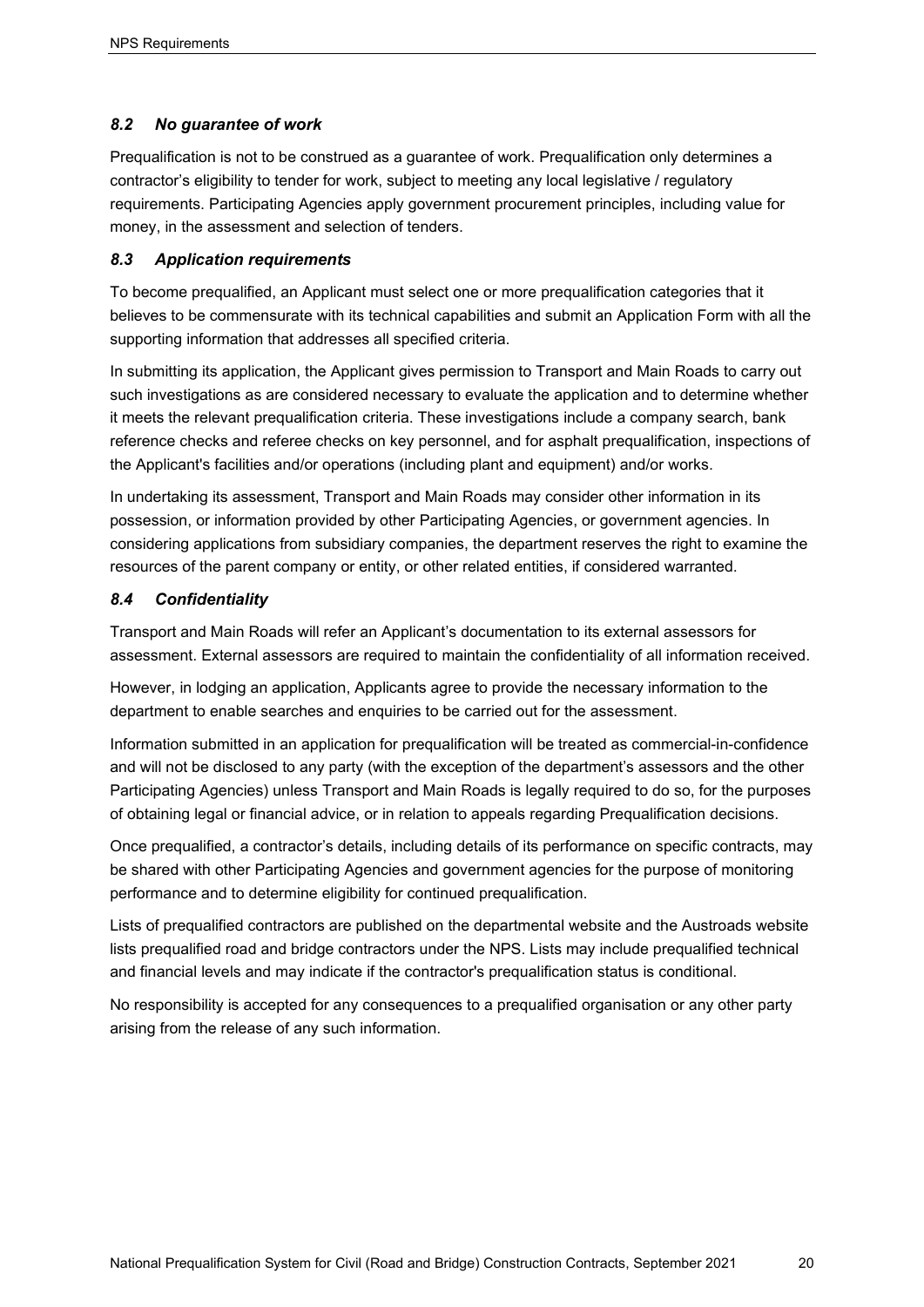### *8.2 No guarantee of work*

Prequalification is not to be construed as a guarantee of work. Prequalification only determines a contractor's eligibility to tender for work, subject to meeting any local legislative / regulatory requirements. Participating Agencies apply government procurement principles, including value for money, in the assessment and selection of tenders.

### *8.3 Application requirements*

To become prequalified, an Applicant must select one or more prequalification categories that it believes to be commensurate with its technical capabilities and submit an Application Form with all the supporting information that addresses all specified criteria.

In submitting its application, the Applicant gives permission to Transport and Main Roads to carry out such investigations as are considered necessary to evaluate the application and to determine whether it meets the relevant prequalification criteria. These investigations include a company search, bank reference checks and referee checks on key personnel, and for asphalt prequalification, inspections of the Applicant's facilities and/or operations (including plant and equipment) and/or works.

In undertaking its assessment, Transport and Main Roads may consider other information in its possession, or information provided by other Participating Agencies, or government agencies. In considering applications from subsidiary companies, the department reserves the right to examine the resources of the parent company or entity, or other related entities, if considered warranted.

### *8.4 Confidentiality*

Transport and Main Roads will refer an Applicant's documentation to its external assessors for assessment. External assessors are required to maintain the confidentiality of all information received.

However, in lodging an application, Applicants agree to provide the necessary information to the department to enable searches and enquiries to be carried out for the assessment.

Information submitted in an application for prequalification will be treated as commercial-in-confidence and will not be disclosed to any party (with the exception of the department's assessors and the other Participating Agencies) unless Transport and Main Roads is legally required to do so, for the purposes of obtaining legal or financial advice, or in relation to appeals regarding Prequalification decisions.

Once prequalified, a contractor's details, including details of its performance on specific contracts, may be shared with other Participating Agencies and government agencies for the purpose of monitoring performance and to determine eligibility for continued prequalification.

Lists of prequalified contractors are published on the departmental website and the Austroads website lists prequalified road and bridge contractors under the NPS. Lists may include prequalified technical and financial levels and may indicate if the contractor's prequalification status is conditional.

No responsibility is accepted for any consequences to a prequalified organisation or any other party arising from the release of any such information.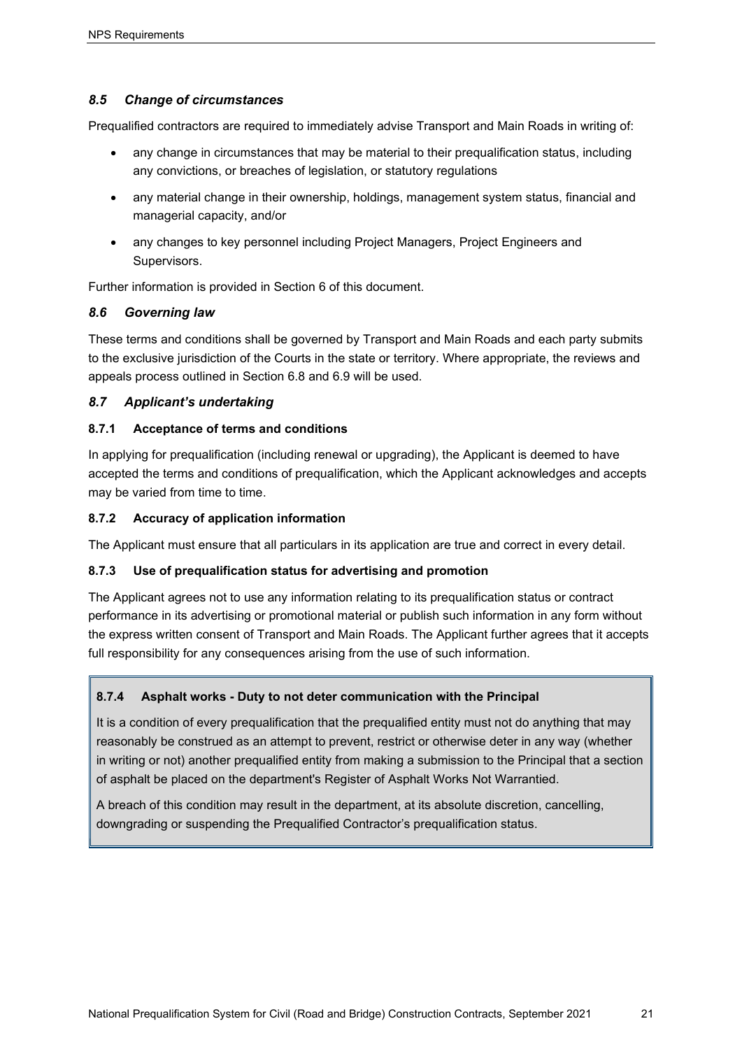### *8.5 Change of circumstances*

Prequalified contractors are required to immediately advise Transport and Main Roads in writing of:

- any change in circumstances that may be material to their prequalification status, including any convictions, or breaches of legislation, or statutory regulations
- any material change in their ownership, holdings, management system status, financial and managerial capacity, and/or
- any changes to key personnel including Project Managers, Project Engineers and Supervisors.

Further information is provided in Section 6 of this document.

### *8.6 Governing law*

These terms and conditions shall be governed by Transport and Main Roads and each party submits to the exclusive jurisdiction of the Courts in the state or territory. Where appropriate, the reviews and appeals process outlined in Section 6.8 and 6.9 will be used.

### *8.7 Applicant's undertaking*

#### 8.7.1 Acceptance of terms and conditions

In applying for prequalification (including renewal or upgrading), the Applicant is deemed to have accepted the terms and conditions of prequalification, which the Applicant acknowledges and accepts may be varied from time to time.

#### 8.7.2 Accuracy of application information

The Applicant must ensure that all particulars in its application are true and correct in every detail.

#### 8.7.3 Use of prequalification status for advertising and promotion

The Applicant agrees not to use any information relating to its prequalification status or contract performance in its advertising or promotional material or publish such information in any form without the express written consent of Transport and Main Roads. The Applicant further agrees that it accepts full responsibility for any consequences arising from the use of such information.

#### 8.7.4 Asphalt works - Duty to not deter communication with the Principal

It is a condition of every prequalification that the prequalified entity must not do anything that may reasonably be construed as an attempt to prevent, restrict or otherwise deter in any way (whether in writing or not) another prequalified entity from making a submission to the Principal that a section of asphalt be placed on the department's Register of Asphalt Works Not Warrantied.

A breach of this condition may result in the department, at its absolute discretion, cancelling, downgrading or suspending the Prequalified Contractor's prequalification status.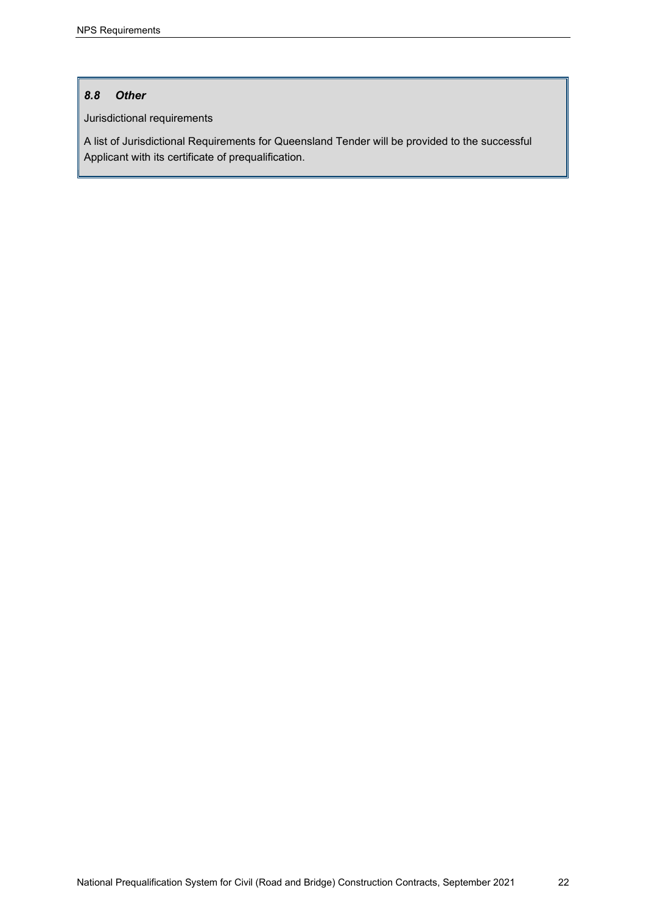### *8.8 Other*

Jurisdictional requirements

A list of Jurisdictional Requirements for Queensland Tender will be provided to the successful Applicant with its certificate of prequalification.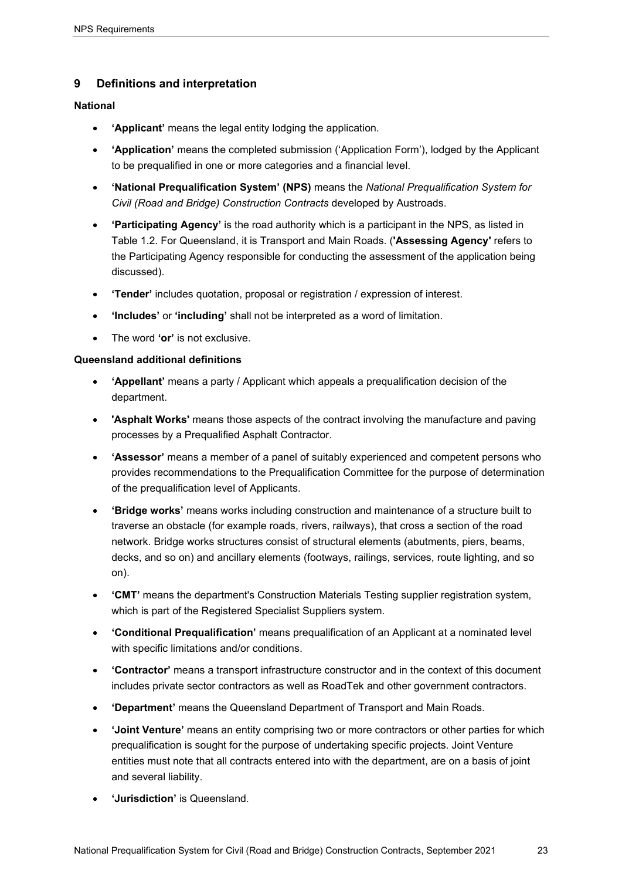## 9 Definitions and interpretation

**National**

- **'Applicant'** means the legal entity lodging the application.
- **'Application'** means the completed submission ('Application Form'), lodged by the Applicant to be prequalified in one or more categories and a financial level.
- **'National Prequalification System' (NPS)** means the *National Prequalification System for Civil (Road and Bridge) Construction Contracts* developed by Austroads.
- **'Participating Agency'** is the road authority which is a participant in the NPS, as listed in Table 1.2. For Queensland, it is Transport and Main Roads. (**'Assessing Agency'** refers to the Participating Agency responsible for conducting the assessment of the application being discussed).
- **'Tender'** includes quotation, proposal or registration / expression of interest.
- **'Includes'** or **'including'** shall not be interpreted as a word of limitation.
- The word **'or'** is not exclusive.

**Queensland additional definitions**

- **'Appellant'** means a party / Applicant which appeals a prequalification decision of the department.
- **'Asphalt Works'** means those aspects of the contract involving the manufacture and paving processes by a Prequalified Asphalt Contractor.
- **'Assessor'** means a member of a panel of suitably experienced and competent persons who provides recommendations to the Prequalification Committee for the purpose of determination of the prequalification level of Applicants.
- **'Bridge works'** means works including construction and maintenance of a structure built to traverse an obstacle (for example roads, rivers, railways), that cross a section of the road network. Bridge works structures consist of structural elements (abutments, piers, beams, decks, and so on) and ancillary elements (footways, railings, services, route lighting, and so on).
- **'CMT'** means the department's Construction Materials Testing supplier registration system, which is part of the Registered Specialist Suppliers system.
- **'Conditional Prequalification'** means prequalification of an Applicant at a nominated level with specific limitations and/or conditions.
- **'Contractor'** means a transport infrastructure constructor and in the context of this document includes private sector contractors as well as RoadTek and other government contractors.
- **'Department'** means the Queensland Department of Transport and Main Roads.
- **'Joint Venture'** means an entity comprising two or more contractors or other parties for which prequalification is sought for the purpose of undertaking specific projects. Joint Venture entities must note that all contracts entered into with the department, are on a basis of joint and several liability.
- **'Jurisdiction'** is Queensland.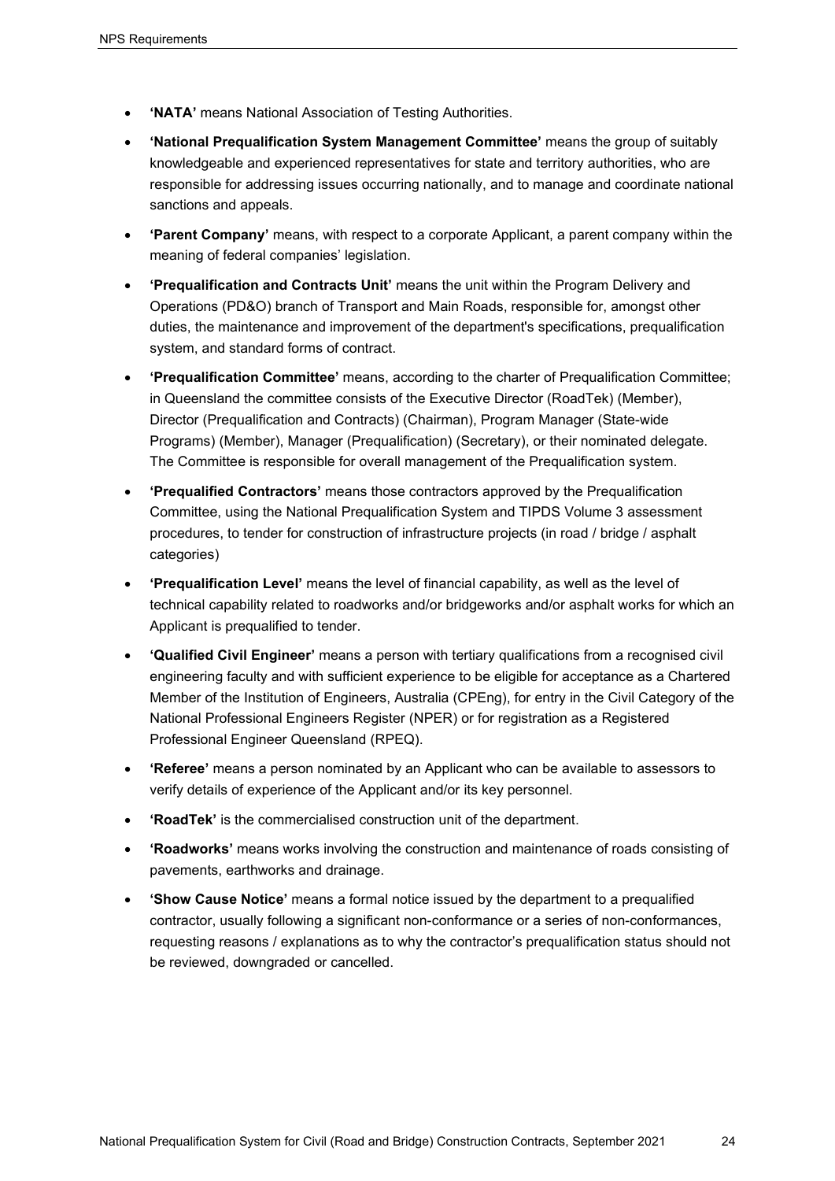- **'NATA'** means National Association of Testing Authorities.
- **'National Prequalification System Management Committee'** means the group of suitably knowledgeable and experienced representatives for state and territory authorities, who are responsible for addressing issues occurring nationally, and to manage and coordinate national sanctions and appeals.
- **'Parent Company'** means, with respect to a corporate Applicant, a parent company within the meaning of federal companies' legislation.
- **'Prequalification and Contracts Unit'** means the unit within the Program Delivery and Operations (PD&O) branch of Transport and Main Roads, responsible for, amongst other duties, the maintenance and improvement of the department's specifications, prequalification system, and standard forms of contract.
- **'Prequalification Committee'** means, according to the charter of Prequalification Committee; in Queensland the committee consists of the Executive Director (RoadTek) (Member), Director (Prequalification and Contracts) (Chairman), Program Manager (State-wide Programs) (Member), Manager (Prequalification) (Secretary), or their nominated delegate. The Committee is responsible for overall management of the Prequalification system.
- **'Prequalified Contractors'** means those contractors approved by the Prequalification Committee, using the National Prequalification System and TIPDS Volume 3 assessment procedures, to tender for construction of infrastructure projects (in road / bridge / asphalt categories)
- **'Prequalification Level'** means the level of financial capability, as well as the level of technical capability related to roadworks and/or bridgeworks and/or asphalt works for which an Applicant is prequalified to tender.
- **'Qualified Civil Engineer'** means a person with tertiary qualifications from a recognised civil engineering faculty and with sufficient experience to be eligible for acceptance as a Chartered Member of the Institution of Engineers, Australia (CPEng), for entry in the Civil Category of the National Professional Engineers Register (NPER) or for registration as a Registered Professional Engineer Queensland (RPEQ).
- **'Referee'** means a person nominated by an Applicant who can be available to assessors to verify details of experience of the Applicant and/or its key personnel.
- **'RoadTek'** is the commercialised construction unit of the department.
- **'Roadworks'** means works involving the construction and maintenance of roads consisting of pavements, earthworks and drainage.
- **'Show Cause Notice'** means a formal notice issued by the department to a prequalified contractor, usually following a significant non-conformance or a series of non-conformances, requesting reasons / explanations as to why the contractor's prequalification status should not be reviewed, downgraded or cancelled.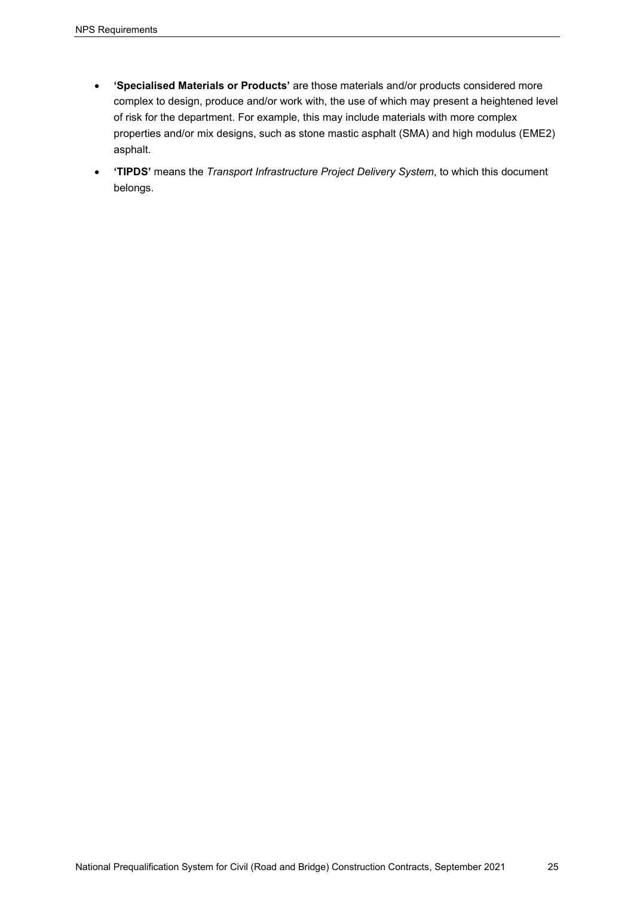- **'Specialised Materials or Products'** are those materials and/or products considered more complex to design, produce and/or work with, the use of which may present a heightened level of risk for the department. For example, this may include materials with more complex properties and/or mix designs, such as stone mastic asphalt (SMA) and high modulus (EME2) asphalt.
- **'TIPDS'** means the *Transport Infrastructure Project Delivery System*, to which this document belongs.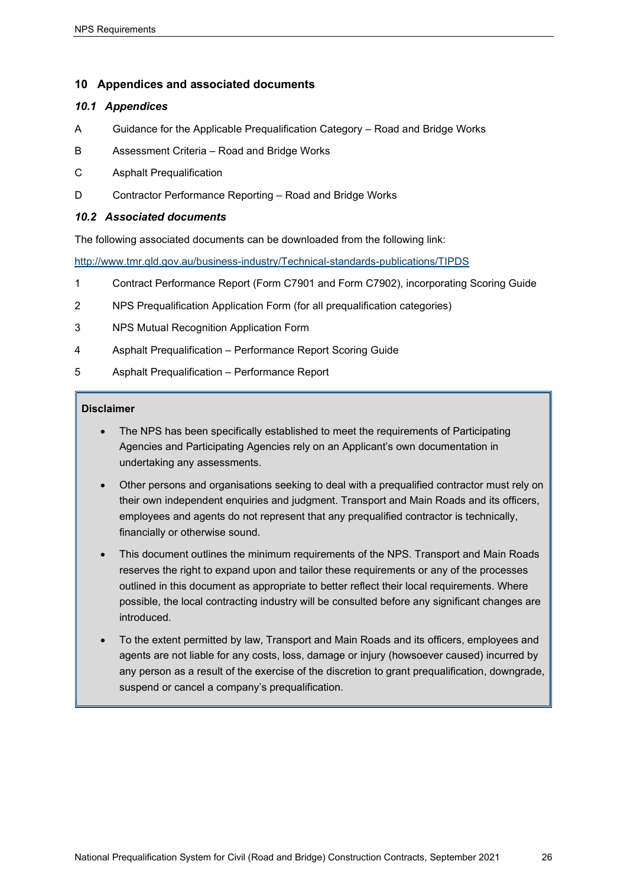## 10 Appendices and associated documents

### *10.1 Appendices*

A Guidance for the Applicable Prequalification Category – Road and Bridge Works

B Assessment Criteria – Road and Bridge Works

C Asphalt Prequalification

D Contractor Performance Reporting – Road and Bridge Works

### *10.2 Associated documents*

The following associated documents can be downloaded from the following link:

http://www.tmr.qld.gov.au/business-industry/Technical-standards-publications/TIPDS

1 Contract Performance Report (Form C7901 and Form C7902), incorporating Scoring Guide

2 NPS Prequalification Application Form (for all prequalification categories)

3 NPS Mutual Recognition Application Form

4 Asphalt Prequalification – Performance Report Scoring Guide

5 Asphalt Prequalification – Performance Report

**Disclaimer**

- The NPS has been specifically established to meet the requirements of Participating Agencies and Participating Agencies rely on an Applicant's own documentation in undertaking any assessments.
- Other persons and organisations seeking to deal with a prequalified contractor must rely on their own independent enquiries and judgment. Transport and Main Roads and its officers, employees and agents do not represent that any prequalified contractor is technically, financially or otherwise sound.
- This document outlines the minimum requirements of the NPS. Transport and Main Roads reserves the right to expand upon and tailor these requirements or any of the processes outlined in this document as appropriate to better reflect their local requirements. Where possible, the local contracting industry will be consulted before any significant changes are introduced.
- To the extent permitted by law, Transport and Main Roads and its officers, employees and agents are not liable for any costs, loss, damage or injury (howsoever caused) incurred by any person as a result of the exercise of the discretion to grant prequalification, downgrade, suspend or cancel a company's prequalification.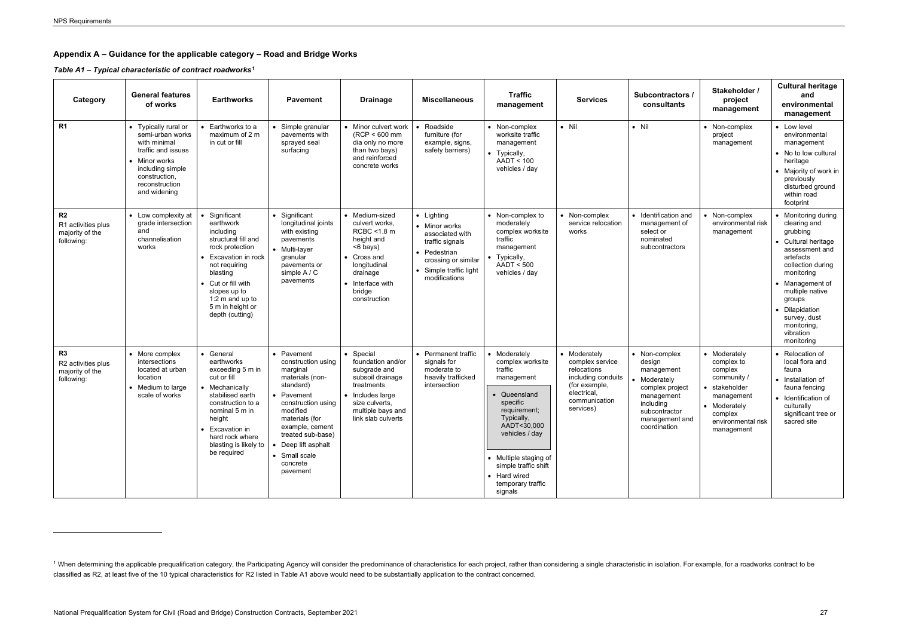## Appendix A – Guidance for the applicable category – Road and Bridge Works

*Table A1 – Typical characteristic of contract roadworks[1]*

| Category | General features of works | Earthworks | Pavement | Drainage | Miscellaneous | Traffic management | Services | Subcontractors / consultants | Stakeholder / project management | Cultural heritage and environmental management |
|---|---|---|---|---|---|---|---|---|---|---|
| **R1** | • Typically rural or semi-urban works with minimal traffic and issues<br>• Minor works including simple construction, reconstruction and widening | • Earthworks to a maximum of 2 m in cut or fill | • Simple granular pavements with sprayed seal surfacing | • Minor culvert work (RCP < 600 mm dia only no more than two bays) and reinforced concrete works | • Roadside furniture (for example, signs, safety barriers) | • Non-complex worksite traffic management<br>• Typically, AADT < 100 vehicles / day | • Nil | • Nil | • Non-complex project management | • Low level environmental management<br>• No to low cultural heritage<br>• Majority of work in previously disturbed ground within road footprint |
| **R2**<br>R1 activities plus majority of the following: | • Low complexity at grade intersection and channelisation works | • Significant earthwork including structural fill and rock protection<br>• Excavation in rock not requiring blasting<br>• Cut or fill with slopes up to 1:2 m and up to 5 m in height or depth (cutting) | • Significant longitudinal joints with existing pavements<br>• Multi-layer granular pavements or simple A / C pavements | • Medium-sized culvert works, RCBC <1.8 m height and <6 bays)<br>• Cross and longitudinal drainage<br>• Interface with bridge construction | • Lighting<br>• Minor works associated with traffic signals<br>• Pedestrian crossing or similar<br>• Simple traffic light modifications | • Non-complex to moderately complex worksite traffic management<br>• Typically, AADT < 500 vehicles / day | • Non-complex service relocation works | • Identification and management of select or nominated subcontractors | • Non-complex environmental risk management | • Monitoring during clearing and grubbing<br>• Cultural heritage assessment and artefacts collection during monitoring<br>• Management of multiple native groups<br>• Dilapidation survey, dust monitoring, vibration monitoring |
| **R3**<br>R2 activities plus majority of the following: | • More complex intersections located at urban location<br>• Medium to large scale of works | • General earthworks exceeding 5 m in cut or fill<br>• Mechanically stabilised earth construction to a nominal 5 m in height<br>• Excavation in hard rock where blasting is likely to be required | • Pavement construction using marginal materials (non-standard)<br>• Pavement construction using modified materials (for example, cement treated sub-base)<br>• Deep lift asphalt<br>• Small scale concrete pavement | • Special foundation and/or subgrade and subsoil drainage treatments<br>• Includes large size culverts, multiple bays and link slab culverts | • Permanent traffic signals for moderate to heavily trafficked intersection | • Moderately complex worksite traffic management<br>• Queensland specific requirement; Typically, AADT<30,000 vehicles / day<br>• Multiple staging of simple traffic shift<br>• Hard wired temporary traffic signals | • Moderately complex service relocations including conduits (for example, electrical, communication services) | • Non-complex design management<br>• Moderately complex project management including subcontractor management and coordination | • Moderately complex to complex community /<br>• stakeholder management<br>• Moderately complex environmental risk management | • Relocation of local flora and fauna<br>• Installation of fauna fencing<br>• Identification of culturally significant tree or sacred site |

[1] When determining the applicable prequalification category, the Participating Agency will consider the predominance of characteristics for each project, rather than considering a single characteristic in isolation. For example, for a roadworks contract to be classified as R2, at least five of the 10 typical characteristics for R2 listed in Table A1 above would need to be substantially application to the contract concerned.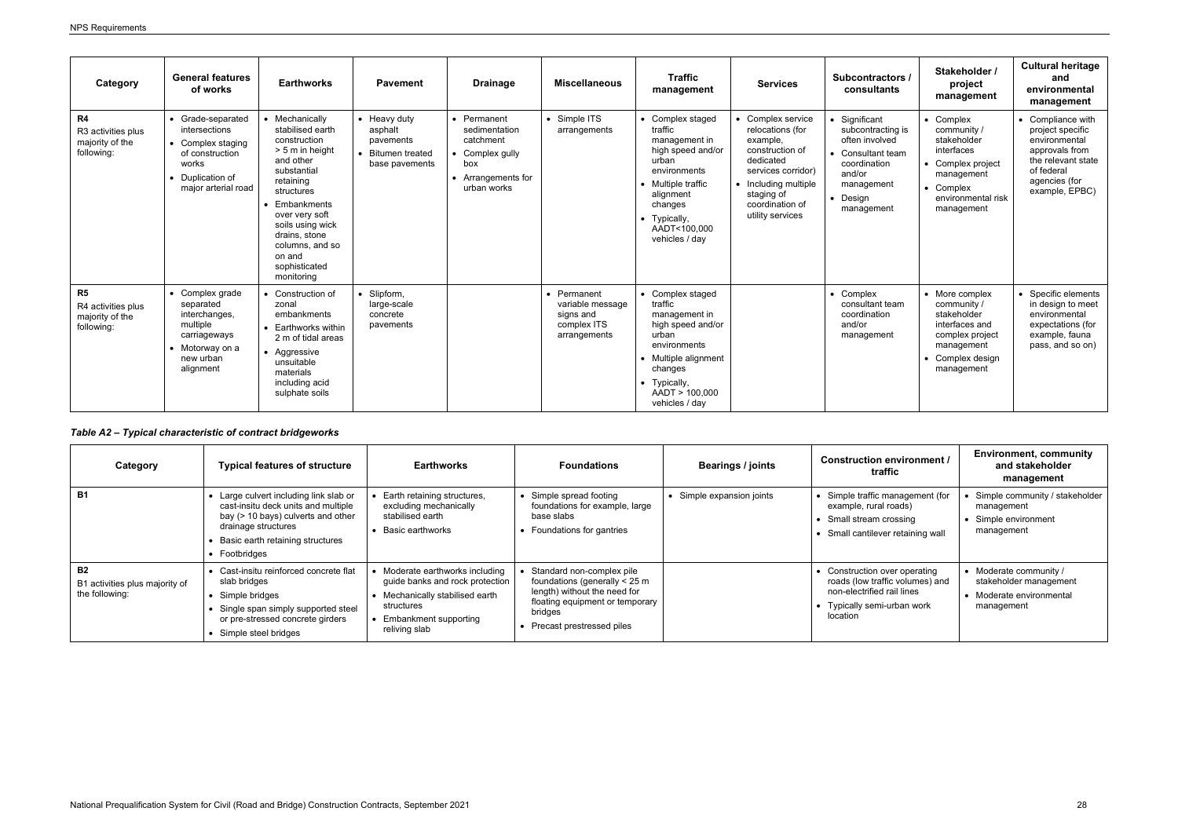| Category | General features of works | Earthworks | Pavement | Drainage | Miscellaneous | Traffic management | Services | Subcontractors / consultants | Stakeholder / project management | Cultural heritage and environmental management |
|---|---|---|---|---|---|---|---|---|---|---|
| **R4**<br>R3 activities plus majority of the following: | • Grade-separated intersections<br>• Complex staging of construction works<br>• Duplication of major arterial road | • Mechanically stabilised earth construction > 5 m in height and other substantial retaining structures<br>• Embankments over very soft soils using wick drains, stone columns, and so on and sophisticated monitoring | • Heavy duty asphalt pavements<br>• Bitumen treated base pavements | • Permanent sedimentation catchment<br>• Complex gully box<br>• Arrangements for urban works | • Simple ITS arrangements | • Complex staged traffic management in high speed and/or urban environments<br>• Multiple traffic alignment changes<br>• Typically, AADT<100,000 vehicles / day | • Complex service relocations (for example, construction of dedicated services corridor)<br>• Including multiple staging of coordination of utility services | • Significant subcontracting is often involved<br>• Consultant team coordination and/or management<br>• Design management | • Complex community / stakeholder interfaces<br>• Complex project management<br>• Complex environmental risk management | • Compliance with project specific environmental approvals from the relevant state of federal agencies (for example, EPBC) |
| **R5**<br>R4 activities plus majority of the following: | • Complex grade separated interchanges, multiple carriageways<br>• Motorway on a new urban alignment | • Construction of zonal embankments<br>• Earthworks within 2 m of tidal areas<br>• Aggressive unsuitable materials including acid sulphate soils | • Slipform, large-scale concrete pavements | | • Permanent variable message signs and complex ITS arrangements | • Complex staged traffic management in high speed and/or urban environments<br>• Multiple alignment changes<br>• Typically, AADT > 100,000 vehicles / day | | • Complex consultant team coordination and/or management | • More complex community / stakeholder interfaces and complex project management<br>• Complex design management | • Specific elements in design to meet environmental expectations (for example, fauna pass, and so on) |

### *Table A2 – Typical characteristic of contract bridgeworks*

| Category | Typical features of structure | Earthworks | Foundations | Bearings / joints | Construction environment / traffic | Environment, community and stakeholder management |
|---|---|---|---|---|---|---|
| **B1** | • Large culvert including link slab or cast-insitu deck units and multiple bay (> 10 bays) culverts and other drainage structures<br>• Basic earth retaining structures<br>• Footbridges | • Earth retaining structures, excluding mechanically stabilised earth<br>• Basic earthworks | • Simple spread footing foundations for example, large base slabs<br>• Foundations for gantries | • Simple expansion joints | • Simple traffic management (for example, rural roads)<br>• Small stream crossing<br>• Small cantilever retaining wall | • Simple community / stakeholder management<br>• Simple environment management |
| **B2**<br>B1 activities plus majority of the following: | • Cast-insitu reinforced concrete flat slab bridges<br>• Simple bridges<br>• Single span simply supported steel or pre-stressed concrete girders<br>• Simple steel bridges | • Moderate earthworks including guide banks and rock protection<br>• Mechanically stabilised earth structures<br>• Embankment supporting reliving slab | • Standard non-complex pile foundations (generally < 25 m length) without the need for floating equipment or temporary bridges<br>• Precast prestressed piles | | • Construction over operating roads (low traffic volumes) and non-electrified rail lines<br>• Typically semi-urban work location | • Moderate community / stakeholder management<br>• Moderate environmental management |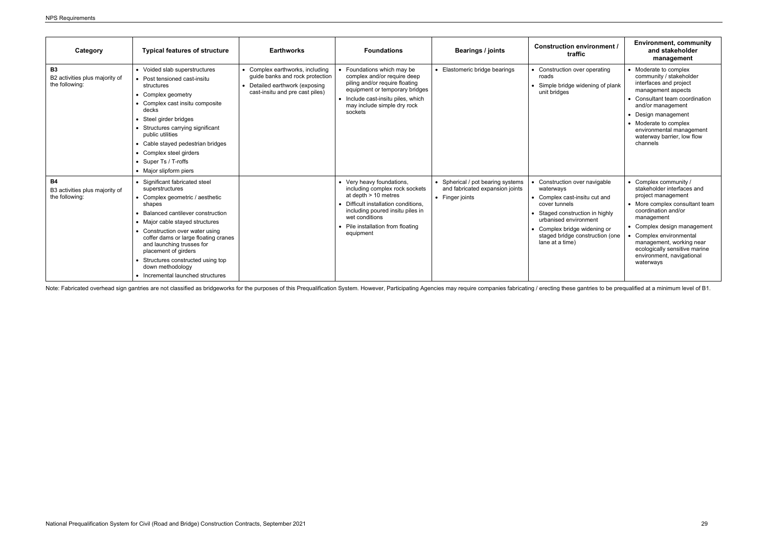| Category | Typical features of structure | Earthworks | Foundations | Bearings / joints | Construction environment / traffic | Environment, community and stakeholder management |
|---|---|---|---|---|---|---|
| **B3**<br>B2 activities plus majority of the following: | • Voided slab superstructures<br>• Post tensioned cast-insitu structures<br>• Complex geometry<br>• Complex cast insitu composite decks<br>• Steel girder bridges<br>• Structures carrying significant public utilities<br>• Cable stayed pedestrian bridges<br>• Complex steel girders<br>• Super Ts / T-roffs<br>• Major slipform piers | • Complex earthworks, including guide banks and rock protection<br>• Detailed earthwork (exposing cast-insitu and pre cast piles) | • Foundations which may be complex and/or require deep piling and/or require floating equipment or temporary bridges<br>• Include cast-insitu piles, which may include simple dry rock sockets | • Elastomeric bridge bearings | • Construction over operating roads<br>• Simple bridge widening of plank unit bridges | • Moderate to complex community / stakeholder interfaces and project management aspects<br>• Consultant team coordination and/or management<br>• Design management<br>• Moderate to complex environmental management waterway barrier, low flow channels |
| **B4**<br>B3 activities plus majority of the following: | • Significant fabricated steel superstructures<br>• Complex geometric / aesthetic shapes<br>• Balanced cantilever construction<br>• Major cable stayed structures<br>• Construction over water using coffer dams or large floating cranes and launching trusses for placement of girders<br>• Structures constructed using top down methodology<br>• Incremental launched structures | | • Very heavy foundations, including complex rock sockets at depth > 10 metres<br>• Difficult installation conditions, including poured insitu piles in wet conditions<br>• Pile installation from floating equipment | • Spherical / pot bearing systems and fabricated expansion joints<br>• Finger joints | • Construction over navigable waterways<br>• Complex cast-insitu cut and cover tunnels<br>• Staged construction in highly urbanised environment<br>• Complex bridge widening or staged bridge construction (one lane at a time) | • Complex community / stakeholder interfaces and project management<br>• More complex consultant team coordination and/or management<br>• Complex design management<br>• Complex environmental management, working near ecologically sensitive marine environment, navigational waterways |

Note: Fabricated overhead sign gantries are not classified as bridgeworks for the purposes of this Prequalification System. However, Participating Agencies may require companies fabricating / erecting these gantries to be prequalified at a minimum level of B1.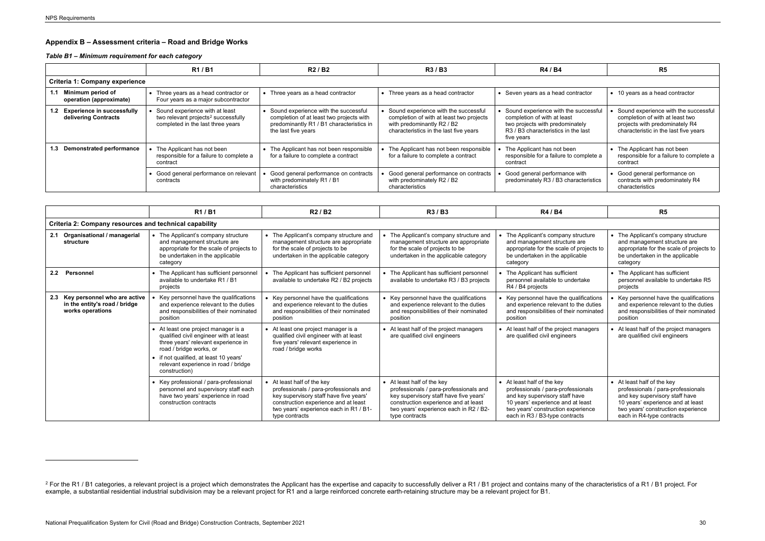## Appendix B – Assessment criteria – Road and Bridge Works

### *Table B1 – Minimum requirement for each category*

| | R1 / B1 | R2 / B2 | R3 / B3 | R4 / B4 | R5 |
|---|---|---|---|---|---|
| **Criteria 1: Company experience** | | | | | |
| **1.1 Minimum period of operation (approximate)** | • Three years as a head contractor or Four years as a major subcontractor | • Three years as a head contractor | • Three years as a head contractor | • Seven years as a head contractor | • 10 years as a head contractor |
| **1.2 Experience in successfully delivering Contracts** | • Sound experience with at least two relevant projects[2] successfully completed in the last three years | • Sound experience with the successful completion of at least two projects with predominantly R1 / B1 characteristics in the last five years | • Sound experience with the successful completion of with at least two projects with predominantly R2 / B2 characteristics in the last five years | • Sound experience with the successful completion of with at least two projects with predominately R3 / B3 characteristics in the last five years | • Sound experience with the successful completion of with at least two projects with predominately R4 characteristic in the last five years |
| **1.3 Demonstrated performance** | • The Applicant has not been responsible for a failure to complete a contract | • The Applicant has not been responsible for a failure to complete a contract | • The Applicant has not been responsible for a failure to complete a contract | • The Applicant has not been responsible for a failure to complete a contract | • The Applicant has not been responsible for a failure to complete a contract |
| | • Good general performance on relevant contracts | • Good general performance on contracts with predominately R1 / B1 characteristics | • Good general performance on contracts with predominately R2 / B2 characteristics | • Good general performance with predominately R3 / B3 characteristics | • Good general performance on contracts with predominately R4 characteristics |

| | R1 / B1 | R2 / B2 | R3 / B3 | R4 / B4 | R5 |
|---|---|---|---|---|---|
| **Criteria 2: Company resources and technical capability** | | | | | |
| **2.1 Organisational / managerial structure** | • The Applicant's company structure and management structure are appropriate for the scale of projects to be undertaken in the applicable category | • The Applicant's company structure and management structure are appropriate for the scale of projects to be undertaken in the applicable category | • The Applicant's company structure and management structure are appropriate for the scale of projects to be undertaken in the applicable category | • The Applicant's company structure and management structure are appropriate for the scale of projects to be undertaken in the applicable category | • The Applicant's company structure and management structure are appropriate for the scale of projects to be undertaken in the applicable category |
| **2.2 Personnel** | • The Applicant has sufficient personnel available to undertake R1 / B1 projects | • The Applicant has sufficient personnel available to undertake R2 / B2 projects | • The Applicant has sufficient personnel available to undertake R3 / B3 projects | • The Applicant has sufficient personnel available to undertake R4 / B4 projects | • The Applicant has sufficient personnel available to undertake R5 projects |
| **2.3 Key personnel who are active in the entity's road / bridge works operations** | • Key personnel have the qualifications and experience relevant to the duties and responsibilities of their nominated position | • Key personnel have the qualifications and experience relevant to the duties and responsibilities of their nominated position | • Key personnel have the qualifications and experience relevant to the duties and responsibilities of their nominated position | • Key personnel have the qualifications and experience relevant to the duties and responsibilities of their nominated position | • Key personnel have the qualifications and experience relevant to the duties and responsibilities of their nominated position |
| | • At least one project manager is a qualified civil engineer with at least three years' relevant experience in road / bridge works, or<br>• if not qualified, at least 10 years' relevant experience in road / bridge construction) | • At least one project manager is a qualified civil engineer with at least five years' relevant experience in road / bridge works | • At least half of the project managers are qualified civil engineers | • At least half of the project managers are qualified civil engineers | • At least half of the project managers are qualified civil engineers |
| | • Key professional / para-professional personnel and supervisory staff each have two years' experience in road construction contracts | • At least half of the key professionals / para-professionals and key supervisory staff have five years' construction experience and at least two years' experience each in R1 / B1-type contracts | • At least half of the key professionals / para-professionals and key supervisory staff have five years' construction experience and at least two years' experience each in R2 / B2-type contracts | • At least half of the key professionals / para-professionals and key supervisory staff have 10 years' experience and at least two years' construction experience each in R3 / B3-type contracts | • At least half of the key professionals / para-professionals and key supervisory staff have 10 years' experience and at least two years' construction experience each in R4-type contracts |

[2] For the R1 / B1 categories, a relevant project is a project which demonstrates the Applicant has the expertise and capacity to successfully deliver a R1 / B1 project and contains many of the characteristics of a R1 / B1 project. For example, a substantial residential industrial subdivision may be a relevant project for R1 and a large reinforced concrete earth-retaining structure may be a relevant project for B1.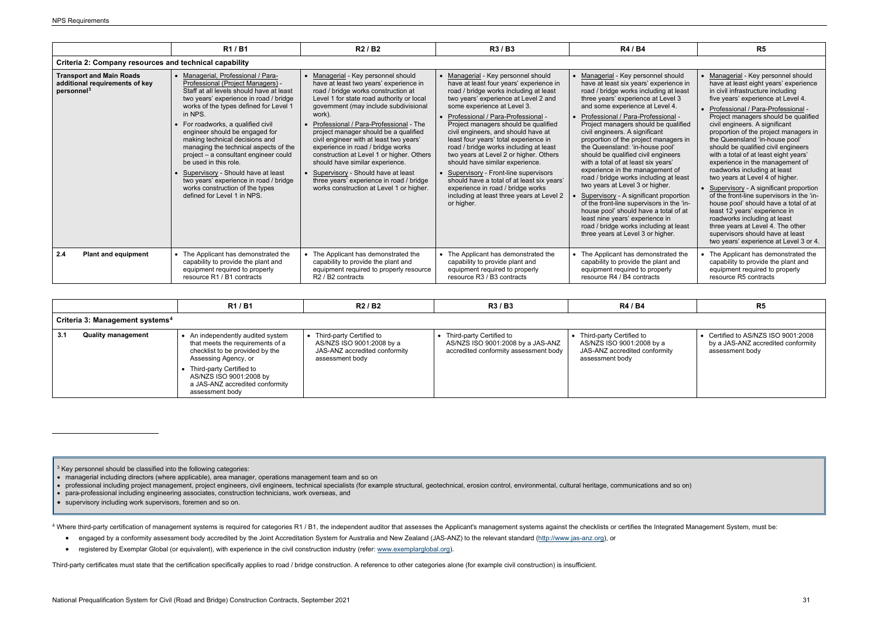| | R1 / B1 | R2 / B2 | R3 / B3 | R4 / B4 | R5 |
|---|---|---|---|---|---|
| **Criteria 2: Company resources and technical capability** | | | | | |
| **Transport and Main Roads additional requirements of key personnel**[3] | • Managerial, Professional / Para-Professional (Project Managers) - Staff at all levels should have at least two years' experience in road / bridge works of the types defined for Level 1 in NPS.<br>• For roadworks, a qualified civil engineer should be engaged for making technical decisions and managing the technical aspects of the project – a consultant engineer could be used in this role.<br>• Supervisory - Should have at least two years' experience in road / bridge works construction of the types defined for Level 1 in NPS. | • Managerial - Key personnel should have at least two years' experience in road / bridge works construction at Level 1 for state road authority or local government (may include subdivisional work).<br>• Professional / Para-Professional - The project manager should be a qualified civil engineer with at least two years' experience in road / bridge works construction at Level 1 or higher. Others should have similar experience.<br>• Supervisory - Should have at least three years' experience in road / bridge works construction at Level 1 or higher. | • Managerial - Key personnel should have at least four years' experience in road / bridge works including at least two years' experience at Level 2 and some experience at Level 3.<br>• Professional / Para-Professional - Project managers should be qualified civil engineers, and should have at least four years' total experience in road / bridge works including at least two years at Level 2 or higher. Others should have similar experience.<br>• Supervisory - Front-line supervisors should have a total of at least six years' experience in road / bridge works including at least three years at Level 2 or higher. | • Managerial - Key personnel should have at least six years' experience in road / bridge works including at least three years' experience at Level 3 and some experience at Level 4.<br>• Professional / Para-Professional - Project managers should be qualified civil engineers. A significant proportion of the project managers in the Queensland: 'in-house pool' should be qualified civil engineers with a total of at least six years' experience in the management of road / bridge works including at least two years at Level 3 or higher.<br>• Supervisory - A significant proportion of the front-line supervisors in the 'in-house pool' should have a total of at least nine years' experience in road / bridge works including at least three years at Level 3 or higher. | • Managerial - Key personnel should have at least eight years' experience in civil infrastructure including five years' experience at Level 4.<br>• Professional / Para-Professional - Project managers should be qualified civil engineers. A significant proportion of the project managers in the Queensland 'in-house pool' should be qualified civil engineers with a total of at least eight years' experience in the management of roadworks including at least two years at Level 4 of higher.<br>• Supervisory - A significant proportion of the front-line supervisors in the 'in-house pool' should have a total of at least 12 years' experience in roadworks including at least three years at Level 4. The other supervisors should have at least two years' experience at Level 3 or 4. |
| **2.4 Plant and equipment** | • The Applicant has demonstrated the capability to provide the plant and equipment required to properly resource R1 / B1 contracts | • The Applicant has demonstrated the capability to provide the plant and equipment required to properly resource R2 / B2 contracts | • The Applicant has demonstrated the capability to provide plant and equipment required to properly resource R3 / B3 contracts | • The Applicant has demonstrated the capability to provide the plant and equipment required to properly resource R4 / B4 contracts | • The Applicant has demonstrated the capability to provide the plant and equipment required to properly resource R5 contracts |

| | R1 / B1 | R2 / B2 | R3 / B3 | R4 / B4 | R5 |
|---|---|---|---|---|---|
| **Criteria 3: Management systems**[4] | | | | | |
| **3.1 Quality management** | • An independently audited system that meets the requirements of a checklist to be provided by the Assessing Agency, or<br>• Third-party Certified to AS/NZS ISO 9001:2008 by a JAS-ANZ accredited conformity assessment body | • Third-party Certified to AS/NZS ISO 9001:2008 by a JAS-ANZ accredited conformity assessment body | • Third-party Certified to AS/NZS ISO 9001:2008 by a JAS-ANZ accredited conformity assessment body | • Third-party Certified to AS/NZS ISO 9001:2008 by a JAS-ANZ accredited conformity assessment body | • Certified to AS/NZS ISO 9001:2008 by a JAS-ANZ accredited conformity assessment body |

[3] Key personnel should be classified into the following categories:

- managerial including directors (where applicable), area manager, operations management team and so on
- professional including project management, project engineers, civil engineers, technical specialists (for example structural, geotechnical, erosion control, environmental, cultural heritage, communications and so on)
- para-professional including engineering associates, construction technicians, work overseas, and
- supervisory including work supervisors, foremen and so on.

[4] Where third-party certification of management systems is required for categories R1 / B1, the independent auditor that assesses the Applicant's management systems against the checklists or certifies the Integrated Management System, must be:

- engaged by a conformity assessment body accredited by the Joint Accreditation System for Australia and New Zealand (JAS-ANZ) to the relevant standard (http://www.jas-anz.org), or
- registered by Exemplar Global (or equivalent), with experience in the civil construction industry (refer: www.exemplarglobal.org).

Third-party certificates must state that the certification specifically applies to road / bridge construction. A reference to other categories alone (for example civil construction) is insufficient.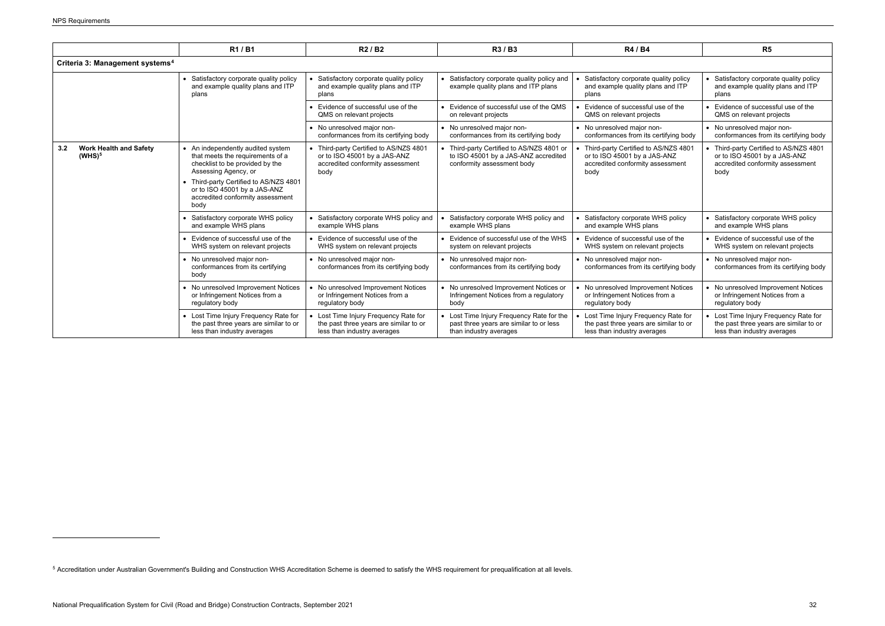| | R1 / B1 | R2 / B2 | R3 / B3 | R4 / B4 | R5 |
|---|---|---|---|---|---|
| **Criteria 3: Management systems[4]** | | | | | |
| | • Satisfactory corporate quality policy and example quality plans and ITP plans | • Satisfactory corporate quality policy and example quality plans and ITP plans | • Satisfactory corporate quality policy and example quality plans and ITP plans | • Satisfactory corporate quality policy and example quality plans and ITP plans | • Satisfactory corporate quality policy and example quality plans and ITP plans |
| | | • Evidence of successful use of the QMS on relevant projects | • Evidence of successful use of the QMS on relevant projects | • Evidence of successful use of the QMS on relevant projects | • Evidence of successful use of the QMS on relevant projects |
| | | • No unresolved major non-conformances from its certifying body | • No unresolved major non-conformances from its certifying body | • No unresolved major non-conformances from its certifying body | • No unresolved major non-conformances from its certifying body |
| **3.2 Work Health and Safety (WHS)[5]** | • An independently audited system that meets the requirements of a checklist to be provided by the Assessing Agency, or<br>• Third-party Certified to AS/NZS 4801 or to ISO 45001 by a JAS-ANZ accredited conformity assessment body | • Third-party Certified to AS/NZS 4801 or to ISO 45001 by a JAS-ANZ accredited conformity assessment body | • Third-party Certified to AS/NZS 4801 or to ISO 45001 by a JAS-ANZ accredited conformity assessment body | • Third-party Certified to AS/NZS 4801 or to ISO 45001 by a JAS-ANZ accredited conformity assessment body | • Third-party Certified to AS/NZS 4801 or to ISO 45001 by a JAS-ANZ accredited conformity assessment body |
| | • Satisfactory corporate WHS policy and example WHS plans | • Satisfactory corporate WHS policy and example WHS plans | • Satisfactory corporate WHS policy and example WHS plans | • Satisfactory corporate WHS policy and example WHS plans | • Satisfactory corporate WHS policy and example WHS plans |
| | • Evidence of successful use of the WHS system on relevant projects | • Evidence of successful use of the WHS system on relevant projects | • Evidence of successful use of the WHS system on relevant projects | • Evidence of successful use of the WHS system on relevant projects | • Evidence of successful use of the WHS system on relevant projects |
| | • No unresolved major non-conformances from its certifying body | • No unresolved major non-conformances from its certifying body | • No unresolved major non-conformances from its certifying body | • No unresolved major non-conformances from its certifying body | • No unresolved major non-conformances from its certifying body |
| | • No unresolved Improvement Notices or Infringement Notices from a regulatory body | • No unresolved Improvement Notices or Infringement Notices from a regulatory body | • No unresolved Improvement Notices or Infringement Notices from a regulatory body | • No unresolved Improvement Notices or Infringement Notices from a regulatory body | • No unresolved Improvement Notices or Infringement Notices from a regulatory body |
| | • Lost Time Injury Frequency Rate for the past three years are similar to or less than industry averages | • Lost Time Injury Frequency Rate for the past three years are similar to or less than industry averages | • Lost Time Injury Frequency Rate for the past three years are similar to or less than industry averages | • Lost Time Injury Frequency Rate for the past three years are similar to or less than industry averages | • Lost Time Injury Frequency Rate for the past three years are similar to or less than industry averages |

[5] Accreditation under Australian Government's Building and Construction WHS Accreditation Scheme is deemed to satisfy the WHS requirement for prequalification at all levels.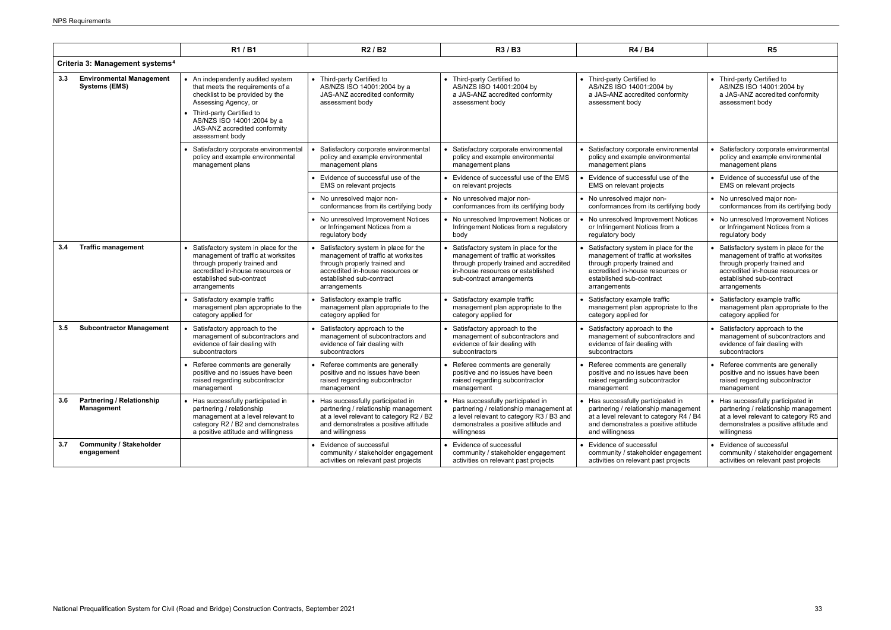| | | R1 / B1 | R2 / B2 | R3 / B3 | R4 / B4 | R5 |
|---|---|---|---|---|---|---|
| **Criteria 3: Management systems[4]** | | | | | | |
| **3.3** | **Environmental Management Systems (EMS)** | • An independently audited system that meets the requirements of a checklist to be provided by the Assessing Agency, or<br>• Third-party Certified to AS/NZS ISO 14001:2004 by a JAS-ANZ accredited conformity assessment body | • Third-party Certified to AS/NZS ISO 14001:2004 by a JAS-ANZ accredited conformity assessment body | • Third-party Certified to AS/NZS ISO 14001:2004 by a JAS-ANZ accredited conformity assessment body | • Third-party Certified to AS/NZS ISO 14001:2004 by a JAS-ANZ accredited conformity assessment body | • Third-party Certified to AS/NZS ISO 14001:2004 by a JAS-ANZ accredited conformity assessment body |
| | | • Satisfactory corporate environmental policy and example environmental management plans | • Satisfactory corporate environmental policy and example environmental management plans | • Satisfactory corporate environmental policy and example environmental management plans | • Satisfactory corporate environmental policy and example environmental management plans | • Satisfactory corporate environmental policy and example environmental management plans |
| | | | • Evidence of successful use of the EMS on relevant projects | • Evidence of successful use of the EMS on relevant projects | • Evidence of successful use of the EMS on relevant projects | • Evidence of successful use of the EMS on relevant projects |
| | | | • No unresolved major non-conformances from its certifying body | • No unresolved major non-conformances from its certifying body | • No unresolved major non-conformances from its certifying body | • No unresolved major non-conformances from its certifying body |
| | | | • No unresolved Improvement Notices or Infringement Notices from a regulatory body | • No unresolved Improvement Notices or Infringement Notices from a regulatory body | • No unresolved Improvement Notices or Infringement Notices from a regulatory body | • No unresolved Improvement Notices or Infringement Notices from a regulatory body |
| **3.4** | **Traffic management** | • Satisfactory system in place for the management of traffic at worksites through properly trained and accredited in-house resources or established sub-contract arrangements | • Satisfactory system in place for the management of traffic at worksites through properly trained and accredited in-house resources or established sub-contract arrangements | • Satisfactory system in place for the management of traffic at worksites through properly trained and accredited in-house resources or established sub-contract arrangements | • Satisfactory system in place for the management of traffic at worksites through properly trained and accredited in-house resources or established sub-contract arrangements | • Satisfactory system in place for the management of traffic at worksites through properly trained and accredited in-house resources or established sub-contract arrangements |
| | | • Satisfactory example traffic management plan appropriate to the category applied for | • Satisfactory example traffic management plan appropriate to the category applied for | • Satisfactory example traffic management plan appropriate to the category applied for | • Satisfactory example traffic management plan appropriate to the category applied for | • Satisfactory example traffic management plan appropriate to the category applied for |
| **3.5** | **Subcontractor Management** | • Satisfactory approach to the management of subcontractors and evidence of fair dealing with subcontractors | • Satisfactory approach to the management of subcontractors and evidence of fair dealing with subcontractors | • Satisfactory approach to the management of subcontractors and evidence of fair dealing with subcontractors | • Satisfactory approach to the management of subcontractors and evidence of fair dealing with subcontractors | • Satisfactory approach to the management of subcontractors and evidence of fair dealing with subcontractors |
| | | • Referee comments are generally positive and no issues have been raised regarding subcontractor management | • Referee comments are generally positive and no issues have been raised regarding subcontractor management | • Referee comments are generally positive and no issues have been raised regarding subcontractor management | • Referee comments are generally positive and no issues have been raised regarding subcontractor management | • Referee comments are generally positive and no issues have been raised regarding subcontractor management |
| **3.6** | **Partnering / Relationship Management** | • Has successfully participated in partnering / relationship management at a level relevant to category R2 / B2 and demonstrates a positive attitude and willingness | • Has successfully participated in partnering / relationship management at a level relevant to category R2 / B2 and demonstrates a positive attitude and willingness | • Has successfully participated in partnering / relationship management at a level relevant to category R3 / B3 and demonstrates a positive attitude and willingness | • Has successfully participated in partnering / relationship management at a level relevant to category R4 / B4 and demonstrates a positive attitude and willingness | • Has successfully participated in partnering / relationship management at a level relevant to category R5 and demonstrates a positive attitude and willingness |
| **3.7** | **Community / Stakeholder engagement** | | • Evidence of successful community / stakeholder engagement activities on relevant past projects | • Evidence of successful community / stakeholder engagement activities on relevant past projects | • Evidence of successful community / stakeholder engagement activities on relevant past projects | • Evidence of successful community / stakeholder engagement activities on relevant past projects |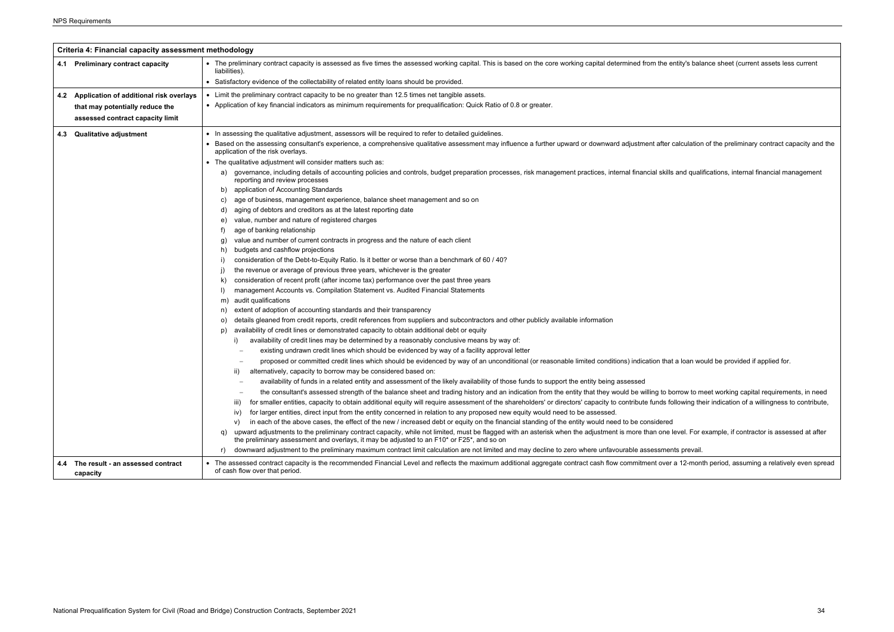| Criteria 4: Financial capacity assessment methodology | |
|---|---|
| **4.1 Preliminary contract capacity** | • The preliminary contract capacity is assessed as five times the assessed working capital. This is based on the core working capital determined from the entity's balance sheet (current assets less current liabilities).<br>• Satisfactory evidence of the collectability of related entity loans should be provided. |
| **4.2 Application of additional risk overlays that may potentially reduce the assessed contract capacity limit** | • Limit the preliminary contract capacity to be no greater than 12.5 times net tangible assets.<br>• Application of key financial indicators as minimum requirements for prequalification: Quick Ratio of 0.8 or greater. |
| **4.3 Qualitative adjustment** | • In assessing the qualitative adjustment, assessors will be required to refer to detailed guidelines.<br>• Based on the assessing consultant's experience, a comprehensive qualitative assessment may influence a further upward or downward adjustment after calculation of the preliminary contract capacity and the application of the risk overlays.<br>• The qualitative adjustment will consider matters such as:<br>a) governance, including details of accounting policies and controls, budget preparation processes, risk management practices, internal financial skills and qualifications, internal financial management reporting and review processes<br>b) application of Accounting Standards<br>c) age of business, management experience, balance sheet management and so on<br>d) aging of debtors and creditors as at the latest reporting date<br>e) value, number and nature of registered charges<br>f) age of banking relationship<br>g) value and number of current contracts in progress and the nature of each client<br>h) budgets and cashflow projections<br>i) consideration of the Debt-to-Equity Ratio. Is it better or worse than a benchmark of 60 / 40?<br>j) the revenue or average of previous three years, whichever is the greater<br>k) consideration of recent profit (after income tax) performance over the past three years<br>l) management Accounts vs. Compilation Statement vs. Audited Financial Statements<br>m) audit qualifications<br>n) extent of adoption of accounting standards and their transparency<br>o) details gleaned from credit reports, credit references from suppliers and subcontractors and other publicly available information<br>p) availability of credit lines or demonstrated capacity to obtain additional debt or equity<br>i) availability of credit lines may be determined by a reasonably conclusive means by way of:<br>– existing undrawn credit lines which should be evidenced by way of a facility approval letter<br>– proposed or committed credit lines which should be evidenced by way of an unconditional (or reasonable limited conditions) indication that a loan would be provided if applied for.<br>ii) alternatively, capacity to borrow may be considered based on:<br>– availability of funds in a related entity and assessment of the likely availability of those funds to support the entity being assessed<br>– the consultant's assessed strength of the balance sheet and trading history and an indication from the entity that they would be willing to borrow to meet working capital requirements, in need<br>iii) for smaller entities, capacity to obtain additional equity will require assessment of the shareholders' or directors' capacity to contribute funds following their indication of a willingness to contribute,<br>iv) for larger entities, direct input from the entity concerned in relation to any proposed new equity would need to be assessed.<br>v) in each of the above cases, the effect of the new / increased debt or equity on the financial standing of the entity would need to be considered<br>q) upward adjustments to the preliminary contract capacity, while not limited, must be flagged with an asterisk when the adjustment is more than one level. For example, if contractor is assessed at after the preliminary assessment and overlays, it may be adjusted to an F10* or F25*, and so on<br>r) downward adjustment to the preliminary maximum contract limit calculation are not limited and may decline to zero where unfavourable assessments prevail. |
| **4.4 The result - an assessed contract capacity** | • The assessed contract capacity is the recommended Financial Level and reflects the maximum additional aggregate contract cash flow commitment over a 12-month period, assuming a relatively even spread of cash flow over that period. |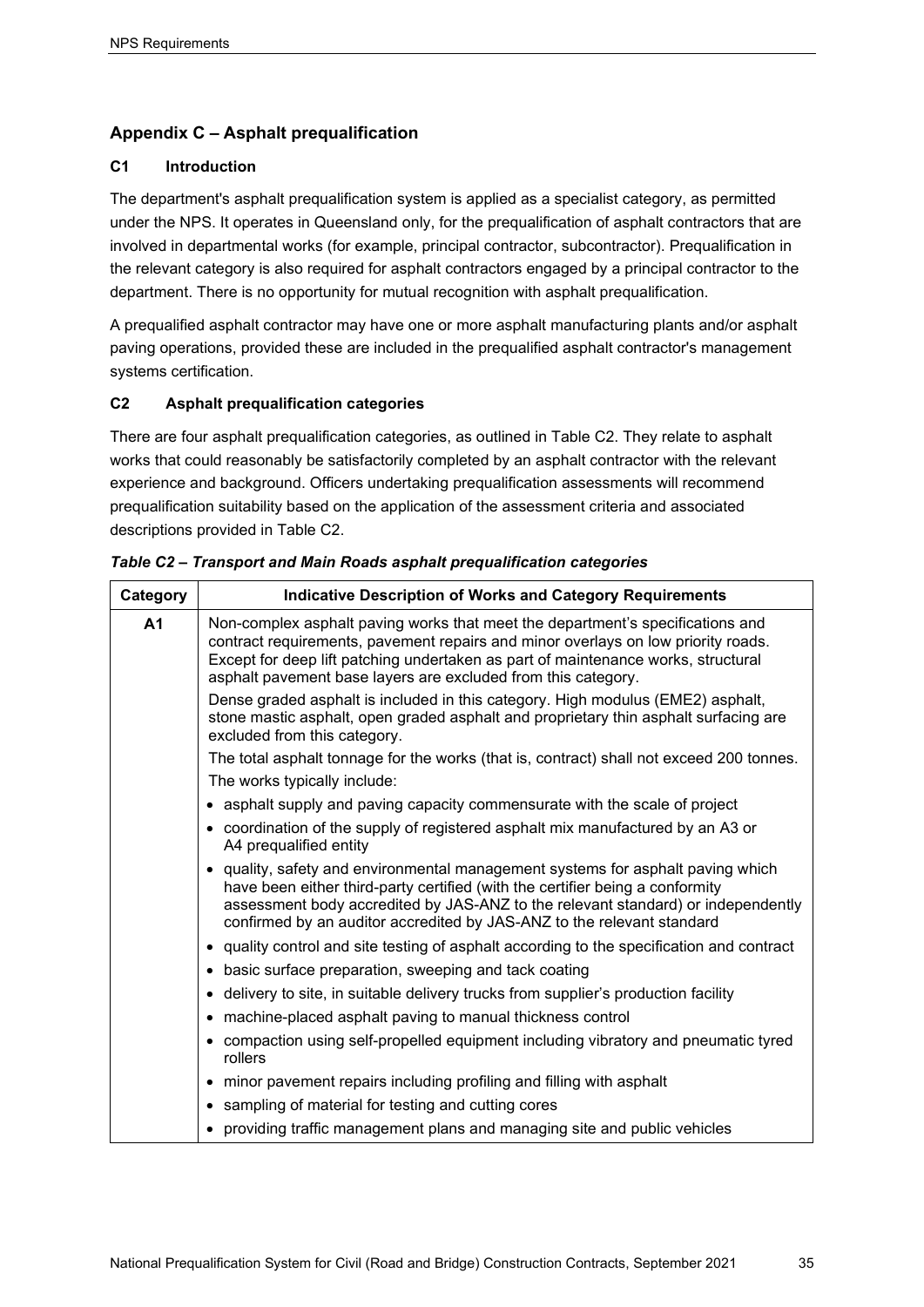## Appendix C – Asphalt prequalification

### C1 Introduction

The department's asphalt prequalification system is applied as a specialist category, as permitted under the NPS. It operates in Queensland only, for the prequalification of asphalt contractors that are involved in departmental works (for example, principal contractor, subcontractor). Prequalification in the relevant category is also required for asphalt contractors engaged by a principal contractor to the department. There is no opportunity for mutual recognition with asphalt prequalification.

A prequalified asphalt contractor may have one or more asphalt manufacturing plants and/or asphalt paving operations, provided these are included in the prequalified asphalt contractor's management systems certification.

### C2 Asphalt prequalification categories

There are four asphalt prequalification categories, as outlined in Table C2. They relate to asphalt works that could reasonably be satisfactorily completed by an asphalt contractor with the relevant experience and background. Officers undertaking prequalification assessments will recommend prequalification suitability based on the application of the assessment criteria and associated descriptions provided in Table C2.

***Table C2 – Transport and Main Roads asphalt prequalification categories***

| Category | Indicative Description of Works and Category Requirements |
|---|---|
| **A1** | Non-complex asphalt paving works that meet the department's specifications and contract requirements, pavement repairs and minor overlays on low priority roads. Except for deep lift patching undertaken as part of maintenance works, structural asphalt pavement base layers are excluded from this category.<br><br>Dense graded asphalt is included in this category. High modulus (EME2) asphalt, stone mastic asphalt, open graded asphalt and proprietary thin asphalt surfacing are excluded from this category.<br><br>The total asphalt tonnage for the works (that is, contract) shall not exceed 200 tonnes.<br><br>The works typically include:<br>• asphalt supply and paving capacity commensurate with the scale of project<br>• coordination of the supply of registered asphalt mix manufactured by an A3 or A4 prequalified entity<br>• quality, safety and environmental management systems for asphalt paving which have been either third-party certified (with the certifier being a conformity assessment body accredited by JAS-ANZ to the relevant standard) or independently confirmed by an auditor accredited by JAS-ANZ to the relevant standard<br>• quality control and site testing of asphalt according to the specification and contract<br>• basic surface preparation, sweeping and tack coating<br>• delivery to site, in suitable delivery trucks from supplier's production facility<br>• machine-placed asphalt paving to manual thickness control<br>• compaction using self-propelled equipment including vibratory and pneumatic tyred rollers<br>• minor pavement repairs including profiling and filling with asphalt<br>• sampling of material for testing and cutting cores<br>• providing traffic management plans and managing site and public vehicles |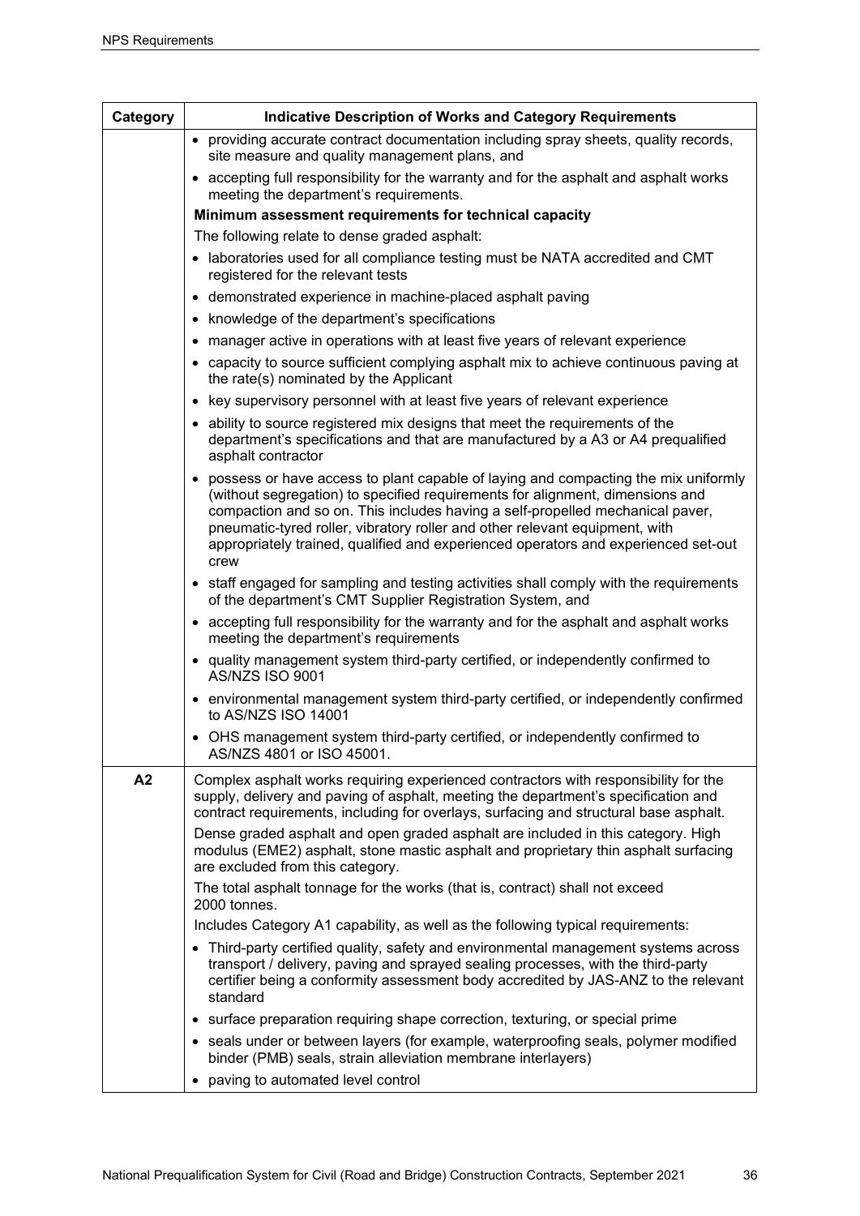| Category | Indicative Description of Works and Category Requirements |
|---|---|
| | • providing accurate contract documentation including spray sheets, quality records, site measure and quality management plans, and<br>• accepting full responsibility for the warranty and for the asphalt and asphalt works meeting the department's requirements.<br>**Minimum assessment requirements for technical capacity**<br>The following relate to dense graded asphalt:<br>• laboratories used for all compliance testing must be NATA accredited and CMT registered for the relevant tests<br>• demonstrated experience in machine-placed asphalt paving<br>• knowledge of the department's specifications<br>• manager active in operations with at least five years of relevant experience<br>• capacity to source sufficient complying asphalt mix to achieve continuous paving at the rate(s) nominated by the Applicant<br>• key supervisory personnel with at least five years of relevant experience<br>• ability to source registered mix designs that meet the requirements of the department's specifications and that are manufactured by a A3 or A4 prequalified asphalt contractor<br>• possess or have access to plant capable of laying and compacting the mix uniformly (without segregation) to specified requirements for alignment, dimensions and compaction and so on. This includes having a self-propelled mechanical paver, pneumatic-tyred roller, vibratory roller and other relevant equipment, with appropriately trained, qualified and experienced operators and experienced set-out crew<br>• staff engaged for sampling and testing activities shall comply with the requirements of the department's CMT Supplier Registration System, and<br>• accepting full responsibility for the warranty and for the asphalt and asphalt works meeting the department's requirements<br>• quality management system third-party certified, or independently confirmed to AS/NZS ISO 9001<br>• environmental management system third-party certified, or independently confirmed to AS/NZS ISO 14001<br>• OHS management system third-party certified, or independently confirmed to AS/NZS 4801 or ISO 45001. |
| **A2** | Complex asphalt works requiring experienced contractors with responsibility for the supply, delivery and paving of asphalt, meeting the department's specification and contract requirements, including for overlays, surfacing and structural base asphalt.<br>Dense graded asphalt and open graded asphalt are included in this category. High modulus (EME2) asphalt, stone mastic asphalt and proprietary thin asphalt surfacing are excluded from this category.<br>The total asphalt tonnage for the works (that is, contract) shall not exceed 2000 tonnes.<br>Includes Category A1 capability, as well as the following typical requirements:<br>• Third-party certified quality, safety and environmental management systems across transport / delivery, paving and sprayed sealing processes, with the third-party certifier being a conformity assessment body accredited by JAS-ANZ to the relevant standard<br>• surface preparation requiring shape correction, texturing, or special prime<br>• seals under or between layers (for example, waterproofing seals, polymer modified binder (PMB) seals, strain alleviation membrane interlayers)<br>• paving to automated level control |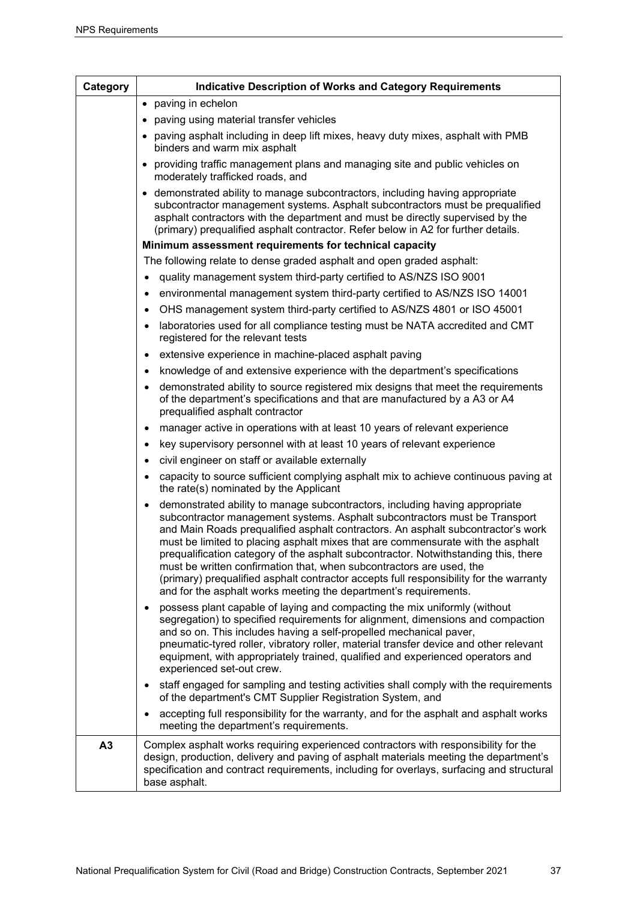| Category | Indicative Description of Works and Category Requirements |
|---|---|
| | • paving in echelon<br>• paving using material transfer vehicles<br>• paving asphalt including in deep lift mixes, heavy duty mixes, asphalt with PMB binders and warm mix asphalt<br>• providing traffic management plans and managing site and public vehicles on moderately trafficked roads, and<br>• demonstrated ability to manage subcontractors, including having appropriate subcontractor management systems. Asphalt subcontractors must be prequalified asphalt contractors with the department and must be directly supervised by the (primary) prequalified asphalt contractor. Refer below in A2 for further details.<br>**Minimum assessment requirements for technical capacity**<br>The following relate to dense graded asphalt and open graded asphalt:<br>• quality management system third-party certified to AS/NZS ISO 9001<br>• environmental management system third-party certified to AS/NZS ISO 14001<br>• OHS management system third-party certified to AS/NZS 4801 or ISO 45001<br>• laboratories used for all compliance testing must be NATA accredited and CMT registered for the relevant tests<br>• extensive experience in machine-placed asphalt paving<br>• knowledge of and extensive experience with the department's specifications<br>• demonstrated ability to source registered mix designs that meet the requirements of the department's specifications and that are manufactured by a A3 or A4 prequalified asphalt contractor<br>• manager active in operations with at least 10 years of relevant experience<br>• key supervisory personnel with at least 10 years of relevant experience<br>• civil engineer on staff or available externally<br>• capacity to source sufficient complying asphalt mix to achieve continuous paving at the rate(s) nominated by the Applicant<br>• demonstrated ability to manage subcontractors, including having appropriate subcontractor management systems. Asphalt subcontractors must be Transport and Main Roads prequalified asphalt contractors. An asphalt subcontractor's work must be limited to placing asphalt mixes that are commensurate with the asphalt prequalification category of the asphalt subcontractor. Notwithstanding this, there must be written confirmation that, when subcontractors are used, the (primary) prequalified asphalt contractor accepts full responsibility for the warranty and for the asphalt works meeting the department's requirements.<br>• possess plant capable of laying and compacting the mix uniformly (without segregation) to specified requirements for alignment, dimensions and compaction and so on. This includes having a self-propelled mechanical paver, pneumatic-tyred roller, vibratory roller, material transfer device and other relevant equipment, with appropriately trained, qualified and experienced operators and experienced set-out crew.<br>• staff engaged for sampling and testing activities shall comply with the requirements of the department's CMT Supplier Registration System, and<br>• accepting full responsibility for the warranty, and for the asphalt and asphalt works meeting the department's requirements. |
| **A3** | Complex asphalt works requiring experienced contractors with responsibility for the design, production, delivery and paving of asphalt materials meeting the department's specification and contract requirements, including for overlays, surfacing and structural base asphalt. |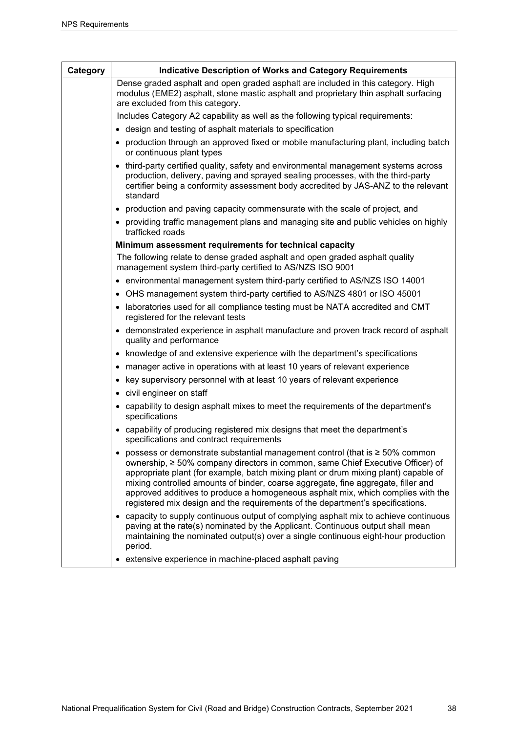| Category | Indicative Description of Works and Category Requirements |
|---|---|
| | Dense graded asphalt and open graded asphalt are included in this category. High modulus (EME2) asphalt, stone mastic asphalt and proprietary thin asphalt surfacing are excluded from this category.<br><br>Includes Category A2 capability as well as the following typical requirements:<br><br>• design and testing of asphalt materials to specification<br>• production through an approved fixed or mobile manufacturing plant, including batch or continuous plant types<br>• third-party certified quality, safety and environmental management systems across production, delivery, paving and sprayed sealing processes, with the third-party certifier being a conformity assessment body accredited by JAS-ANZ to the relevant standard<br>• production and paving capacity commensurate with the scale of project, and<br>• providing traffic management plans and managing site and public vehicles on highly trafficked roads<br><br>**Minimum assessment requirements for technical capacity**<br><br>The following relate to dense graded asphalt and open graded asphalt quality management system third-party certified to AS/NZS ISO 9001<br><br>• environmental management system third-party certified to AS/NZS ISO 14001<br>• OHS management system third-party certified to AS/NZS 4801 or ISO 45001<br>• laboratories used for all compliance testing must be NATA accredited and CMT registered for the relevant tests<br>• demonstrated experience in asphalt manufacture and proven track record of asphalt quality and performance<br>• knowledge of and extensive experience with the department's specifications<br>• manager active in operations with at least 10 years of relevant experience<br>• key supervisory personnel with at least 10 years of relevant experience<br>• civil engineer on staff<br>• capability to design asphalt mixes to meet the requirements of the department's specifications<br>• capability of producing registered mix designs that meet the department's specifications and contract requirements<br>• possess or demonstrate substantial management control (that is ≥ 50% common ownership, ≥ 50% company directors in common, same Chief Executive Officer) of appropriate plant (for example, batch mixing plant or drum mixing plant) capable of mixing controlled amounts of binder, coarse aggregate, fine aggregate, filler and approved additives to produce a homogeneous asphalt mix, which complies with the registered mix design and the requirements of the department's specifications.<br>• capacity to supply continuous output of complying asphalt mix to achieve continuous paving at the rate(s) nominated by the Applicant. Continuous output shall mean maintaining the nominated output(s) over a single continuous eight-hour production period.<br>• extensive experience in machine-placed asphalt paving |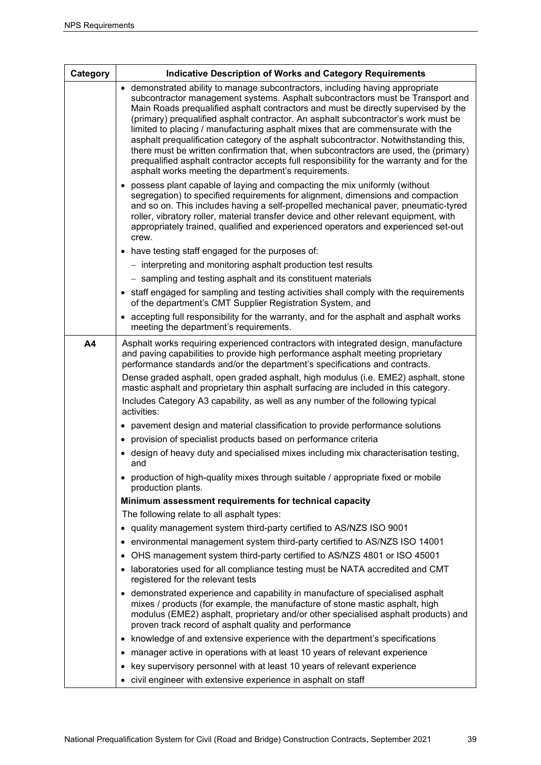| Category | Indicative Description of Works and Category Requirements |
|---|---|
| | • demonstrated ability to manage subcontractors, including having appropriate subcontractor management systems. Asphalt subcontractors must be Transport and Main Roads prequalified asphalt contractors and must be directly supervised by the (primary) prequalified asphalt contractor. An asphalt subcontractor's work must be limited to placing / manufacturing asphalt mixes that are commensurate with the asphalt prequalification category of the asphalt subcontractor. Notwithstanding this, there must be written confirmation that, when subcontractors are used, the (primary) prequalified asphalt contractor accepts full responsibility for the warranty and for the asphalt works meeting the department's requirements.<br>• possess plant capable of laying and compacting the mix uniformly (without segregation) to specified requirements for alignment, dimensions and compaction and so on. This includes having a self-propelled mechanical paver, pneumatic-tyred roller, vibratory roller, material transfer device and other relevant equipment, with appropriately trained, qualified and experienced operators and experienced set-out crew.<br>• have testing staff engaged for the purposes of:<br>– interpreting and monitoring asphalt production test results<br>– sampling and testing asphalt and its constituent materials<br>• staff engaged for sampling and testing activities shall comply with the requirements of the department's CMT Supplier Registration System, and<br>• accepting full responsibility for the warranty, and for the asphalt and asphalt works meeting the department's requirements. |
| **A4** | Asphalt works requiring experienced contractors with integrated design, manufacture and paving capabilities to provide high performance asphalt meeting proprietary performance standards and/or the department's specifications and contracts.<br>Dense graded asphalt, open graded asphalt, high modulus (i.e. EME2) asphalt, stone mastic asphalt and proprietary thin asphalt surfacing are included in this category.<br>Includes Category A3 capability, as well as any number of the following typical activities:<br>• pavement design and material classification to provide performance solutions<br>• provision of specialist products based on performance criteria<br>• design of heavy duty and specialised mixes including mix characterisation testing, and<br>• production of high-quality mixes through suitable / appropriate fixed or mobile production plants.<br>**Minimum assessment requirements for technical capacity**<br>The following relate to all asphalt types:<br>• quality management system third-party certified to AS/NZS ISO 9001<br>• environmental management system third-party certified to AS/NZS ISO 14001<br>• OHS management system third-party certified to AS/NZS 4801 or ISO 45001<br>• laboratories used for all compliance testing must be NATA accredited and CMT registered for the relevant tests<br>• demonstrated experience and capability in manufacture of specialised asphalt mixes / products (for example, the manufacture of stone mastic asphalt, high modulus (EME2) asphalt, proprietary and/or other specialised asphalt products) and proven track record of asphalt quality and performance<br>• knowledge of and extensive experience with the department's specifications<br>• manager active in operations with at least 10 years of relevant experience<br>• key supervisory personnel with at least 10 years of relevant experience<br>• civil engineer with extensive experience in asphalt on staff |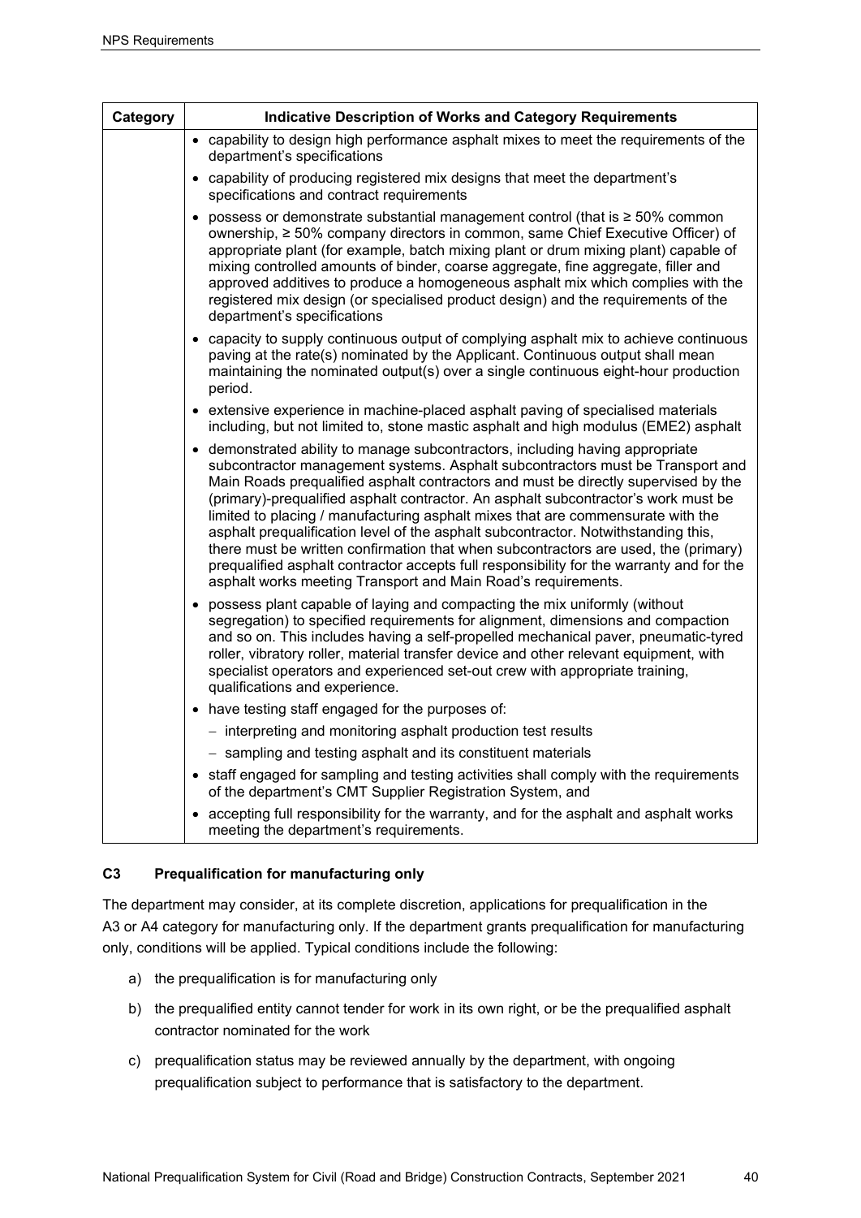| Category | Indicative Description of Works and Category Requirements |
|---|---|
| | • capability to design high performance asphalt mixes to meet the requirements of the department's specifications<br>• capability of producing registered mix designs that meet the department's specifications and contract requirements<br>• possess or demonstrate substantial management control (that is ≥ 50% common ownership, ≥ 50% company directors in common, same Chief Executive Officer) of appropriate plant (for example, batch mixing plant or drum mixing plant) capable of mixing controlled amounts of binder, coarse aggregate, fine aggregate, filler and approved additives to produce a homogeneous asphalt mix which complies with the registered mix design (or specialised product design) and the requirements of the department's specifications<br>• capacity to supply continuous output of complying asphalt mix to achieve continuous paving at the rate(s) nominated by the Applicant. Continuous output shall mean maintaining the nominated output(s) over a single continuous eight-hour production period.<br>• extensive experience in machine-placed asphalt paving of specialised materials including, but not limited to, stone mastic asphalt and high modulus (EME2) asphalt<br>• demonstrated ability to manage subcontractors, including having appropriate subcontractor management systems. Asphalt subcontractors must be Transport and Main Roads prequalified asphalt contractors and must be directly supervised by the (primary)-prequalified asphalt contractor. An asphalt subcontractor's work must be limited to placing / manufacturing asphalt mixes that are commensurate with the asphalt prequalification level of the asphalt subcontractor. Notwithstanding this, there must be written confirmation that when subcontractors are used, the (primary) prequalified asphalt contractor accepts full responsibility for the warranty and for the asphalt works meeting Transport and Main Road's requirements.<br>• possess plant capable of laying and compacting the mix uniformly (without segregation) to specified requirements for alignment, dimensions and compaction and so on. This includes having a self-propelled mechanical paver, pneumatic-tyred roller, vibratory roller, material transfer device and other relevant equipment, with specialist operators and experienced set-out crew with appropriate training, qualifications and experience.<br>• have testing staff engaged for the purposes of:<br>  – interpreting and monitoring asphalt production test results<br>  – sampling and testing asphalt and its constituent materials<br>• staff engaged for sampling and testing activities shall comply with the requirements of the department's CMT Supplier Registration System, and<br>• accepting full responsibility for the warranty, and for the asphalt and asphalt works meeting the department's requirements. |

### C3 Prequalification for manufacturing only

The department may consider, at its complete discretion, applications for prequalification in the A3 or A4 category for manufacturing only. If the department grants prequalification for manufacturing only, conditions will be applied. Typical conditions include the following:

a) the prequalification is for manufacturing only

b) the prequalified entity cannot tender for work in its own right, or be the prequalified asphalt contractor nominated for the work

c) prequalification status may be reviewed annually by the department, with ongoing prequalification subject to performance that is satisfactory to the department.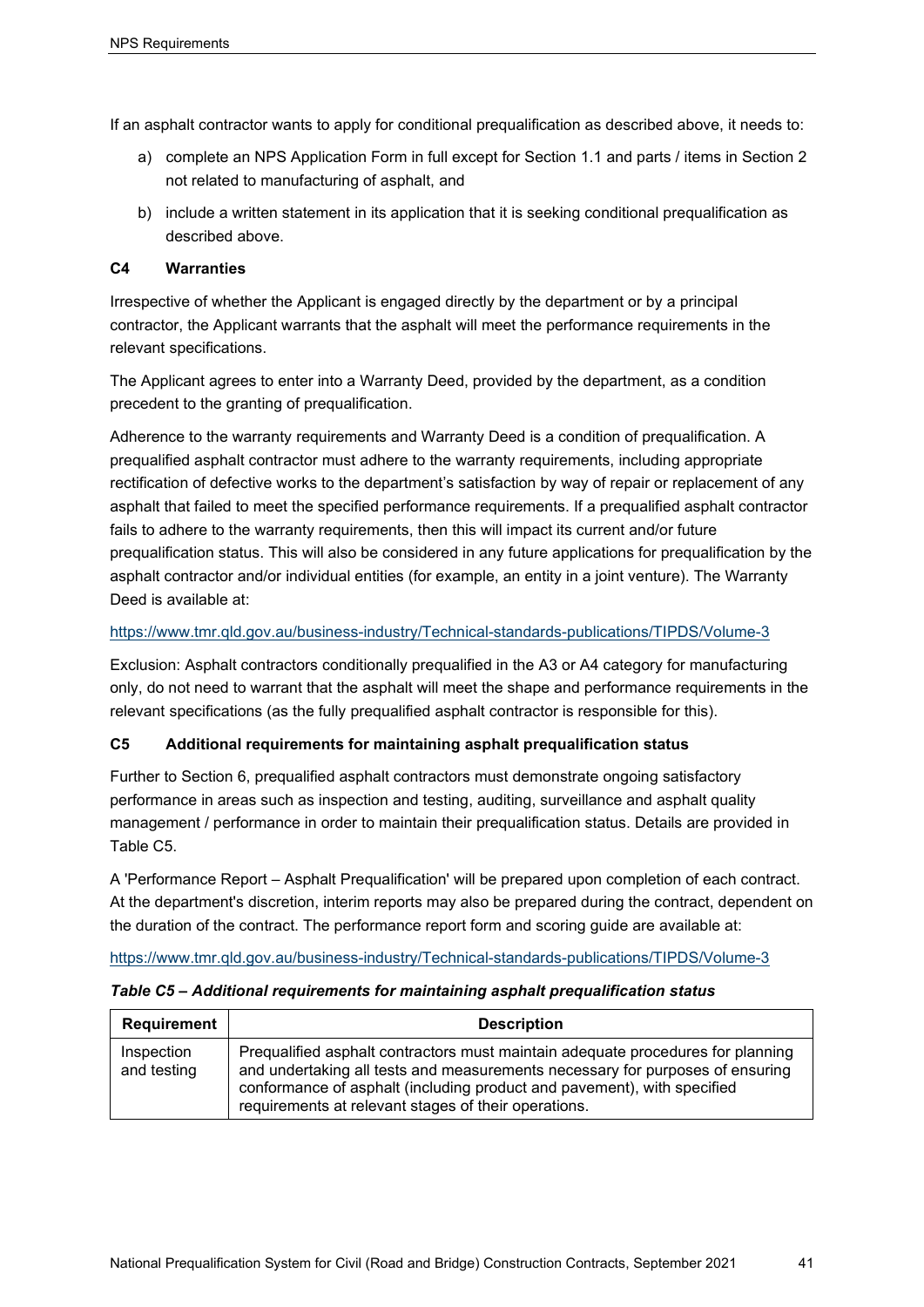If an asphalt contractor wants to apply for conditional prequalification as described above, it needs to:

a) complete an NPS Application Form in full except for Section 1.1 and parts / items in Section 2 not related to manufacturing of asphalt, and

b) include a written statement in its application that it is seeking conditional prequalification as described above.

### C4 Warranties

Irrespective of whether the Applicant is engaged directly by the department or by a principal contractor, the Applicant warrants that the asphalt will meet the performance requirements in the relevant specifications.

The Applicant agrees to enter into a Warranty Deed, provided by the department, as a condition precedent to the granting of prequalification.

Adherence to the warranty requirements and Warranty Deed is a condition of prequalification. A prequalified asphalt contractor must adhere to the warranty requirements, including appropriate rectification of defective works to the department's satisfaction by way of repair or replacement of any asphalt that failed to meet the specified performance requirements. If a prequalified asphalt contractor fails to adhere to the warranty requirements, then this will impact its current and/or future prequalification status. This will also be considered in any future applications for prequalification by the asphalt contractor and/or individual entities (for example, an entity in a joint venture). The Warranty Deed is available at:

https://www.tmr.qld.gov.au/business-industry/Technical-standards-publications/TIPDS/Volume-3

Exclusion: Asphalt contractors conditionally prequalified in the A3 or A4 category for manufacturing only, do not need to warrant that the asphalt will meet the shape and performance requirements in the relevant specifications (as the fully prequalified asphalt contractor is responsible for this).

### C5 Additional requirements for maintaining asphalt prequalification status

Further to Section 6, prequalified asphalt contractors must demonstrate ongoing satisfactory performance in areas such as inspection and testing, auditing, surveillance and asphalt quality management / performance in order to maintain their prequalification status. Details are provided in Table C5.

A 'Performance Report – Asphalt Prequalification' will be prepared upon completion of each contract. At the department's discretion, interim reports may also be prepared during the contract, dependent on the duration of the contract. The performance report form and scoring guide are available at:

https://www.tmr.qld.gov.au/business-industry/Technical-standards-publications/TIPDS/Volume-3

*Table C5 – Additional requirements for maintaining asphalt prequalification status*

| Requirement | Description |
|---|---|
| Inspection and testing | Prequalified asphalt contractors must maintain adequate procedures for planning and undertaking all tests and measurements necessary for purposes of ensuring conformance of asphalt (including product and pavement), with specified requirements at relevant stages of their operations. |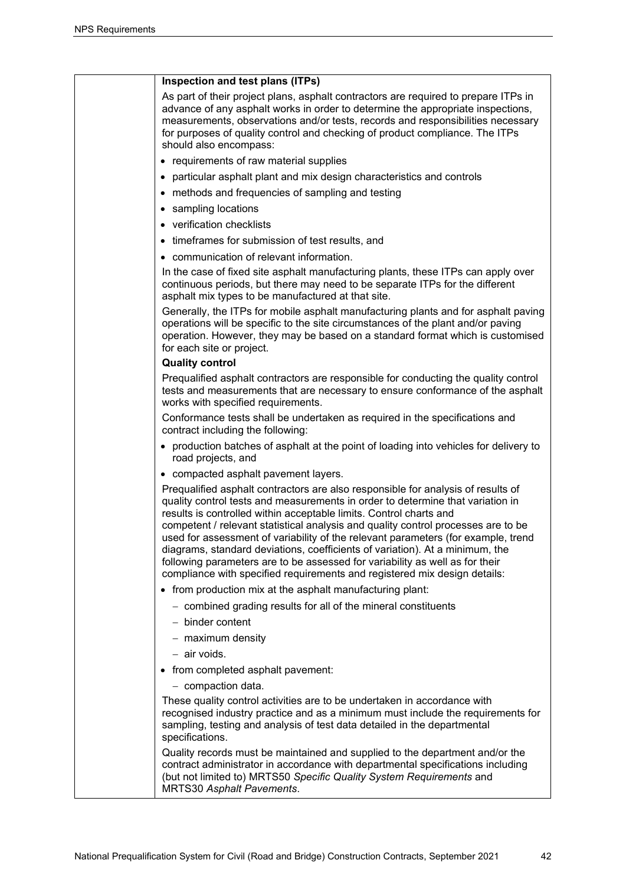**Inspection and test plans (ITPs)**

As part of their project plans, asphalt contractors are required to prepare ITPs in advance of any asphalt works in order to determine the appropriate inspections, measurements, observations and/or tests, records and responsibilities necessary for purposes of quality control and checking of product compliance. The ITPs should also encompass:

- requirements of raw material supplies
- particular asphalt plant and mix design characteristics and controls
- methods and frequencies of sampling and testing
- sampling locations
- verification checklists
- timeframes for submission of test results, and
- communication of relevant information.

In the case of fixed site asphalt manufacturing plants, these ITPs can apply over continuous periods, but there may need to be separate ITPs for the different asphalt mix types to be manufactured at that site.

Generally, the ITPs for mobile asphalt manufacturing plants and for asphalt paving operations will be specific to the site circumstances of the plant and/or paving operation. However, they may be based on a standard format which is customised for each site or project.

**Quality control**

Prequalified asphalt contractors are responsible for conducting the quality control tests and measurements that are necessary to ensure conformance of the asphalt works with specified requirements.

Conformance tests shall be undertaken as required in the specifications and contract including the following:

- production batches of asphalt at the point of loading into vehicles for delivery to road projects, and
- compacted asphalt pavement layers.

Prequalified asphalt contractors are also responsible for analysis of results of quality control tests and measurements in order to determine that variation in results is controlled within acceptable limits. Control charts and competent / relevant statistical analysis and quality control processes are to be used for assessment of variability of the relevant parameters (for example, trend diagrams, standard deviations, coefficients of variation). At a minimum, the following parameters are to be assessed for variability as well as for their compliance with specified requirements and registered mix design details:

- from production mix at the asphalt manufacturing plant:
  - combined grading results for all of the mineral constituents
  - binder content
  - maximum density
  - air voids.
- from completed asphalt pavement:
  - compaction data.

These quality control activities are to be undertaken in accordance with recognised industry practice and as a minimum must include the requirements for sampling, testing and analysis of test data detailed in the departmental specifications.

Quality records must be maintained and supplied to the department and/or the contract administrator in accordance with departmental specifications including (but not limited to) MRTS50 *Specific Quality System Requirements* and MRTS30 *Asphalt Pavements*.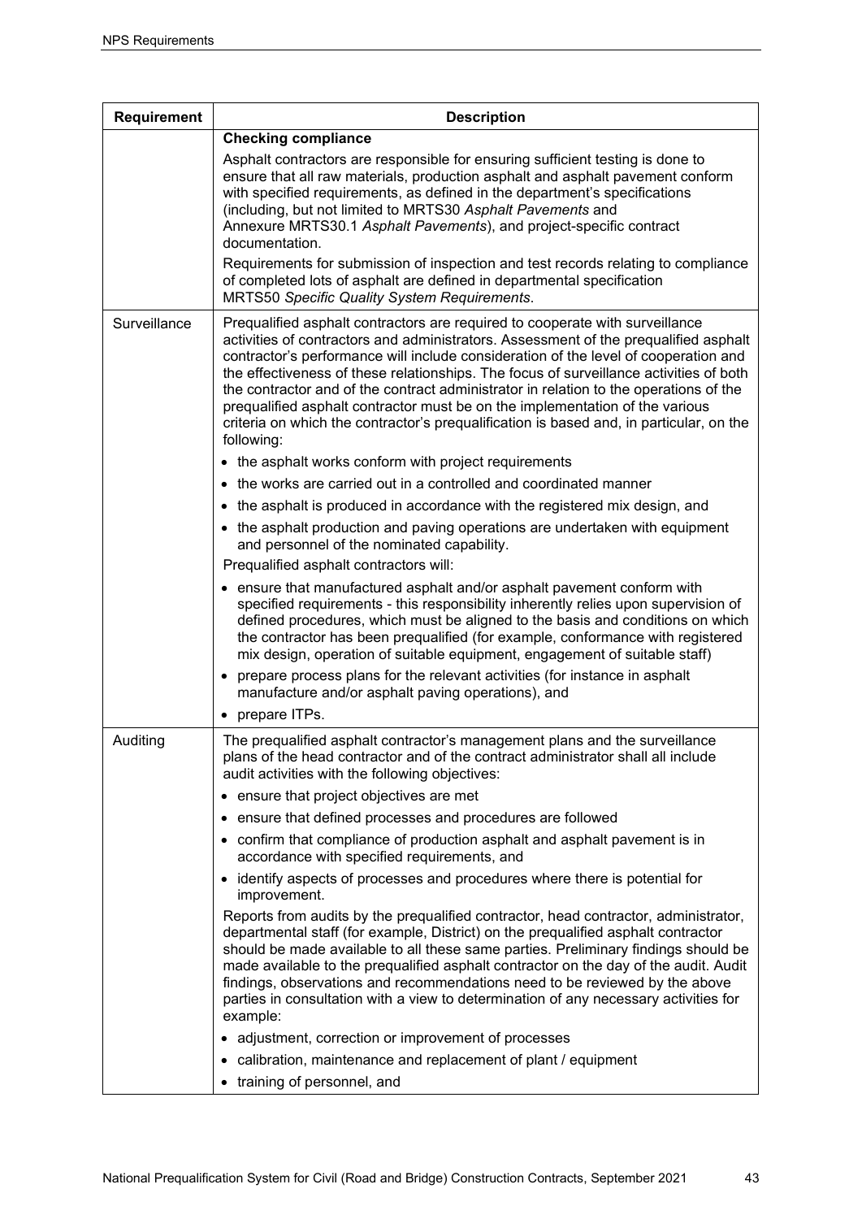| Requirement | Description |
|---|---|
| | **Checking compliance**<br><br>Asphalt contractors are responsible for ensuring sufficient testing is done to ensure that all raw materials, production asphalt and asphalt pavement conform with specified requirements, as defined in the department's specifications (including, but not limited to MRTS30 *Asphalt Pavements* and Annexure MRTS30.1 *Asphalt Pavements*), and project-specific contract documentation.<br><br>Requirements for submission of inspection and test records relating to compliance of completed lots of asphalt are defined in departmental specification MRTS50 *Specific Quality System Requirements*. |
| Surveillance | Prequalified asphalt contractors are required to cooperate with surveillance activities of contractors and administrators. Assessment of the prequalified asphalt contractor's performance will include consideration of the level of cooperation and the effectiveness of these relationships. The focus of surveillance activities of both the contractor and of the contract administrator in relation to the operations of the prequalified asphalt contractor must be on the implementation of the various criteria on which the contractor's prequalification is based and, in particular, on the following:<br><br>• the asphalt works conform with project requirements<br>• the works are carried out in a controlled and coordinated manner<br>• the asphalt is produced in accordance with the registered mix design, and<br>• the asphalt production and paving operations are undertaken with equipment and personnel of the nominated capability.<br><br>Prequalified asphalt contractors will:<br><br>• ensure that manufactured asphalt and/or asphalt pavement conform with specified requirements - this responsibility inherently relies upon supervision of defined procedures, which must be aligned to the basis and conditions on which the contractor has been prequalified (for example, conformance with registered mix design, operation of suitable equipment, engagement of suitable staff)<br>• prepare process plans for the relevant activities (for instance in asphalt manufacture and/or asphalt paving operations), and<br>• prepare ITPs. |
| Auditing | The prequalified asphalt contractor's management plans and the surveillance plans of the head contractor and of the contract administrator shall all include audit activities with the following objectives:<br><br>• ensure that project objectives are met<br>• ensure that defined processes and procedures are followed<br>• confirm that compliance of production asphalt and asphalt pavement is in accordance with specified requirements, and<br>• identify aspects of processes and procedures where there is potential for improvement.<br><br>Reports from audits by the prequalified contractor, head contractor, administrator, departmental staff (for example, District) on the prequalified asphalt contractor should be made available to all these same parties. Preliminary findings should be made available to the prequalified asphalt contractor on the day of the audit. Audit findings, observations and recommendations need to be reviewed by the above parties in consultation with a view to determination of any necessary activities for example:<br><br>• adjustment, correction or improvement of processes<br>• calibration, maintenance and replacement of plant / equipment<br>• training of personnel, and |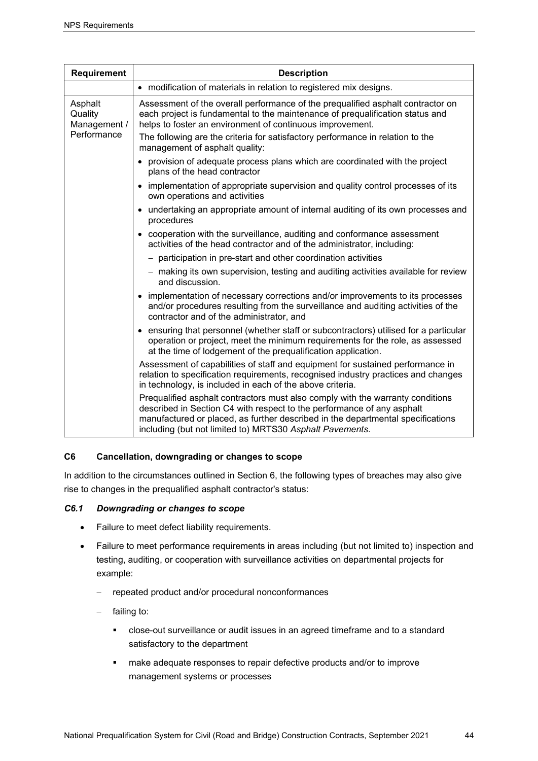| Requirement | Description |
|---|---|
| | • modification of materials in relation to registered mix designs. |
| Asphalt Quality Management / Performance | Assessment of the overall performance of the prequalified asphalt contractor on each project is fundamental to the maintenance of prequalification status and helps to foster an environment of continuous improvement.<br>The following are the criteria for satisfactory performance in relation to the management of asphalt quality:<br>• provision of adequate process plans which are coordinated with the project plans of the head contractor<br>• implementation of appropriate supervision and quality control processes of its own operations and activities<br>• undertaking an appropriate amount of internal auditing of its own processes and procedures<br>• cooperation with the surveillance, auditing and conformance assessment activities of the head contractor and of the administrator, including:<br>– participation in pre-start and other coordination activities<br>– making its own supervision, testing and auditing activities available for review and discussion.<br>• implementation of necessary corrections and/or improvements to its processes and/or procedures resulting from the surveillance and auditing activities of the contractor and of the administrator, and<br>• ensuring that personnel (whether staff or subcontractors) utilised for a particular operation or project, meet the minimum requirements for the role, as assessed at the time of lodgement of the prequalification application.<br>Assessment of capabilities of staff and equipment for sustained performance in relation to specification requirements, recognised industry practices and changes in technology, is included in each of the above criteria.<br>Prequalified asphalt contractors must also comply with the warranty conditions described in Section C4 with respect to the performance of any asphalt manufactured or placed, as further described in the departmental specifications including (but not limited to) MRTS30 *Asphalt Pavements*. |

### C6 Cancellation, downgrading or changes to scope

In addition to the circumstances outlined in Section 6, the following types of breaches may also give rise to changes in the prequalified asphalt contractor's status:

#### *C6.1 Downgrading or changes to scope*

- Failure to meet defect liability requirements.
- Failure to meet performance requirements in areas including (but not limited to) inspection and testing, auditing, or cooperation with surveillance activities on departmental projects for example:
  - repeated product and/or procedural nonconformances
  - failing to:
    - close-out surveillance or audit issues in an agreed timeframe and to a standard satisfactory to the department
    - make adequate responses to repair defective products and/or to improve management systems or processes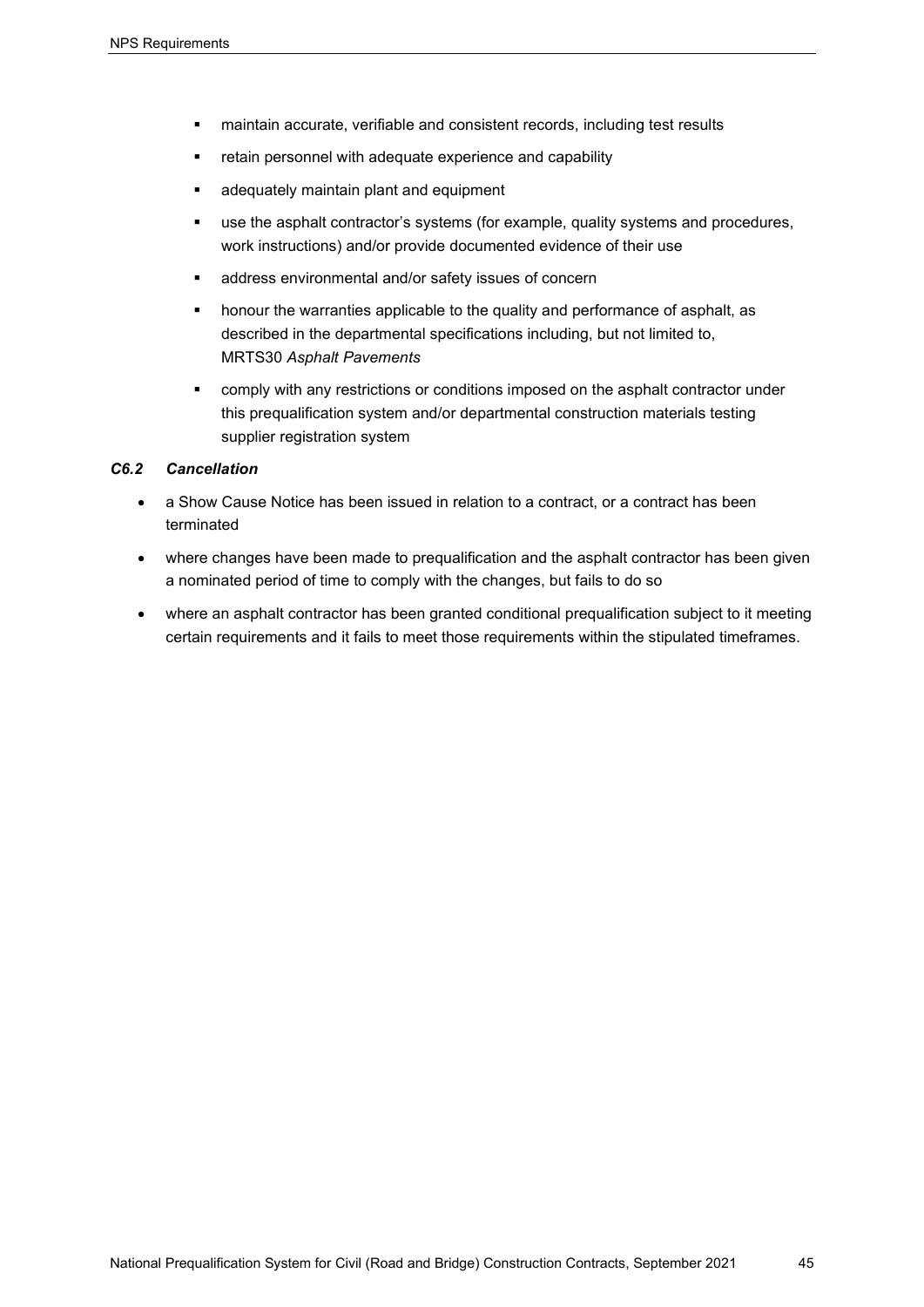- maintain accurate, verifiable and consistent records, including test results
- retain personnel with adequate experience and capability
- adequately maintain plant and equipment
- use the asphalt contractor's systems (for example, quality systems and procedures, work instructions) and/or provide documented evidence of their use
- address environmental and/or safety issues of concern
- honour the warranties applicable to the quality and performance of asphalt, as described in the departmental specifications including, but not limited to, MRTS30 *Asphalt Pavements*
- comply with any restrictions or conditions imposed on the asphalt contractor under this prequalification system and/or departmental construction materials testing supplier registration system

### *C6.2 Cancellation*

- a Show Cause Notice has been issued in relation to a contract, or a contract has been terminated
- where changes have been made to prequalification and the asphalt contractor has been given a nominated period of time to comply with the changes, but fails to do so
- where an asphalt contractor has been granted conditional prequalification subject to it meeting certain requirements and it fails to meet those requirements within the stipulated timeframes.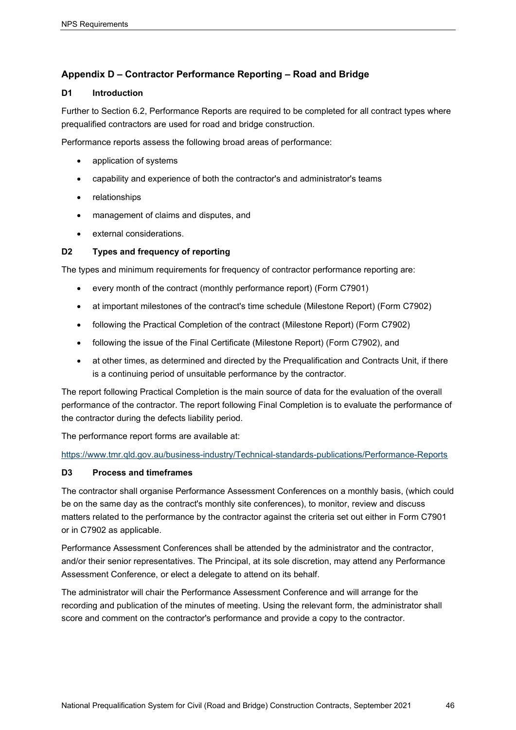## Appendix D – Contractor Performance Reporting – Road and Bridge

### D1 Introduction

Further to Section 6.2, Performance Reports are required to be completed for all contract types where prequalified contractors are used for road and bridge construction.

Performance reports assess the following broad areas of performance:

- application of systems
- capability and experience of both the contractor's and administrator's teams
- relationships
- management of claims and disputes, and
- external considerations.

### D2 Types and frequency of reporting

The types and minimum requirements for frequency of contractor performance reporting are:

- every month of the contract (monthly performance report) (Form C7901)
- at important milestones of the contract's time schedule (Milestone Report) (Form C7902)
- following the Practical Completion of the contract (Milestone Report) (Form C7902)
- following the issue of the Final Certificate (Milestone Report) (Form C7902), and
- at other times, as determined and directed by the Prequalification and Contracts Unit, if there is a continuing period of unsuitable performance by the contractor.

The report following Practical Completion is the main source of data for the evaluation of the overall performance of the contractor. The report following Final Completion is to evaluate the performance of the contractor during the defects liability period.

The performance report forms are available at:

https://www.tmr.qld.gov.au/business-industry/Technical-standards-publications/Performance-Reports

### D3 Process and timeframes

The contractor shall organise Performance Assessment Conferences on a monthly basis, (which could be on the same day as the contract's monthly site conferences), to monitor, review and discuss matters related to the performance by the contractor against the criteria set out either in Form C7901 or in C7902 as applicable.

Performance Assessment Conferences shall be attended by the administrator and the contractor, and/or their senior representatives. The Principal, at its sole discretion, may attend any Performance Assessment Conference, or elect a delegate to attend on its behalf.

The administrator will chair the Performance Assessment Conference and will arrange for the recording and publication of the minutes of meeting. Using the relevant form, the administrator shall score and comment on the contractor's performance and provide a copy to the contractor.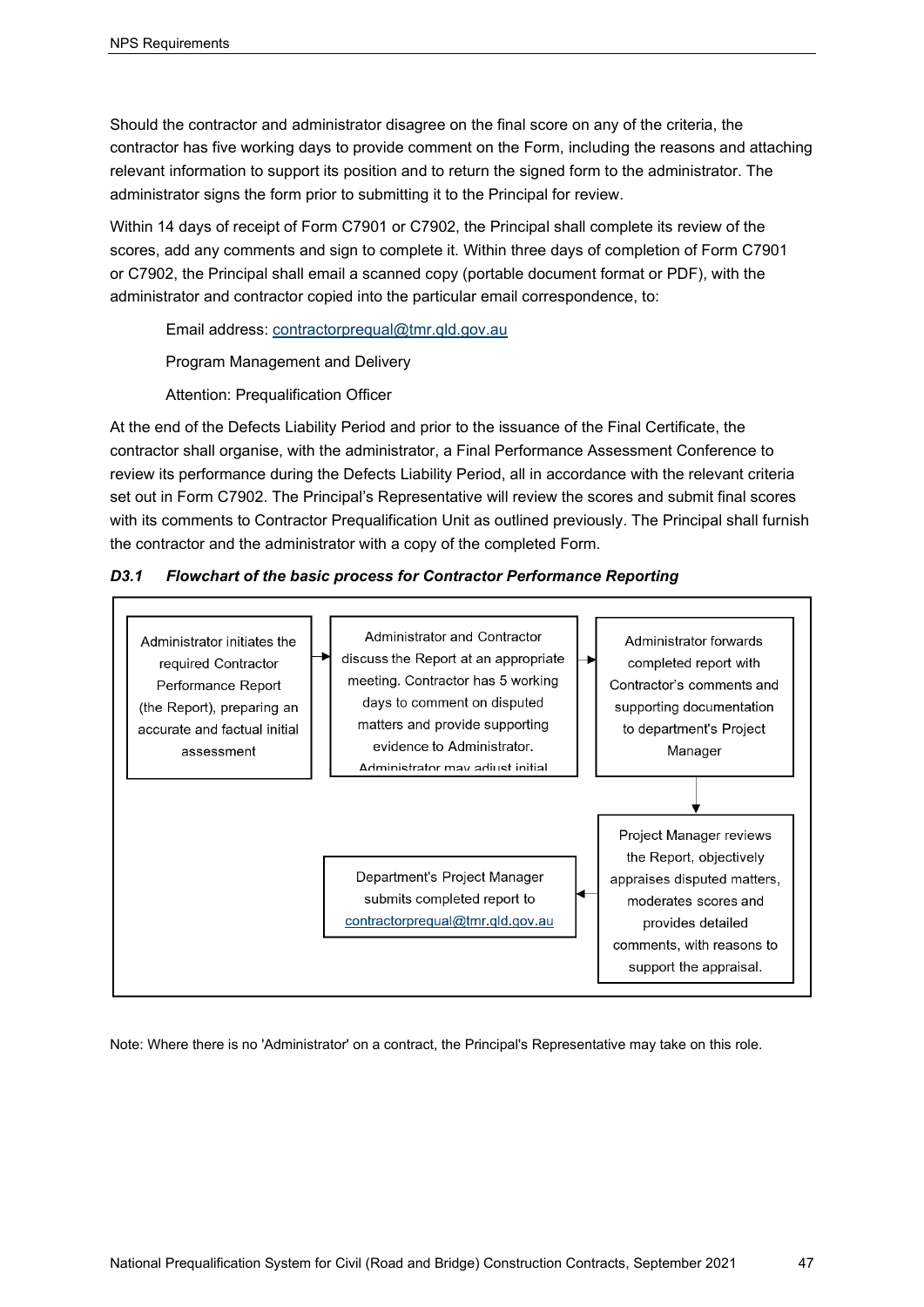Should the contractor and administrator disagree on the final score on any of the criteria, the contractor has five working days to provide comment on the Form, including the reasons and attaching relevant information to support its position and to return the signed form to the administrator. The administrator signs the form prior to submitting it to the Principal for review.

Within 14 days of receipt of Form C7901 or C7902, the Principal shall complete its review of the scores, add any comments and sign to complete it. Within three days of completion of Form C7901 or C7902, the Principal shall email a scanned copy (portable document format or PDF), with the administrator and contractor copied into the particular email correspondence, to:

Email address: contractorprequal@tmr.qld.gov.au

Program Management and Delivery

Attention: Prequalification Officer

At the end of the Defects Liability Period and prior to the issuance of the Final Certificate, the contractor shall organise, with the administrator, a Final Performance Assessment Conference to review its performance during the Defects Liability Period, all in accordance with the relevant criteria set out in Form C7902. The Principal's Representative will review the scores and submit final scores with its comments to Contractor Prequalification Unit as outlined previously. The Principal shall furnish the contractor and the administrator with a copy of the completed Form.

### *D3.1 Flowchart of the basic process for Contractor Performance Reporting*

Administrator initiates the required Contractor Performance Report (the Report), preparing an accurate and factual initial assessment

→ Administrator and Contractor discuss the Report at an appropriate meeting. Contractor has 5 working days to comment on disputed matters and provide supporting evidence to Administrator. Administrator may adjust initial

→ Administrator forwards completed report with Contractor's comments and supporting documentation to department's Project Manager

→ Project Manager reviews the Report, objectively appraises disputed matters, moderates scores and provides detailed comments, with reasons to support the appraisal.

→ Department's Project Manager submits completed report to contractorprequal@tmr.qld.gov.au

Note: Where there is no 'Administrator' on a contract, the Principal's Representative may take on this role.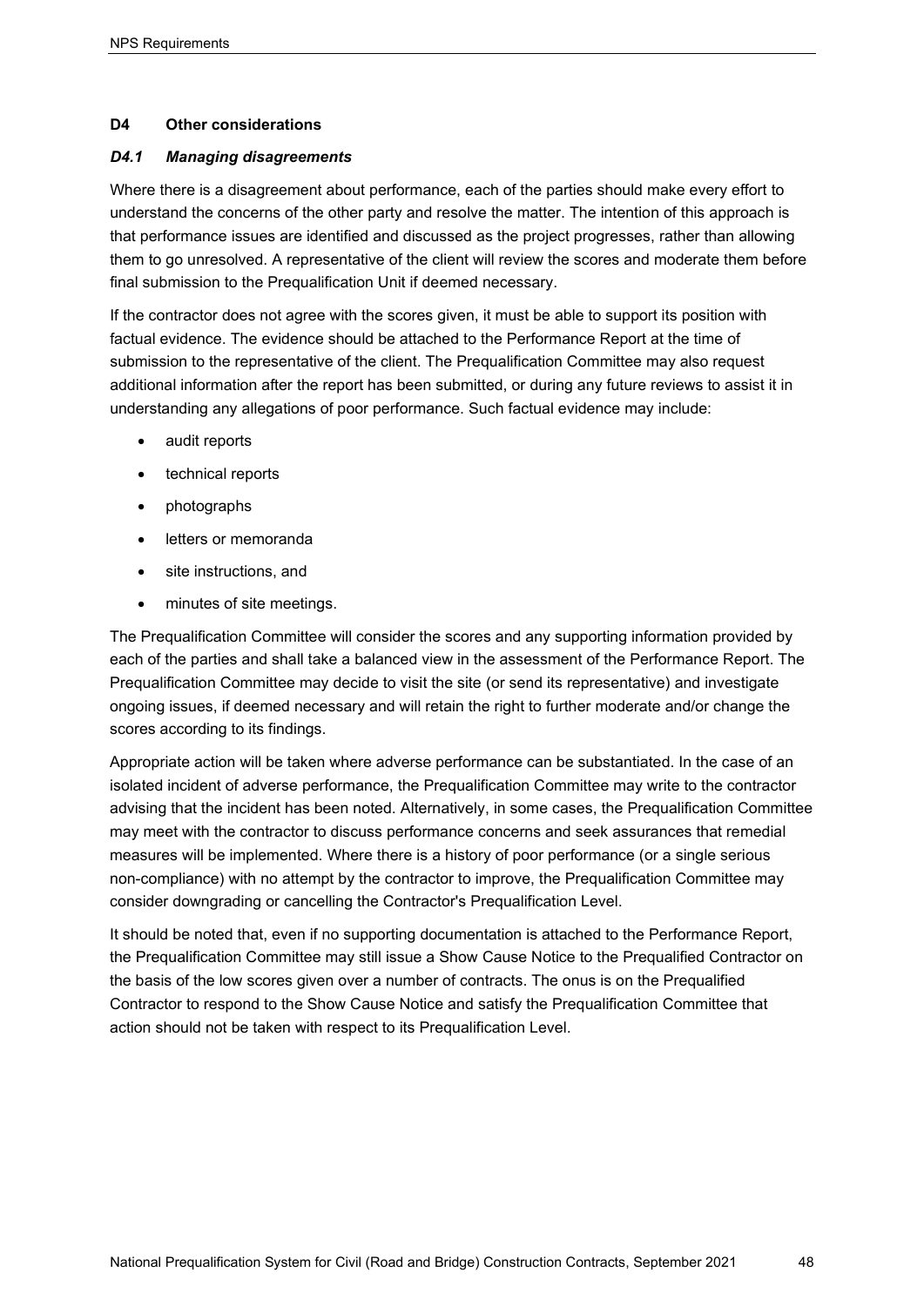## D4 Other considerations

### *D4.1 Managing disagreements*

Where there is a disagreement about performance, each of the parties should make every effort to understand the concerns of the other party and resolve the matter. The intention of this approach is that performance issues are identified and discussed as the project progresses, rather than allowing them to go unresolved. A representative of the client will review the scores and moderate them before final submission to the Prequalification Unit if deemed necessary.

If the contractor does not agree with the scores given, it must be able to support its position with factual evidence. The evidence should be attached to the Performance Report at the time of submission to the representative of the client. The Prequalification Committee may also request additional information after the report has been submitted, or during any future reviews to assist it in understanding any allegations of poor performance. Such factual evidence may include:

- audit reports
- technical reports
- photographs
- letters or memoranda
- site instructions, and
- minutes of site meetings.

The Prequalification Committee will consider the scores and any supporting information provided by each of the parties and shall take a balanced view in the assessment of the Performance Report. The Prequalification Committee may decide to visit the site (or send its representative) and investigate ongoing issues, if deemed necessary and will retain the right to further moderate and/or change the scores according to its findings.

Appropriate action will be taken where adverse performance can be substantiated. In the case of an isolated incident of adverse performance, the Prequalification Committee may write to the contractor advising that the incident has been noted. Alternatively, in some cases, the Prequalification Committee may meet with the contractor to discuss performance concerns and seek assurances that remedial measures will be implemented. Where there is a history of poor performance (or a single serious non-compliance) with no attempt by the contractor to improve, the Prequalification Committee may consider downgrading or cancelling the Contractor's Prequalification Level.

It should be noted that, even if no supporting documentation is attached to the Performance Report, the Prequalification Committee may still issue a Show Cause Notice to the Prequalified Contractor on the basis of the low scores given over a number of contracts. The onus is on the Prequalified Contractor to respond to the Show Cause Notice and satisfy the Prequalification Committee that action should not be taken with respect to its Prequalification Level.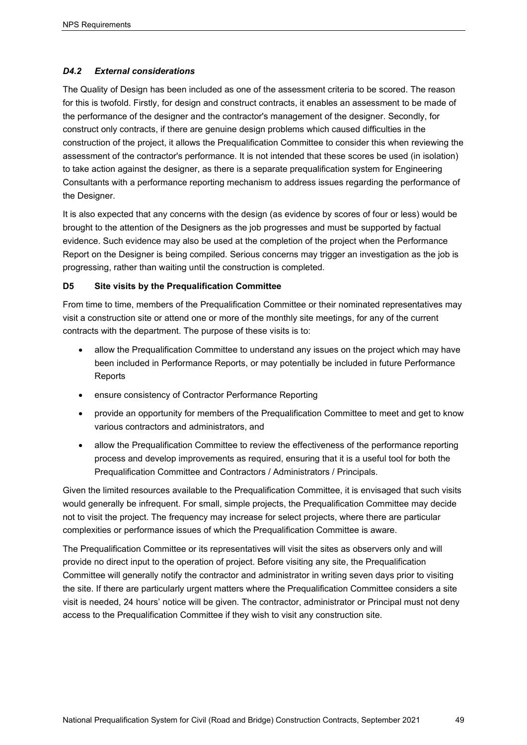### *D4.2 External considerations*

The Quality of Design has been included as one of the assessment criteria to be scored. The reason for this is twofold. Firstly, for design and construct contracts, it enables an assessment to be made of the performance of the designer and the contractor's management of the designer. Secondly, for construct only contracts, if there are genuine design problems which caused difficulties in the construction of the project, it allows the Prequalification Committee to consider this when reviewing the assessment of the contractor's performance. It is not intended that these scores be used (in isolation) to take action against the designer, as there is a separate prequalification system for Engineering Consultants with a performance reporting mechanism to address issues regarding the performance of the Designer.

It is also expected that any concerns with the design (as evidence by scores of four or less) would be brought to the attention of the Designers as the job progresses and must be supported by factual evidence. Such evidence may also be used at the completion of the project when the Performance Report on the Designer is being compiled. Serious concerns may trigger an investigation as the job is progressing, rather than waiting until the construction is completed.

### D5 Site visits by the Prequalification Committee

From time to time, members of the Prequalification Committee or their nominated representatives may visit a construction site or attend one or more of the monthly site meetings, for any of the current contracts with the department. The purpose of these visits is to:

- allow the Prequalification Committee to understand any issues on the project which may have been included in Performance Reports, or may potentially be included in future Performance Reports
- ensure consistency of Contractor Performance Reporting
- provide an opportunity for members of the Prequalification Committee to meet and get to know various contractors and administrators, and
- allow the Prequalification Committee to review the effectiveness of the performance reporting process and develop improvements as required, ensuring that it is a useful tool for both the Prequalification Committee and Contractors / Administrators / Principals.

Given the limited resources available to the Prequalification Committee, it is envisaged that such visits would generally be infrequent. For small, simple projects, the Prequalification Committee may decide not to visit the project. The frequency may increase for select projects, where there are particular complexities or performance issues of which the Prequalification Committee is aware.

The Prequalification Committee or its representatives will visit the sites as observers only and will provide no direct input to the operation of project. Before visiting any site, the Prequalification Committee will generally notify the contractor and administrator in writing seven days prior to visiting the site. If there are particularly urgent matters where the Prequalification Committee considers a site visit is needed, 24 hours' notice will be given. The contractor, administrator or Principal must not deny access to the Prequalification Committee if they wish to visit any construction site.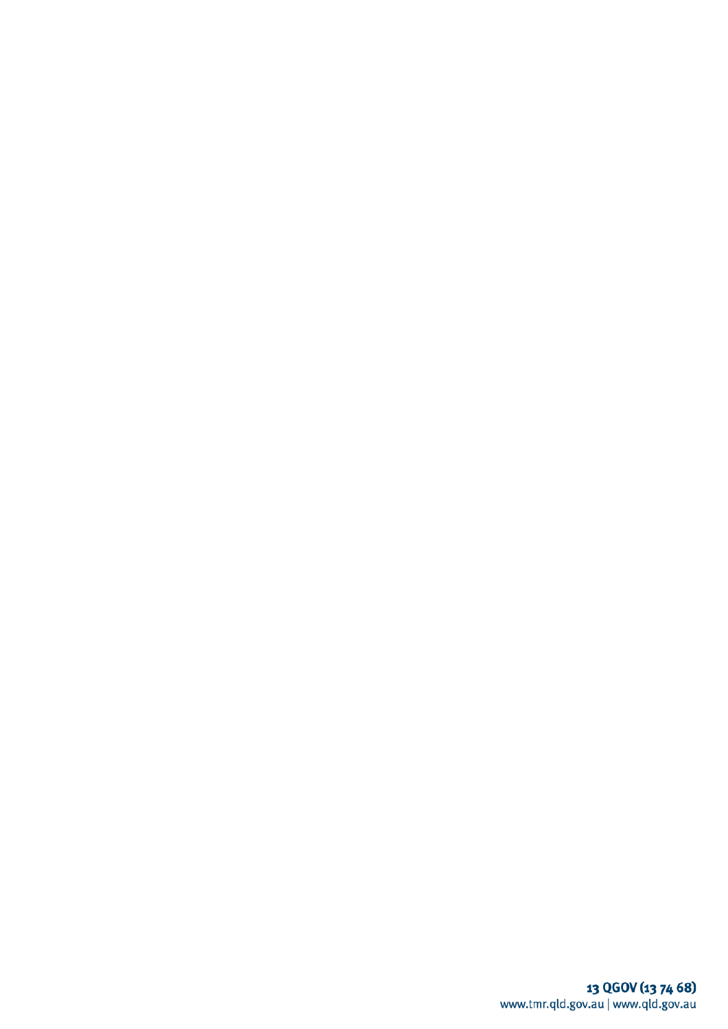**13 QGOV (13 74 68)**
www.tmr.qld.gov.au | www.qld.gov.au